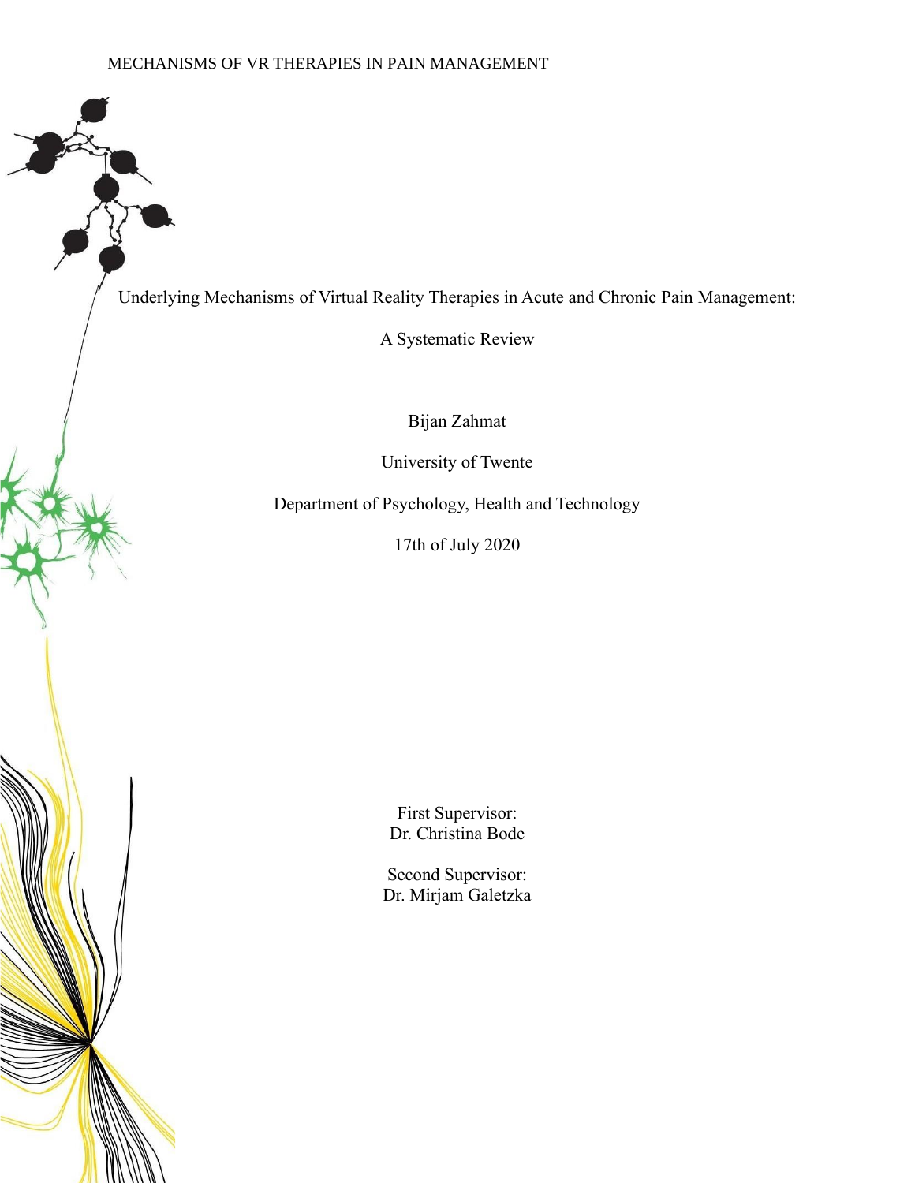# Underlying Mechanisms of Virtual Reality Therapies in Acute and Chronic Pain Management:

## A Systematic Review

Bijan Zahmat

University of Twente

Department of Psychology, Health and Technology

17th of July 2020

First Supervisor:
Dr. Christina Bode

Second Supervisor:
Dr. Mirjam Galetzka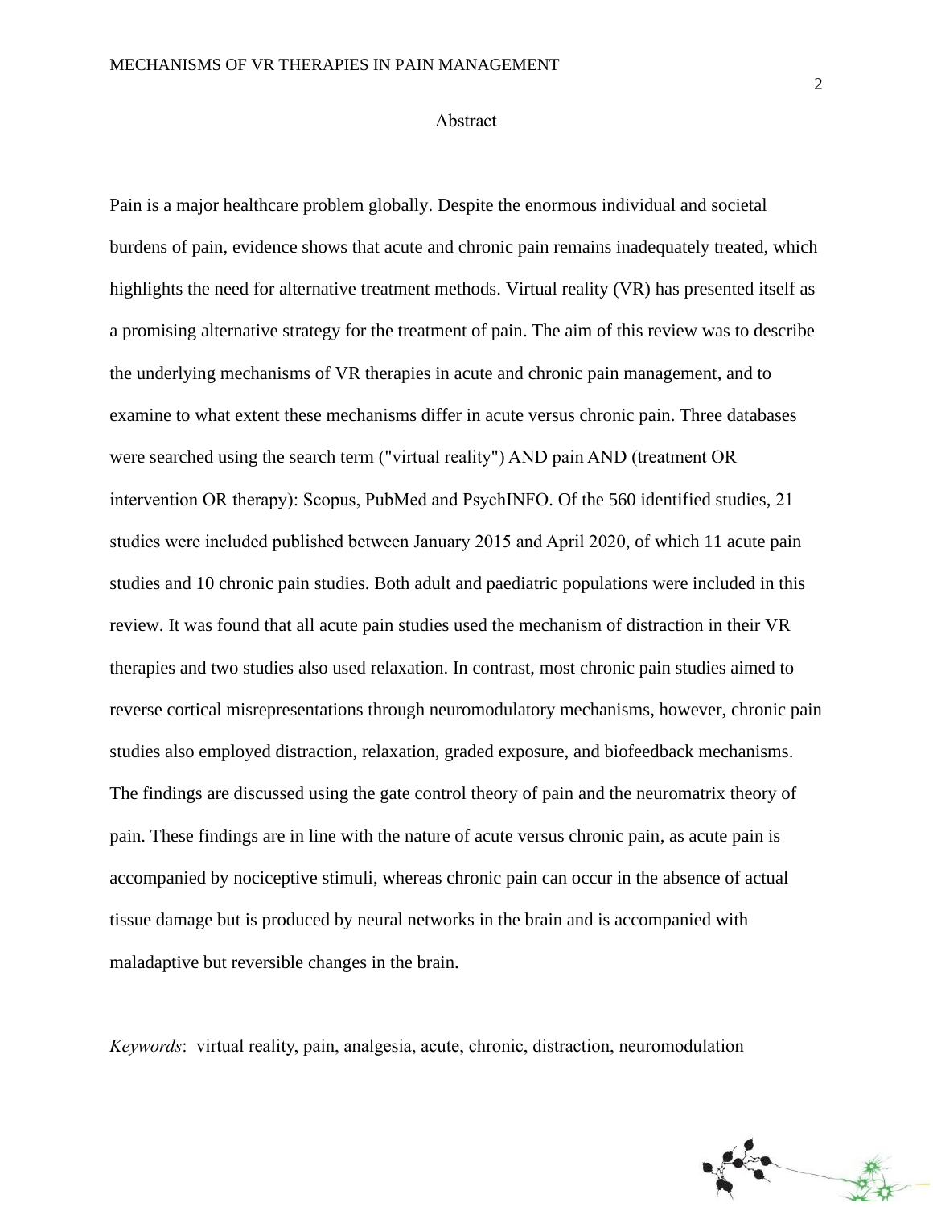# Abstract

Pain is a major healthcare problem globally. Despite the enormous individual and societal burdens of pain, evidence shows that acute and chronic pain remains inadequately treated, which highlights the need for alternative treatment methods. Virtual reality (VR) has presented itself as a promising alternative strategy for the treatment of pain. The aim of this review was to describe the underlying mechanisms of VR therapies in acute and chronic pain management, and to examine to what extent these mechanisms differ in acute versus chronic pain. Three databases were searched using the search term ("virtual reality") AND pain AND (treatment OR intervention OR therapy): Scopus, PubMed and PsychINFO. Of the 560 identified studies, 21 studies were included published between January 2015 and April 2020, of which 11 acute pain studies and 10 chronic pain studies. Both adult and paediatric populations were included in this review. It was found that all acute pain studies used the mechanism of distraction in their VR therapies and two studies also used relaxation. In contrast, most chronic pain studies aimed to reverse cortical misrepresentations through neuromodulatory mechanisms, however, chronic pain studies also employed distraction, relaxation, graded exposure, and biofeedback mechanisms. The findings are discussed using the gate control theory of pain and the neuromatrix theory of pain. These findings are in line with the nature of acute versus chronic pain, as acute pain is accompanied by nociceptive stimuli, whereas chronic pain can occur in the absence of actual tissue damage but is produced by neural networks in the brain and is accompanied with maladaptive but reversible changes in the brain.

*Keywords*: virtual reality, pain, analgesia, acute, chronic, distraction, neuromodulation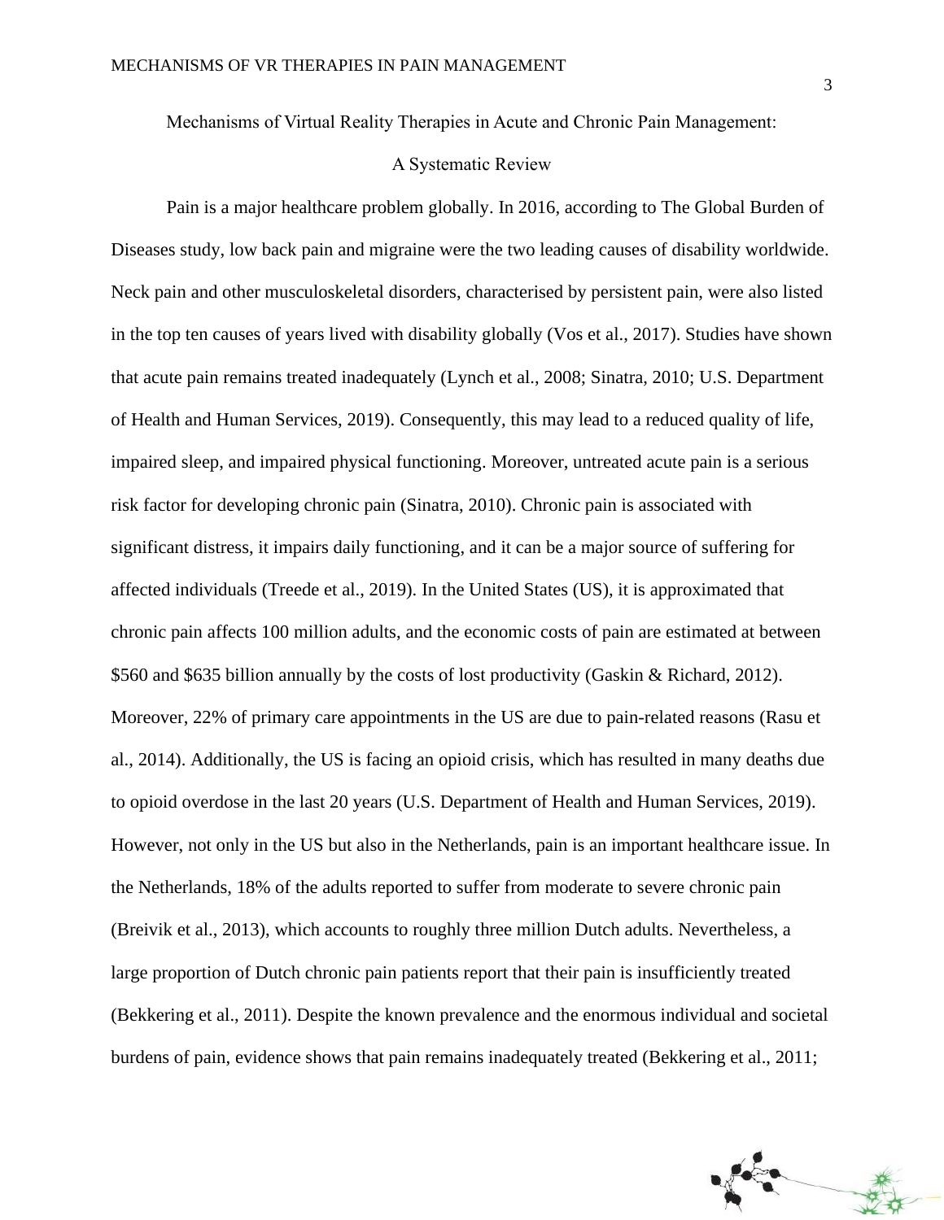# Mechanisms of Virtual Reality Therapies in Acute and Chronic Pain Management: A Systematic Review

Pain is a major healthcare problem globally. In 2016, according to The Global Burden of Diseases study, low back pain and migraine were the two leading causes of disability worldwide. Neck pain and other musculoskeletal disorders, characterised by persistent pain, were also listed in the top ten causes of years lived with disability globally (Vos et al., 2017). Studies have shown that acute pain remains treated inadequately (Lynch et al., 2008; Sinatra, 2010; U.S. Department of Health and Human Services, 2019). Consequently, this may lead to a reduced quality of life, impaired sleep, and impaired physical functioning. Moreover, untreated acute pain is a serious risk factor for developing chronic pain (Sinatra, 2010). Chronic pain is associated with significant distress, it impairs daily functioning, and it can be a major source of suffering for affected individuals (Treede et al., 2019). In the United States (US), it is approximated that chronic pain affects 100 million adults, and the economic costs of pain are estimated at between $560 and $635 billion annually by the costs of lost productivity (Gaskin & Richard, 2012). Moreover, 22% of primary care appointments in the US are due to pain-related reasons (Rasu et al., 2014). Additionally, the US is facing an opioid crisis, which has resulted in many deaths due to opioid overdose in the last 20 years (U.S. Department of Health and Human Services, 2019). However, not only in the US but also in the Netherlands, pain is an important healthcare issue. In the Netherlands, 18% of the adults reported to suffer from moderate to severe chronic pain (Breivik et al., 2013), which accounts to roughly three million Dutch adults. Nevertheless, a large proportion of Dutch chronic pain patients report that their pain is insufficiently treated (Bekkering et al., 2011). Despite the known prevalence and the enormous individual and societal burdens of pain, evidence shows that pain remains inadequately treated (Bekkering et al., 2011;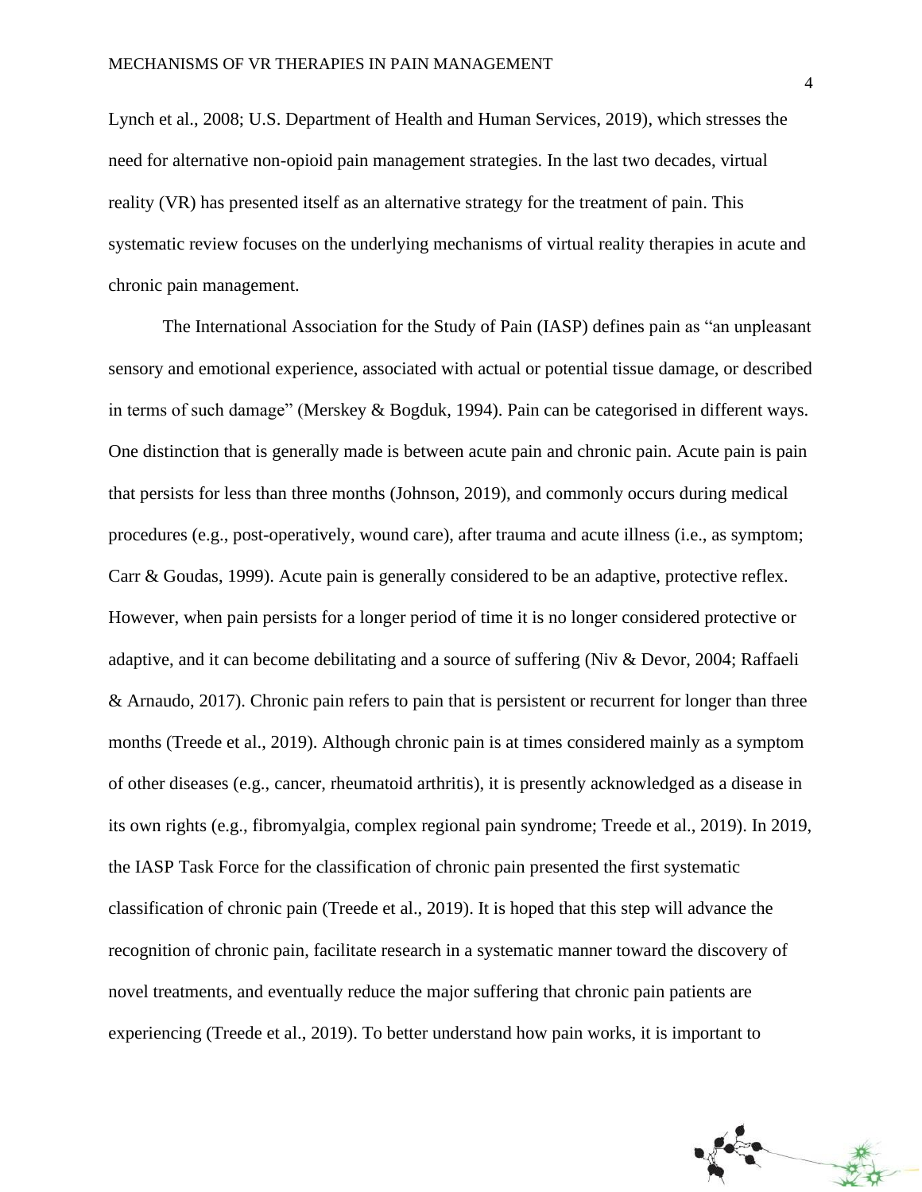Lynch et al., 2008; U.S. Department of Health and Human Services, 2019), which stresses the need for alternative non-opioid pain management strategies. In the last two decades, virtual reality (VR) has presented itself as an alternative strategy for the treatment of pain. This systematic review focuses on the underlying mechanisms of virtual reality therapies in acute and chronic pain management.

The International Association for the Study of Pain (IASP) defines pain as "an unpleasant sensory and emotional experience, associated with actual or potential tissue damage, or described in terms of such damage" (Merskey & Bogduk, 1994). Pain can be categorised in different ways. One distinction that is generally made is between acute pain and chronic pain. Acute pain is pain that persists for less than three months (Johnson, 2019), and commonly occurs during medical procedures (e.g., post-operatively, wound care), after trauma and acute illness (i.e., as symptom; Carr & Goudas, 1999). Acute pain is generally considered to be an adaptive, protective reflex. However, when pain persists for a longer period of time it is no longer considered protective or adaptive, and it can become debilitating and a source of suffering (Niv & Devor, 2004; Raffaeli & Arnaudo, 2017). Chronic pain refers to pain that is persistent or recurrent for longer than three months (Treede et al., 2019). Although chronic pain is at times considered mainly as a symptom of other diseases (e.g., cancer, rheumatoid arthritis), it is presently acknowledged as a disease in its own rights (e.g., fibromyalgia, complex regional pain syndrome; Treede et al., 2019). In 2019, the IASP Task Force for the classification of chronic pain presented the first systematic classification of chronic pain (Treede et al., 2019). It is hoped that this step will advance the recognition of chronic pain, facilitate research in a systematic manner toward the discovery of novel treatments, and eventually reduce the major suffering that chronic pain patients are experiencing (Treede et al., 2019). To better understand how pain works, it is important to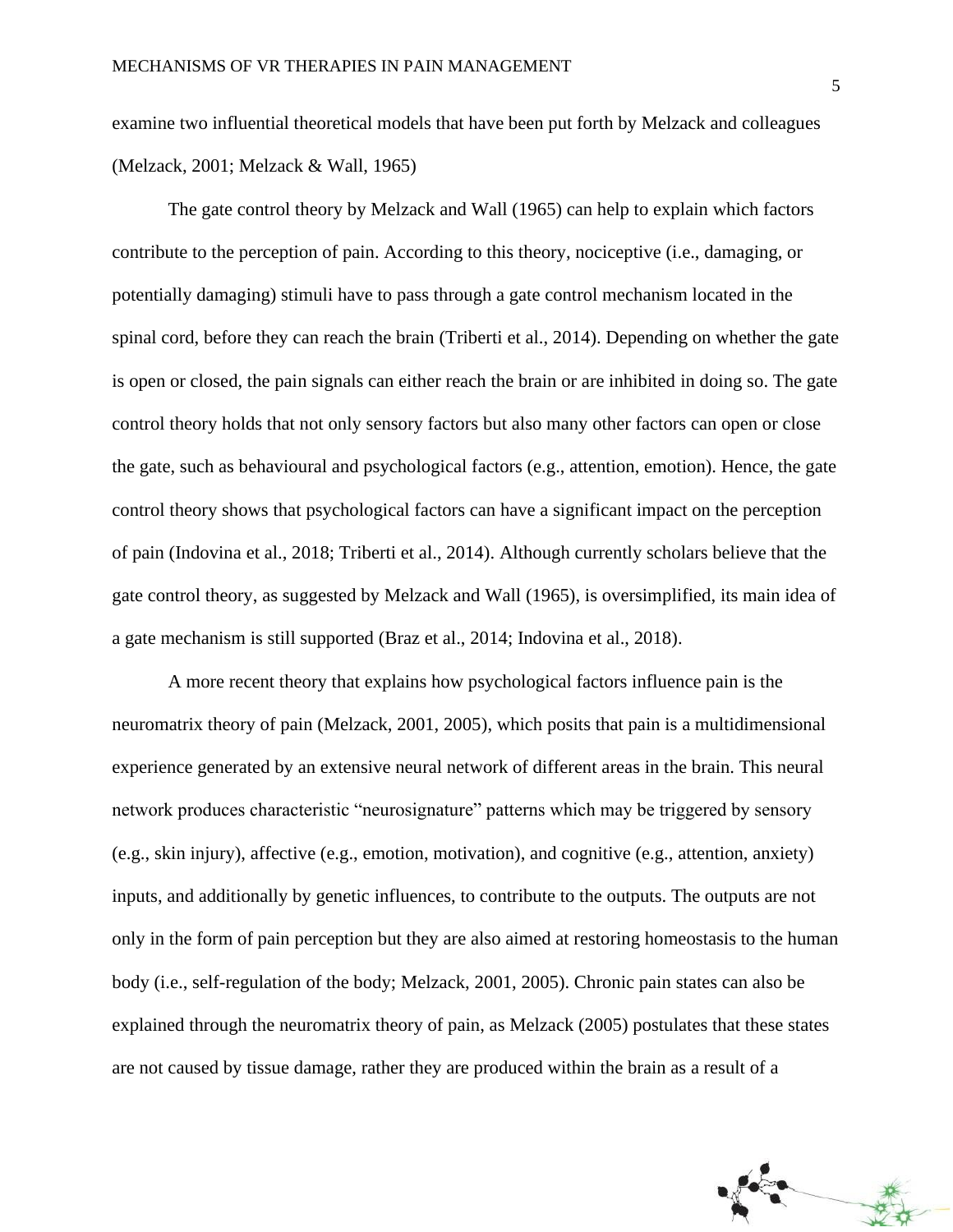examine two influential theoretical models that have been put forth by Melzack and colleagues (Melzack, 2001; Melzack & Wall, 1965)

The gate control theory by Melzack and Wall (1965) can help to explain which factors contribute to the perception of pain. According to this theory, nociceptive (i.e., damaging, or potentially damaging) stimuli have to pass through a gate control mechanism located in the spinal cord, before they can reach the brain (Triberti et al., 2014). Depending on whether the gate is open or closed, the pain signals can either reach the brain or are inhibited in doing so. The gate control theory holds that not only sensory factors but also many other factors can open or close the gate, such as behavioural and psychological factors (e.g., attention, emotion). Hence, the gate control theory shows that psychological factors can have a significant impact on the perception of pain (Indovina et al., 2018; Triberti et al., 2014). Although currently scholars believe that the gate control theory, as suggested by Melzack and Wall (1965), is oversimplified, its main idea of a gate mechanism is still supported (Braz et al., 2014; Indovina et al., 2018).

A more recent theory that explains how psychological factors influence pain is the neuromatrix theory of pain (Melzack, 2001, 2005), which posits that pain is a multidimensional experience generated by an extensive neural network of different areas in the brain. This neural network produces characteristic "neurosignature" patterns which may be triggered by sensory (e.g., skin injury), affective (e.g., emotion, motivation), and cognitive (e.g., attention, anxiety) inputs, and additionally by genetic influences, to contribute to the outputs. The outputs are not only in the form of pain perception but they are also aimed at restoring homeostasis to the human body (i.e., self-regulation of the body; Melzack, 2001, 2005). Chronic pain states can also be explained through the neuromatrix theory of pain, as Melzack (2005) postulates that these states are not caused by tissue damage, rather they are produced within the brain as a result of a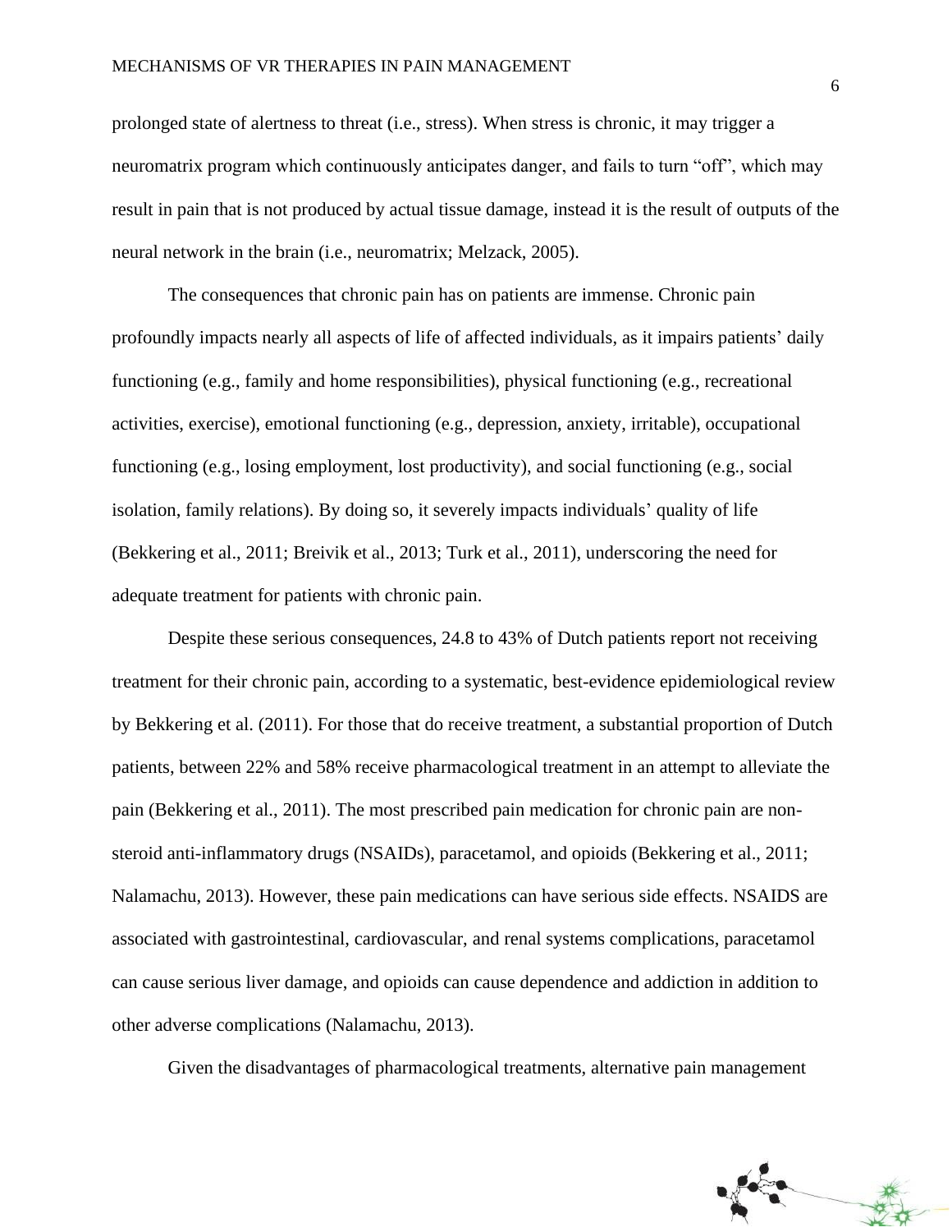prolonged state of alertness to threat (i.e., stress). When stress is chronic, it may trigger a neuromatrix program which continuously anticipates danger, and fails to turn "off", which may result in pain that is not produced by actual tissue damage, instead it is the result of outputs of the neural network in the brain (i.e., neuromatrix; Melzack, 2005).

The consequences that chronic pain has on patients are immense. Chronic pain profoundly impacts nearly all aspects of life of affected individuals, as it impairs patients' daily functioning (e.g., family and home responsibilities), physical functioning (e.g., recreational activities, exercise), emotional functioning (e.g., depression, anxiety, irritable), occupational functioning (e.g., losing employment, lost productivity), and social functioning (e.g., social isolation, family relations). By doing so, it severely impacts individuals' quality of life (Bekkering et al., 2011; Breivik et al., 2013; Turk et al., 2011), underscoring the need for adequate treatment for patients with chronic pain.

Despite these serious consequences, 24.8 to 43% of Dutch patients report not receiving treatment for their chronic pain, according to a systematic, best-evidence epidemiological review by Bekkering et al. (2011). For those that do receive treatment, a substantial proportion of Dutch patients, between 22% and 58% receive pharmacological treatment in an attempt to alleviate the pain (Bekkering et al., 2011). The most prescribed pain medication for chronic pain are non-steroid anti-inflammatory drugs (NSAIDs), paracetamol, and opioids (Bekkering et al., 2011; Nalamachu, 2013). However, these pain medications can have serious side effects. NSAIDS are associated with gastrointestinal, cardiovascular, and renal systems complications, paracetamol can cause serious liver damage, and opioids can cause dependence and addiction in addition to other adverse complications (Nalamachu, 2013).

Given the disadvantages of pharmacological treatments, alternative pain management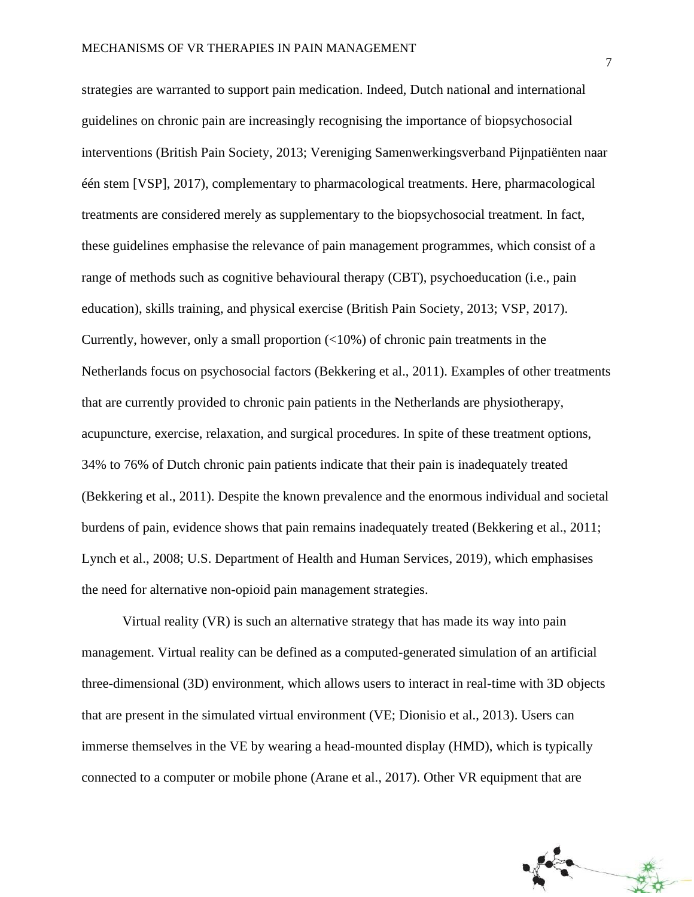strategies are warranted to support pain medication. Indeed, Dutch national and international guidelines on chronic pain are increasingly recognising the importance of biopsychosocial interventions (British Pain Society, 2013; Vereniging Samenwerkingsverband Pijnpatiënten naar één stem [VSP], 2017), complementary to pharmacological treatments. Here, pharmacological treatments are considered merely as supplementary to the biopsychosocial treatment. In fact, these guidelines emphasise the relevance of pain management programmes, which consist of a range of methods such as cognitive behavioural therapy (CBT), psychoeducation (i.e., pain education), skills training, and physical exercise (British Pain Society, 2013; VSP, 2017). Currently, however, only a small proportion (<10%) of chronic pain treatments in the Netherlands focus on psychosocial factors (Bekkering et al., 2011). Examples of other treatments that are currently provided to chronic pain patients in the Netherlands are physiotherapy, acupuncture, exercise, relaxation, and surgical procedures. In spite of these treatment options, 34% to 76% of Dutch chronic pain patients indicate that their pain is inadequately treated (Bekkering et al., 2011). Despite the known prevalence and the enormous individual and societal burdens of pain, evidence shows that pain remains inadequately treated (Bekkering et al., 2011; Lynch et al., 2008; U.S. Department of Health and Human Services, 2019), which emphasises the need for alternative non-opioid pain management strategies.

Virtual reality (VR) is such an alternative strategy that has made its way into pain management. Virtual reality can be defined as a computed-generated simulation of an artificial three-dimensional (3D) environment, which allows users to interact in real-time with 3D objects that are present in the simulated virtual environment (VE; Dionisio et al., 2013). Users can immerse themselves in the VE by wearing a head-mounted display (HMD), which is typically connected to a computer or mobile phone (Arane et al., 2017). Other VR equipment that are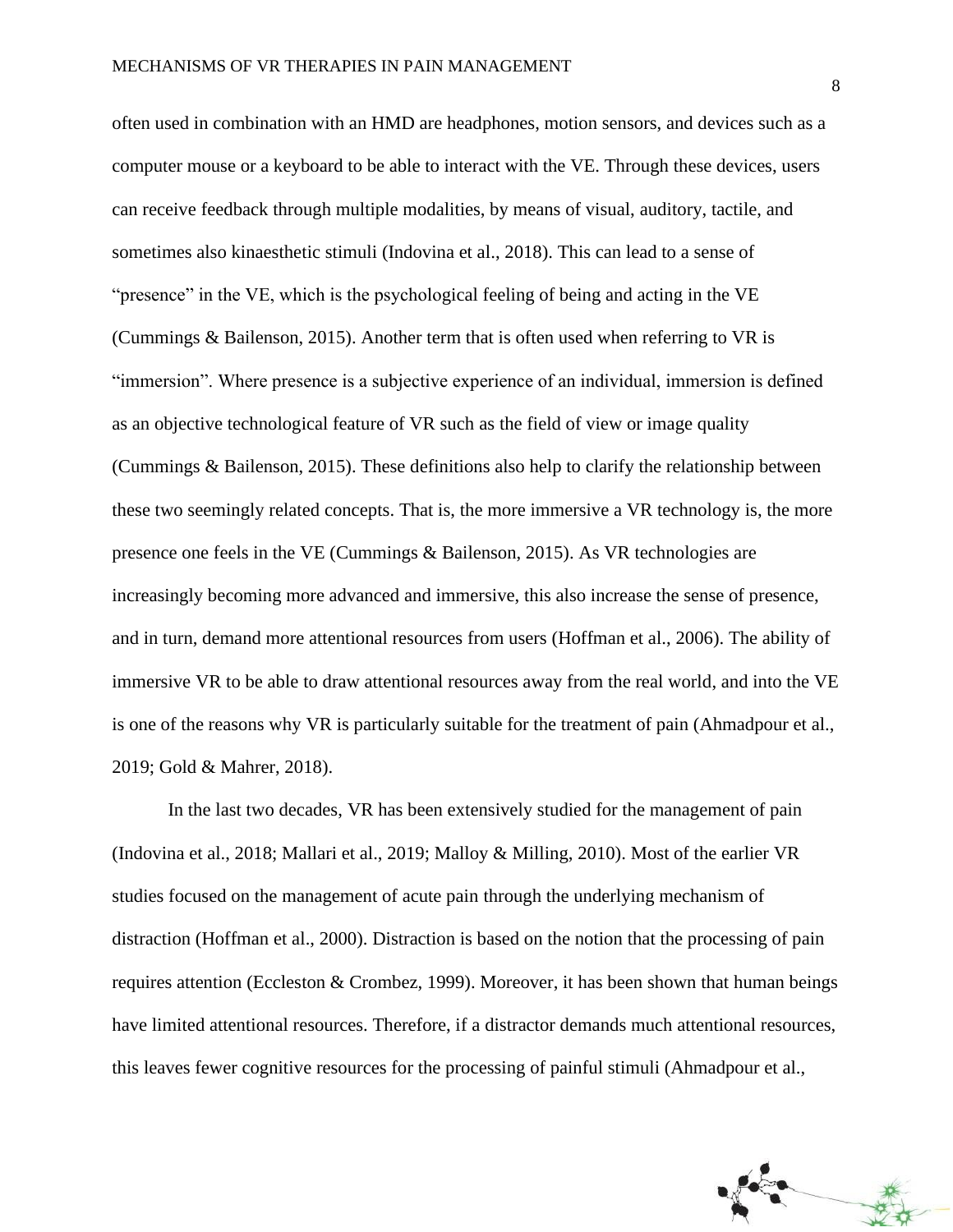often used in combination with an HMD are headphones, motion sensors, and devices such as a computer mouse or a keyboard to be able to interact with the VE. Through these devices, users can receive feedback through multiple modalities, by means of visual, auditory, tactile, and sometimes also kinaesthetic stimuli (Indovina et al., 2018). This can lead to a sense of "presence" in the VE, which is the psychological feeling of being and acting in the VE (Cummings & Bailenson, 2015). Another term that is often used when referring to VR is "immersion". Where presence is a subjective experience of an individual, immersion is defined as an objective technological feature of VR such as the field of view or image quality (Cummings & Bailenson, 2015). These definitions also help to clarify the relationship between these two seemingly related concepts. That is, the more immersive a VR technology is, the more presence one feels in the VE (Cummings & Bailenson, 2015). As VR technologies are increasingly becoming more advanced and immersive, this also increase the sense of presence, and in turn, demand more attentional resources from users (Hoffman et al., 2006). The ability of immersive VR to be able to draw attentional resources away from the real world, and into the VE is one of the reasons why VR is particularly suitable for the treatment of pain (Ahmadpour et al., 2019; Gold & Mahrer, 2018).

In the last two decades, VR has been extensively studied for the management of pain (Indovina et al., 2018; Mallari et al., 2019; Malloy & Milling, 2010). Most of the earlier VR studies focused on the management of acute pain through the underlying mechanism of distraction (Hoffman et al., 2000). Distraction is based on the notion that the processing of pain requires attention (Eccleston & Crombez, 1999). Moreover, it has been shown that human beings have limited attentional resources. Therefore, if a distractor demands much attentional resources, this leaves fewer cognitive resources for the processing of painful stimuli (Ahmadpour et al.,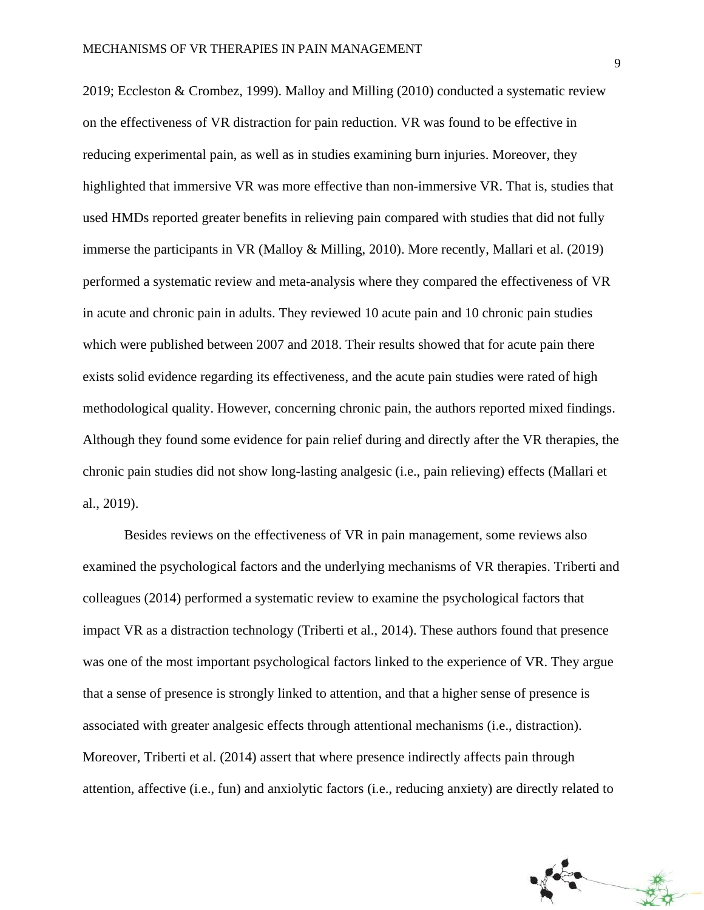2019; Eccleston & Crombez, 1999). Malloy and Milling (2010) conducted a systematic review on the effectiveness of VR distraction for pain reduction. VR was found to be effective in reducing experimental pain, as well as in studies examining burn injuries. Moreover, they highlighted that immersive VR was more effective than non-immersive VR. That is, studies that used HMDs reported greater benefits in relieving pain compared with studies that did not fully immerse the participants in VR (Malloy & Milling, 2010). More recently, Mallari et al. (2019) performed a systematic review and meta-analysis where they compared the effectiveness of VR in acute and chronic pain in adults. They reviewed 10 acute pain and 10 chronic pain studies which were published between 2007 and 2018. Their results showed that for acute pain there exists solid evidence regarding its effectiveness, and the acute pain studies were rated of high methodological quality. However, concerning chronic pain, the authors reported mixed findings. Although they found some evidence for pain relief during and directly after the VR therapies, the chronic pain studies did not show long-lasting analgesic (i.e., pain relieving) effects (Mallari et al., 2019).

Besides reviews on the effectiveness of VR in pain management, some reviews also examined the psychological factors and the underlying mechanisms of VR therapies. Triberti and colleagues (2014) performed a systematic review to examine the psychological factors that impact VR as a distraction technology (Triberti et al., 2014). These authors found that presence was one of the most important psychological factors linked to the experience of VR. They argue that a sense of presence is strongly linked to attention, and that a higher sense of presence is associated with greater analgesic effects through attentional mechanisms (i.e., distraction). Moreover, Triberti et al. (2014) assert that where presence indirectly affects pain through attention, affective (i.e., fun) and anxiolytic factors (i.e., reducing anxiety) are directly related to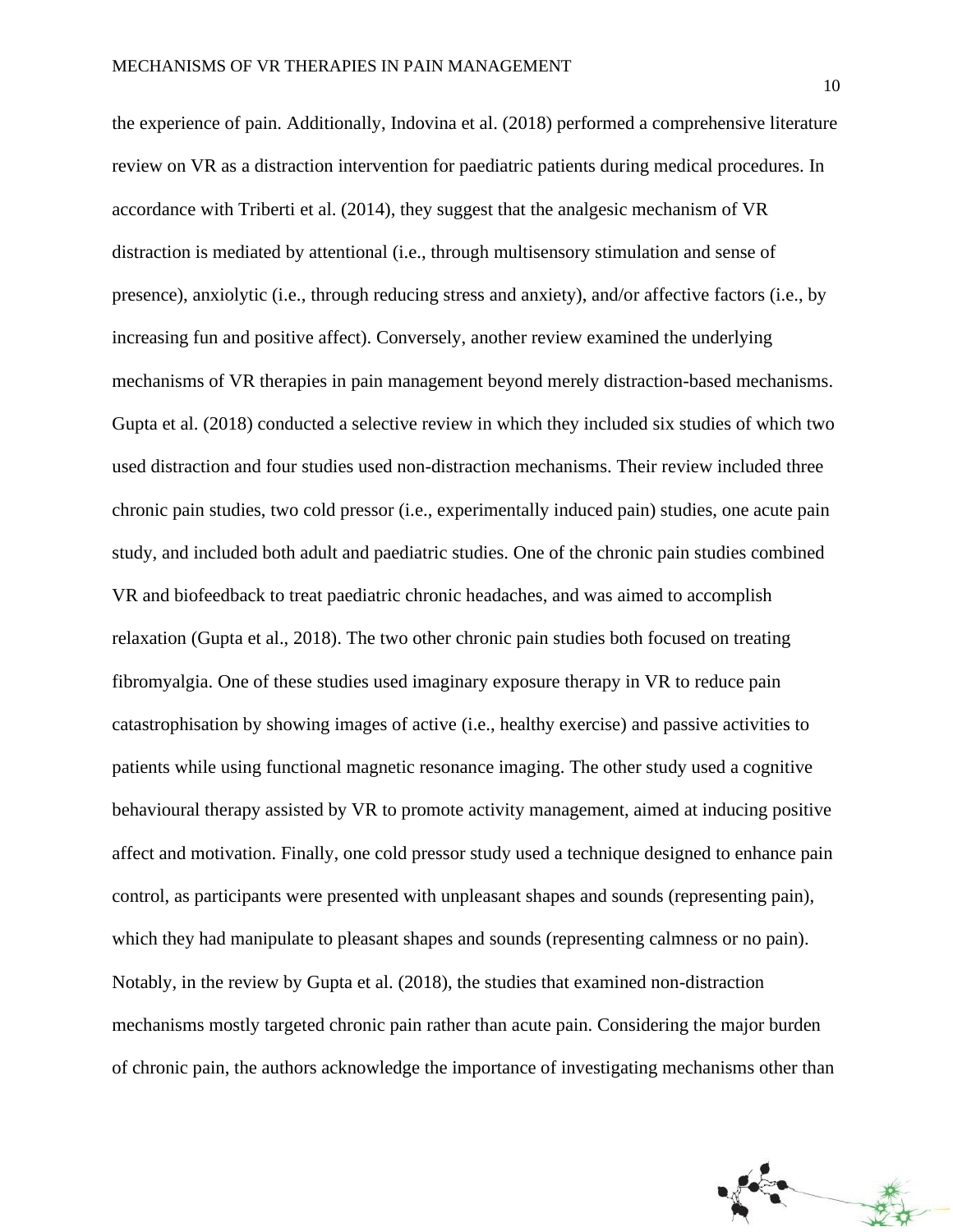the experience of pain. Additionally, Indovina et al. (2018) performed a comprehensive literature review on VR as a distraction intervention for paediatric patients during medical procedures. In accordance with Triberti et al. (2014), they suggest that the analgesic mechanism of VR distraction is mediated by attentional (i.e., through multisensory stimulation and sense of presence), anxiolytic (i.e., through reducing stress and anxiety), and/or affective factors (i.e., by increasing fun and positive affect). Conversely, another review examined the underlying mechanisms of VR therapies in pain management beyond merely distraction-based mechanisms. Gupta et al. (2018) conducted a selective review in which they included six studies of which two used distraction and four studies used non-distraction mechanisms. Their review included three chronic pain studies, two cold pressor (i.e., experimentally induced pain) studies, one acute pain study, and included both adult and paediatric studies. One of the chronic pain studies combined VR and biofeedback to treat paediatric chronic headaches, and was aimed to accomplish relaxation (Gupta et al., 2018). The two other chronic pain studies both focused on treating fibromyalgia. One of these studies used imaginary exposure therapy in VR to reduce pain catastrophisation by showing images of active (i.e., healthy exercise) and passive activities to patients while using functional magnetic resonance imaging. The other study used a cognitive behavioural therapy assisted by VR to promote activity management, aimed at inducing positive affect and motivation. Finally, one cold pressor study used a technique designed to enhance pain control, as participants were presented with unpleasant shapes and sounds (representing pain), which they had manipulate to pleasant shapes and sounds (representing calmness or no pain). Notably, in the review by Gupta et al. (2018), the studies that examined non-distraction mechanisms mostly targeted chronic pain rather than acute pain. Considering the major burden of chronic pain, the authors acknowledge the importance of investigating mechanisms other than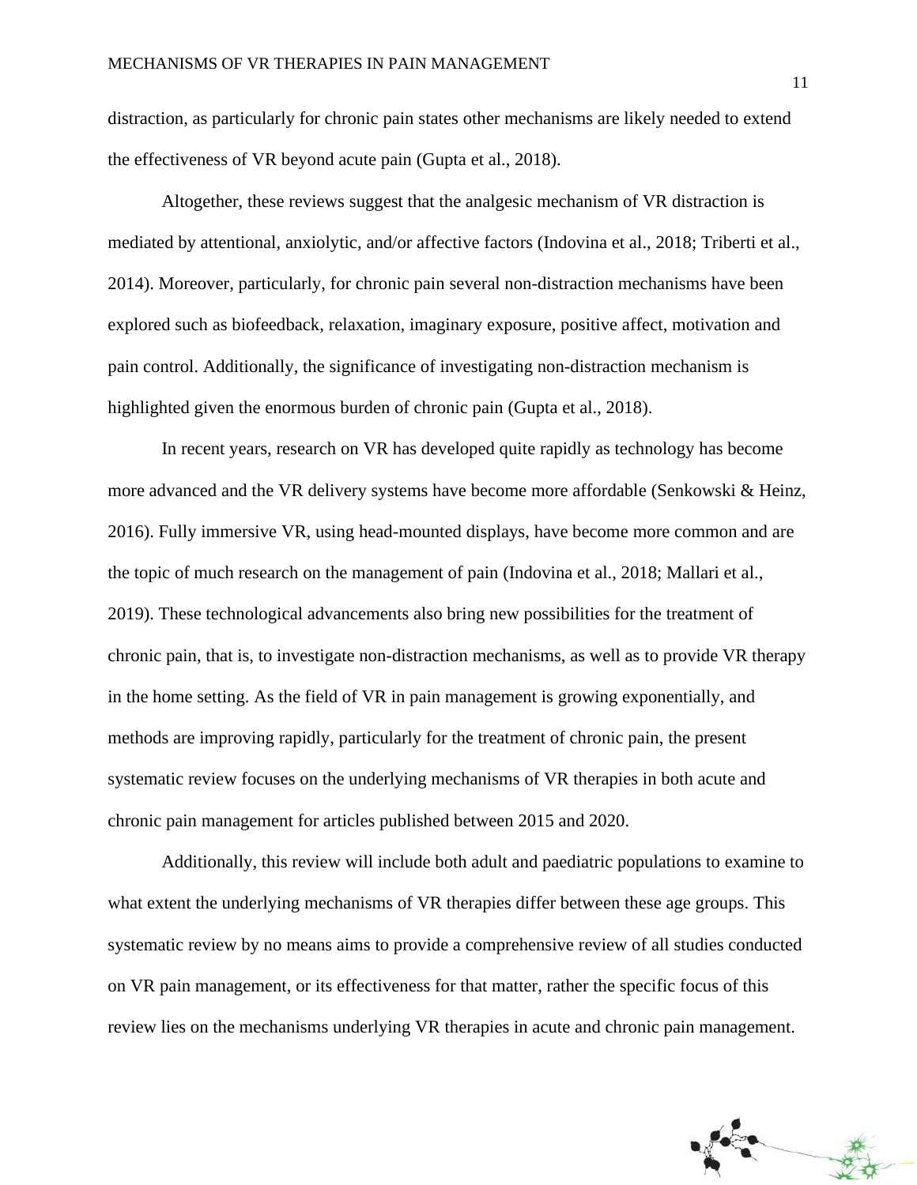distraction, as particularly for chronic pain states other mechanisms are likely needed to extend the effectiveness of VR beyond acute pain (Gupta et al., 2018).

Altogether, these reviews suggest that the analgesic mechanism of VR distraction is mediated by attentional, anxiolytic, and/or affective factors (Indovina et al., 2018; Triberti et al., 2014). Moreover, particularly, for chronic pain several non-distraction mechanisms have been explored such as biofeedback, relaxation, imaginary exposure, positive affect, motivation and pain control. Additionally, the significance of investigating non-distraction mechanism is highlighted given the enormous burden of chronic pain (Gupta et al., 2018).

In recent years, research on VR has developed quite rapidly as technology has become more advanced and the VR delivery systems have become more affordable (Senkowski & Heinz, 2016). Fully immersive VR, using head-mounted displays, have become more common and are the topic of much research on the management of pain (Indovina et al., 2018; Mallari et al., 2019). These technological advancements also bring new possibilities for the treatment of chronic pain, that is, to investigate non-distraction mechanisms, as well as to provide VR therapy in the home setting. As the field of VR in pain management is growing exponentially, and methods are improving rapidly, particularly for the treatment of chronic pain, the present systematic review focuses on the underlying mechanisms of VR therapies in both acute and chronic pain management for articles published between 2015 and 2020.

Additionally, this review will include both adult and paediatric populations to examine to what extent the underlying mechanisms of VR therapies differ between these age groups. This systematic review by no means aims to provide a comprehensive review of all studies conducted on VR pain management, or its effectiveness for that matter, rather the specific focus of this review lies on the mechanisms underlying VR therapies in acute and chronic pain management.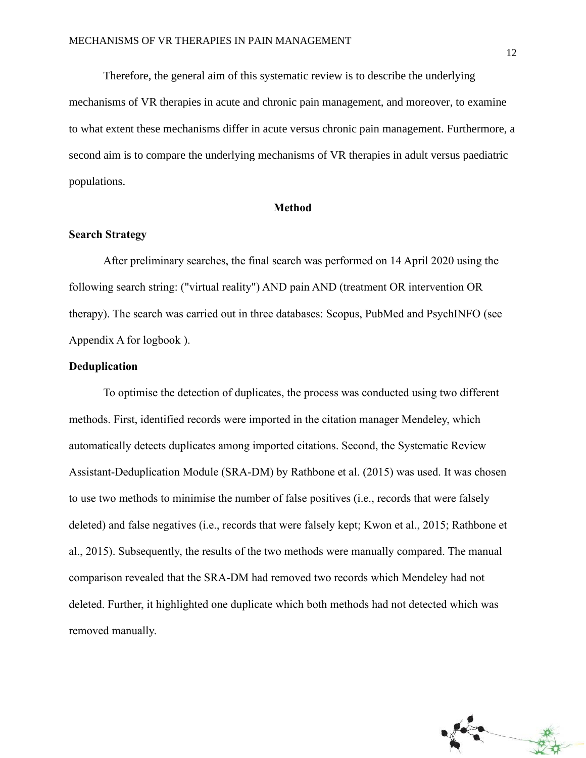Therefore, the general aim of this systematic review is to describe the underlying mechanisms of VR therapies in acute and chronic pain management, and moreover, to examine to what extent these mechanisms differ in acute versus chronic pain management. Furthermore, a second aim is to compare the underlying mechanisms of VR therapies in adult versus paediatric populations.

## Method

### Search Strategy

After preliminary searches, the final search was performed on 14 April 2020 using the following search string: ("virtual reality") AND pain AND (treatment OR intervention OR therapy). The search was carried out in three databases: Scopus, PubMed and PsychINFO (see Appendix A for logbook ).

### Deduplication

To optimise the detection of duplicates, the process was conducted using two different methods. First, identified records were imported in the citation manager Mendeley, which automatically detects duplicates among imported citations. Second, the Systematic Review Assistant-Deduplication Module (SRA-DM) by Rathbone et al. (2015) was used. It was chosen to use two methods to minimise the number of false positives (i.e., records that were falsely deleted) and false negatives (i.e., records that were falsely kept; Kwon et al., 2015; Rathbone et al., 2015). Subsequently, the results of the two methods were manually compared. The manual comparison revealed that the SRA-DM had removed two records which Mendeley had not deleted. Further, it highlighted one duplicate which both methods had not detected which was removed manually.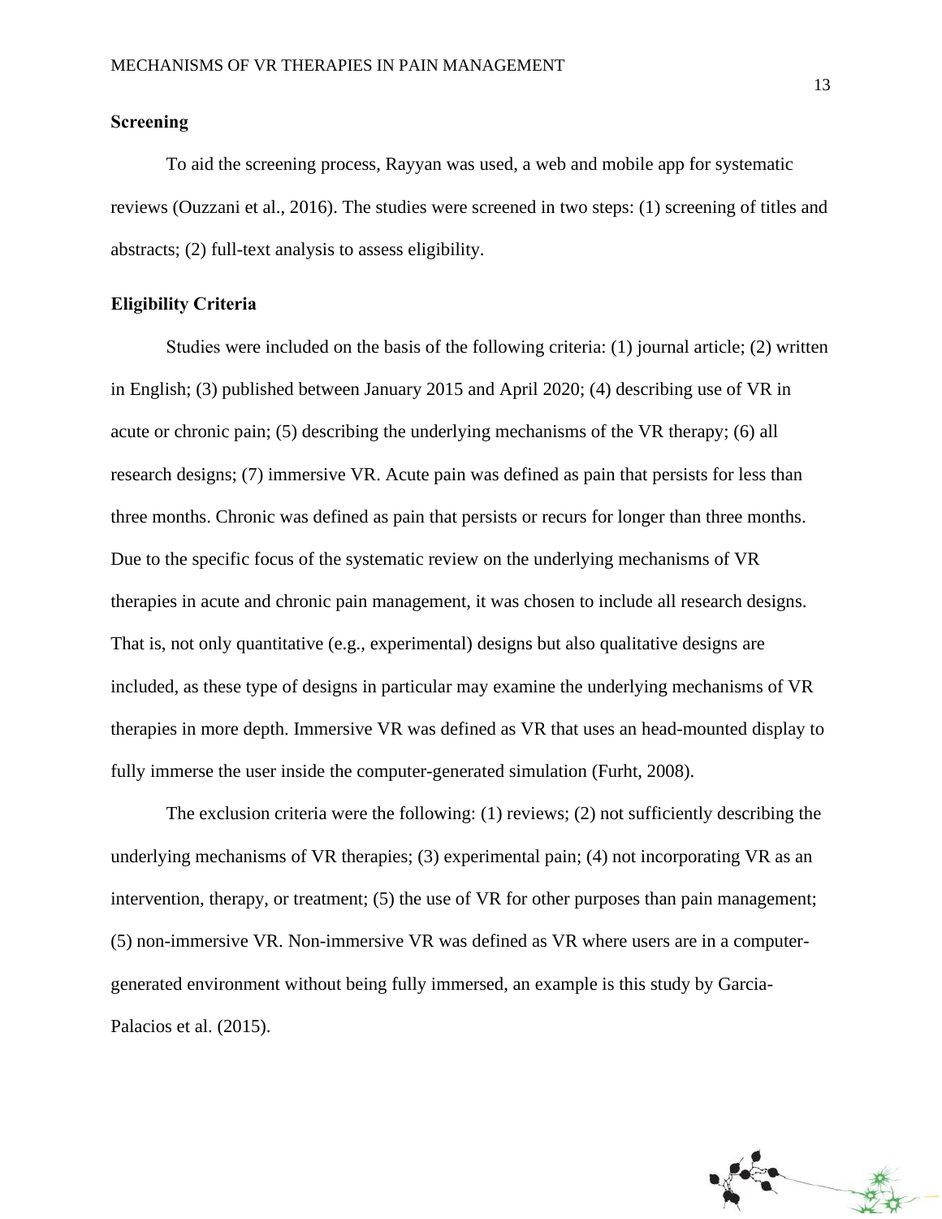### Screening

To aid the screening process, Rayyan was used, a web and mobile app for systematic reviews (Ouzzani et al., 2016). The studies were screened in two steps: (1) screening of titles and abstracts; (2) full-text analysis to assess eligibility.

### Eligibility Criteria

Studies were included on the basis of the following criteria: (1) journal article; (2) written in English; (3) published between January 2015 and April 2020; (4) describing use of VR in acute or chronic pain; (5) describing the underlying mechanisms of the VR therapy; (6) all research designs; (7) immersive VR. Acute pain was defined as pain that persists for less than three months. Chronic was defined as pain that persists or recurs for longer than three months. Due to the specific focus of the systematic review on the underlying mechanisms of VR therapies in acute and chronic pain management, it was chosen to include all research designs. That is, not only quantitative (e.g., experimental) designs but also qualitative designs are included, as these type of designs in particular may examine the underlying mechanisms of VR therapies in more depth. Immersive VR was defined as VR that uses an head-mounted display to fully immerse the user inside the computer-generated simulation (Furht, 2008).

The exclusion criteria were the following: (1) reviews; (2) not sufficiently describing the underlying mechanisms of VR therapies; (3) experimental pain; (4) not incorporating VR as an intervention, therapy, or treatment; (5) the use of VR for other purposes than pain management; (5) non-immersive VR. Non-immersive VR was defined as VR where users are in a computer-generated environment without being fully immersed, an example is this study by Garcia-Palacios et al. (2015).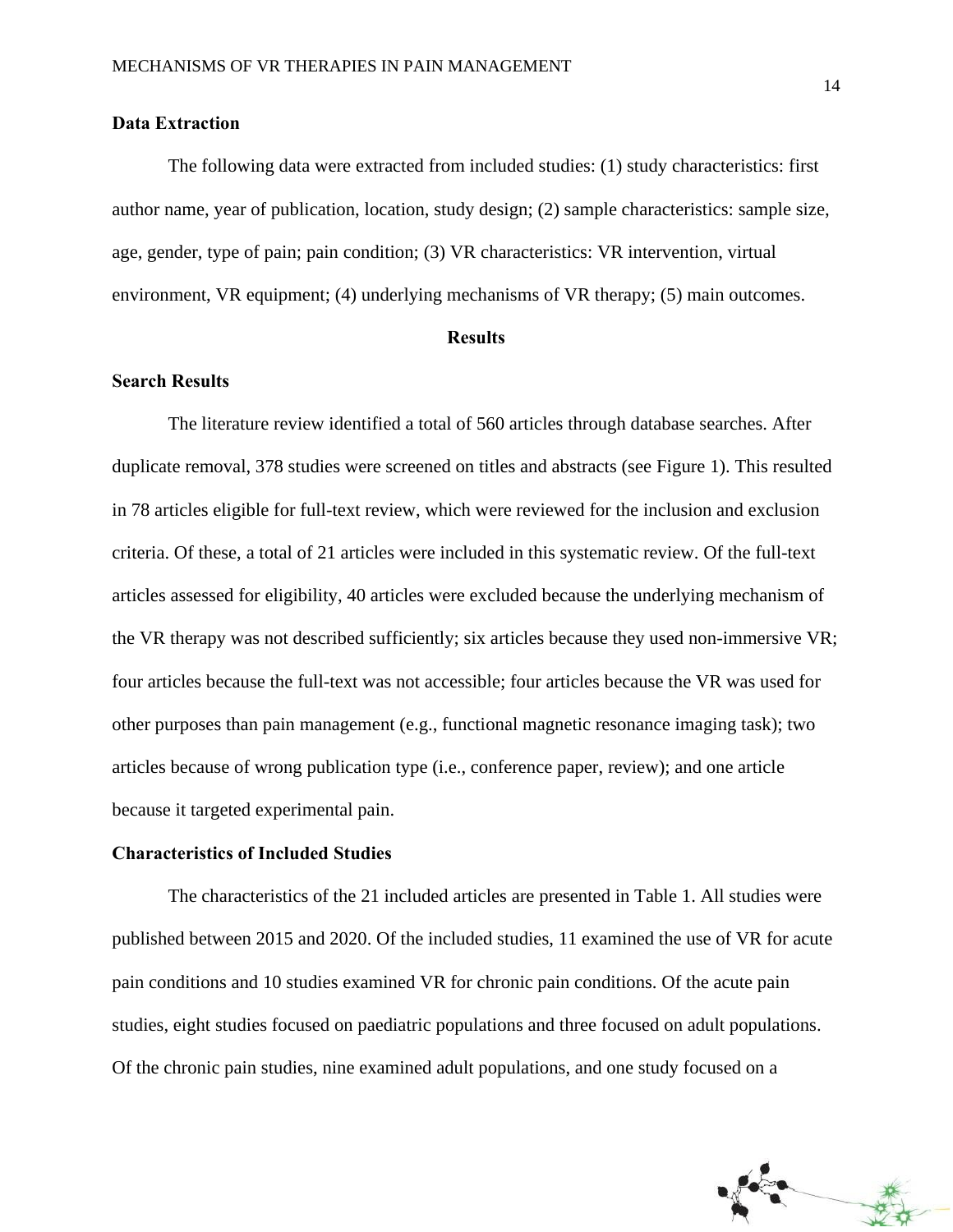### Data Extraction

The following data were extracted from included studies: (1) study characteristics: first author name, year of publication, location, study design; (2) sample characteristics: sample size, age, gender, type of pain; pain condition; (3) VR characteristics: VR intervention, virtual environment, VR equipment; (4) underlying mechanisms of VR therapy; (5) main outcomes.

## Results

### Search Results

The literature review identified a total of 560 articles through database searches. After duplicate removal, 378 studies were screened on titles and abstracts (see Figure 1). This resulted in 78 articles eligible for full-text review, which were reviewed for the inclusion and exclusion criteria. Of these, a total of 21 articles were included in this systematic review. Of the full-text articles assessed for eligibility, 40 articles were excluded because the underlying mechanism of the VR therapy was not described sufficiently; six articles because they used non-immersive VR; four articles because the full-text was not accessible; four articles because the VR was used for other purposes than pain management (e.g., functional magnetic resonance imaging task); two articles because of wrong publication type (i.e., conference paper, review); and one article because it targeted experimental pain.

### Characteristics of Included Studies

The characteristics of the 21 included articles are presented in Table 1. All studies were published between 2015 and 2020. Of the included studies, 11 examined the use of VR for acute pain conditions and 10 studies examined VR for chronic pain conditions. Of the acute pain studies, eight studies focused on paediatric populations and three focused on adult populations. Of the chronic pain studies, nine examined adult populations, and one study focused on a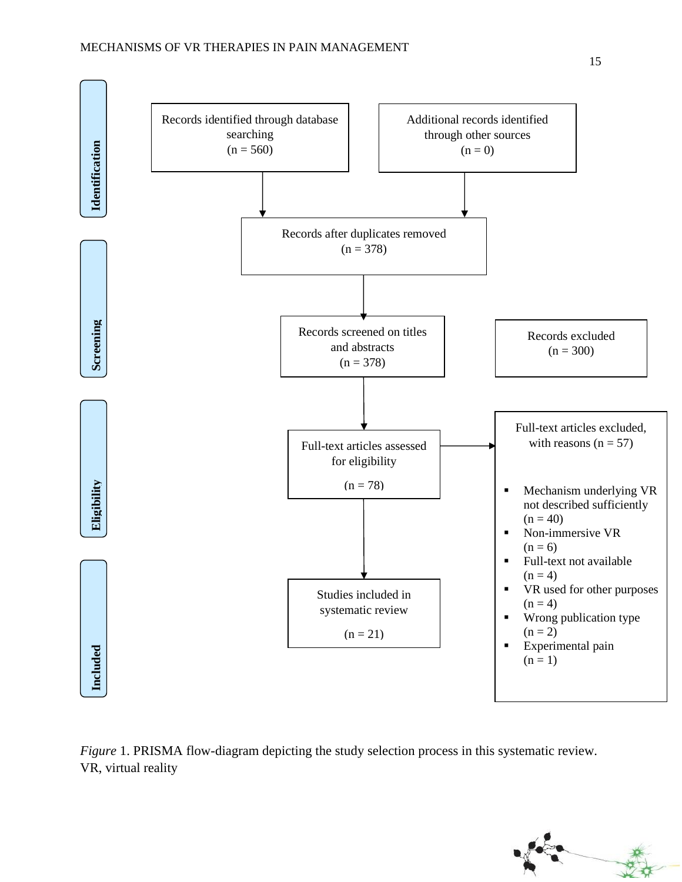**Identification**

Records identified through database searching
(n = 560)

Additional records identified through other sources
(n = 0)

Records after duplicates removed
(n = 378)

**Screening**

Records screened on titles and abstracts
(n = 378)

Records excluded
(n = 300)

**Eligibility**

Full-text articles assessed for eligibility

(n = 78)

Full-text articles excluded, with reasons (n = 57)

- Mechanism underlying VR not described sufficiently (n = 40)
- Non-immersive VR (n = 6)
- Full-text not available (n = 4)
- VR used for other purposes (n = 4)
- Wrong publication type (n = 2)
- Experimental pain (n = 1)

**Included**

Studies included in systematic review

(n = 21)

*Figure* 1. PRISMA flow-diagram depicting the study selection process in this systematic review. VR, virtual reality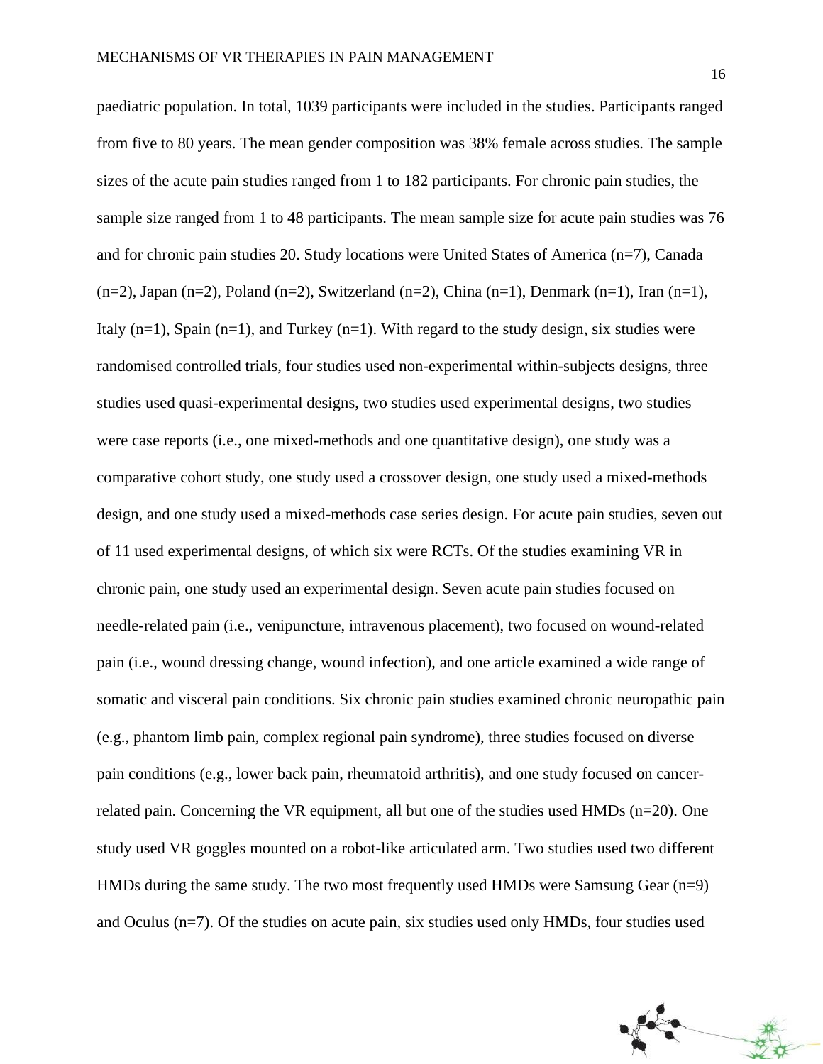paediatric population. In total, 1039 participants were included in the studies. Participants ranged from five to 80 years. The mean gender composition was 38% female across studies. The sample sizes of the acute pain studies ranged from 1 to 182 participants. For chronic pain studies, the sample size ranged from 1 to 48 participants. The mean sample size for acute pain studies was 76 and for chronic pain studies 20. Study locations were United States of America (n=7), Canada (n=2), Japan (n=2), Poland (n=2), Switzerland (n=2), China (n=1), Denmark (n=1), Iran (n=1), Italy (n=1), Spain (n=1), and Turkey (n=1). With regard to the study design, six studies were randomised controlled trials, four studies used non-experimental within-subjects designs, three studies used quasi-experimental designs, two studies used experimental designs, two studies were case reports (i.e., one mixed-methods and one quantitative design), one study was a comparative cohort study, one study used a crossover design, one study used a mixed-methods design, and one study used a mixed-methods case series design. For acute pain studies, seven out of 11 used experimental designs, of which six were RCTs. Of the studies examining VR in chronic pain, one study used an experimental design. Seven acute pain studies focused on needle-related pain (i.e., venipuncture, intravenous placement), two focused on wound-related pain (i.e., wound dressing change, wound infection), and one article examined a wide range of somatic and visceral pain conditions. Six chronic pain studies examined chronic neuropathic pain (e.g., phantom limb pain, complex regional pain syndrome), three studies focused on diverse pain conditions (e.g., lower back pain, rheumatoid arthritis), and one study focused on cancer-related pain. Concerning the VR equipment, all but one of the studies used HMDs (n=20). One study used VR goggles mounted on a robot-like articulated arm. Two studies used two different HMDs during the same study. The two most frequently used HMDs were Samsung Gear (n=9) and Oculus (n=7). Of the studies on acute pain, six studies used only HMDs, four studies used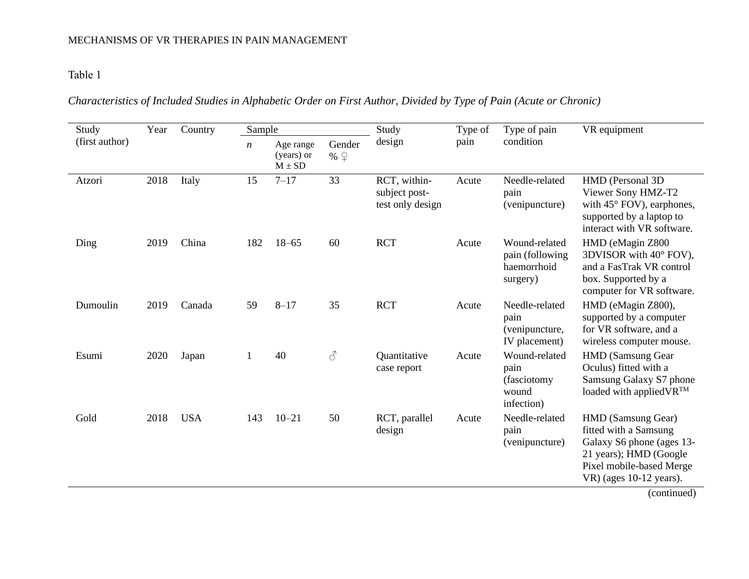Table 1

*Characteristics of Included Studies in Alphabetic Order on First Author, Divided by Type of Pain (Acute or Chronic)*

| Study (first author) | Year | Country | Sample | | | Study design | Type of pain | Type of pain condition | VR equipment |
|---|---|---|---|---|---|---|---|---|---|
| | | | *n* | Age range (years) or M ± SD | Gender % ♀ | | | | |
| Atzori | 2018 | Italy | 15 | 7–17 | 33 | RCT, within-subject post-test only design | Acute | Needle-related pain (venipuncture) | HMD (Personal 3D Viewer Sony HMZ-T2 with 45° FOV), earphones, supported by a laptop to interact with VR software. |
| Ding | 2019 | China | 182 | 18–65 | 60 | RCT | Acute | Wound-related pain (following haemorrhoid surgery) | HMD (eMagin Z800 3DVISOR with 40° FOV), and a FasTrak VR control box. Supported by a computer for VR software. |
| Dumoulin | 2019 | Canada | 59 | 8–17 | 35 | RCT | Acute | Needle-related pain (venipuncture, IV placement) | HMD (eMagin Z800), supported by a computer for VR software, and a wireless computer mouse. |
| Esumi | 2020 | Japan | 1 | 40 | ♂ | Quantitative case report | Acute | Wound-related pain (fasciotomy wound infection) | HMD (Samsung Gear Oculus) fitted with a Samsung Galaxy S7 phone loaded with appliedVR™ |
| Gold | 2018 | USA | 143 | 10–21 | 50 | RCT, parallel design | Acute | Needle-related pain (venipuncture) | HMD (Samsung Gear) fitted with a Samsung Galaxy S6 phone (ages 13-21 years); HMD (Google Pixel mobile-based Merge VR) (ages 10-12 years). |

(continued)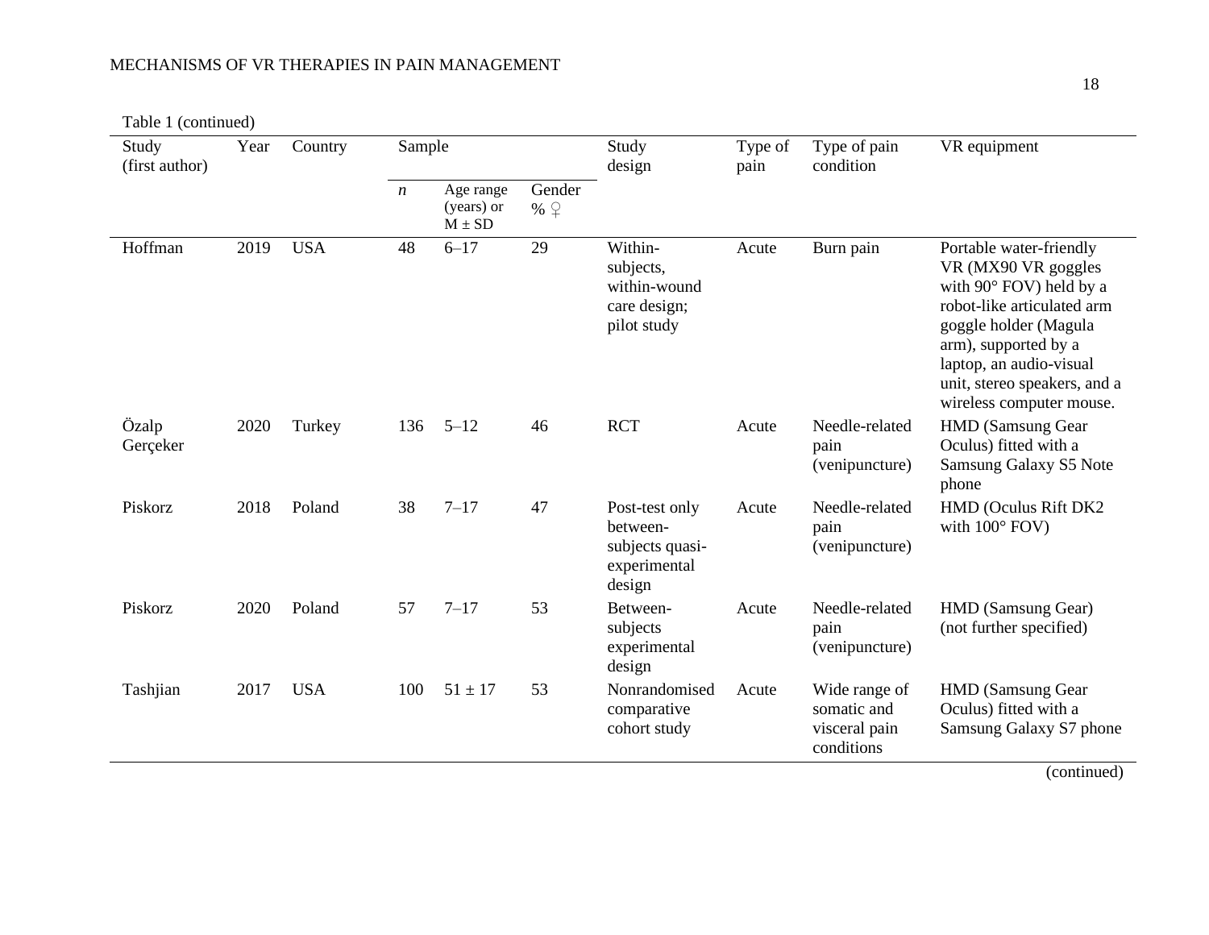Table 1 (continued)

| Study (first author) | Year | Country | Sample | | | Study design | Type of pain | Type of pain condition | VR equipment |
|---|---|---|---|---|---|---|---|---|---|
| | | | *n* | Age range (years) or M ± SD | Gender % ♀ | | | | |
| Hoffman | 2019 | USA | 48 | 6–17 | 29 | Within-subjects, within-wound care design; pilot study | Acute | Burn pain | Portable water-friendly VR (MX90 VR goggles with 90° FOV) held by a robot-like articulated arm goggle holder (Magula arm), supported by a laptop, an audio-visual unit, stereo speakers, and a wireless computer mouse. |
| Özalp Gerçeker | 2020 | Turkey | 136 | 5–12 | 46 | RCT | Acute | Needle-related pain (venipuncture) | HMD (Samsung Gear Oculus) fitted with a Samsung Galaxy S5 Note phone |
| Piskorz | 2018 | Poland | 38 | 7–17 | 47 | Post-test only between-subjects quasi-experimental design | Acute | Needle-related pain (venipuncture) | HMD (Oculus Rift DK2 with 100° FOV) |
| Piskorz | 2020 | Poland | 57 | 7–17 | 53 | Between-subjects experimental design | Acute | Needle-related pain (venipuncture) | HMD (Samsung Gear) (not further specified) |
| Tashjian | 2017 | USA | 100 | 51 ± 17 | 53 | Nonrandomised comparative cohort study | Acute | Wide range of somatic and visceral pain conditions | HMD (Samsung Gear Oculus) fitted with a Samsung Galaxy S7 phone |

(continued)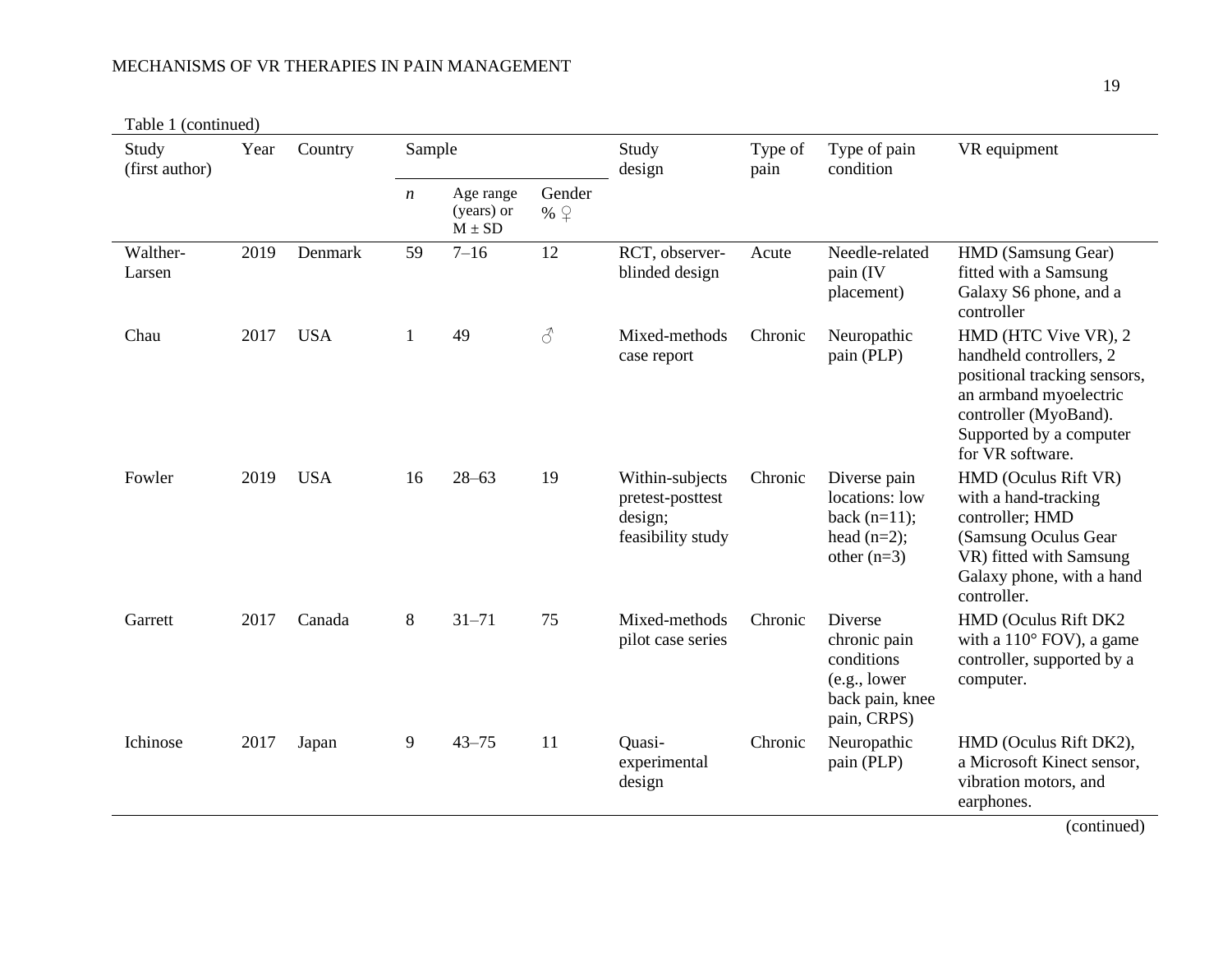Table 1 (continued)

| Study (first author) | Year | Country | Sample | | | Study design | Type of pain | Type of pain condition | VR equipment |
|---|---|---|---|---|---|---|---|---|---|
| | | | *n* | Age range (years) or M ± SD | Gender % ♀ | | | | |
| Walther-Larsen | 2019 | Denmark | 59 | 7–16 | 12 | RCT, observer-blinded design | Acute | Needle-related pain (IV placement) | HMD (Samsung Gear) fitted with a Samsung Galaxy S6 phone, and a controller |
| Chau | 2017 | USA | 1 | 49 | ♂ | Mixed-methods case report | Chronic | Neuropathic pain (PLP) | HMD (HTC Vive VR), 2 handheld controllers, 2 positional tracking sensors, an armband myoelectric controller (MyoBand). Supported by a computer for VR software. |
| Fowler | 2019 | USA | 16 | 28–63 | 19 | Within-subjects pretest-posttest design; feasibility study | Chronic | Diverse pain locations: low back (n=11); head (n=2); other (n=3) | HMD (Oculus Rift VR) with a hand-tracking controller; HMD (Samsung Oculus Gear VR) fitted with Samsung Galaxy phone, with a hand controller. |
| Garrett | 2017 | Canada | 8 | 31–71 | 75 | Mixed-methods pilot case series | Chronic | Diverse chronic pain conditions (e.g., lower back pain, knee pain, CRPS) | HMD (Oculus Rift DK2 with a 110° FOV), a game controller, supported by a computer. |
| Ichinose | 2017 | Japan | 9 | 43–75 | 11 | Quasi-experimental design | Chronic | Neuropathic pain (PLP) | HMD (Oculus Rift DK2), a Microsoft Kinect sensor, vibration motors, and earphones. |

(continued)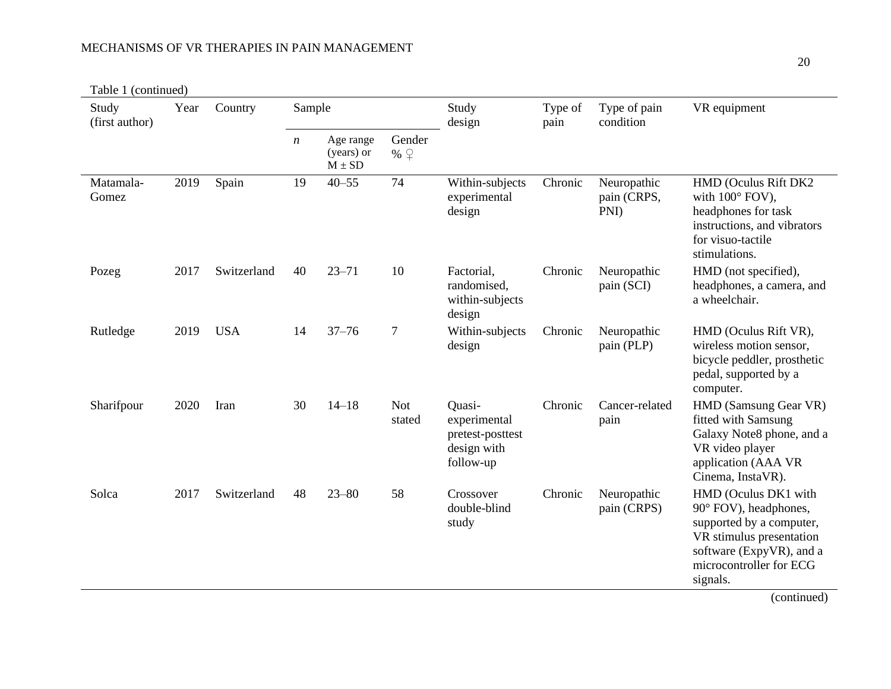Table 1 (continued)

| Study (first author) | Year | Country | Sample | | | Study design | Type of pain | Type of pain condition | VR equipment |
|---|---|---|---|---|---|---|---|---|---|
| | | | *n* | Age range (years) or M ± SD | Gender % ♀ | | | | |
| Matamala-Gomez | 2019 | Spain | 19 | 40–55 | 74 | Within-subjects experimental design | Chronic | Neuropathic pain (CRPS, PNI) | HMD (Oculus Rift DK2 with 100° FOV), headphones for task instructions, and vibrators for visuo-tactile stimulations. |
| Pozeg | 2017 | Switzerland | 40 | 23–71 | 10 | Factorial, randomised, within-subjects design | Chronic | Neuropathic pain (SCI) | HMD (not specified), headphones, a camera, and a wheelchair. |
| Rutledge | 2019 | USA | 14 | 37–76 | 7 | Within-subjects design | Chronic | Neuropathic pain (PLP) | HMD (Oculus Rift VR), wireless motion sensor, bicycle peddler, prosthetic pedal, supported by a computer. |
| Sharifpour | 2020 | Iran | 30 | 14–18 | Not stated | Quasi-experimental pretest-posttest design with follow-up | Chronic | Cancer-related pain | HMD (Samsung Gear VR) fitted with Samsung Galaxy Note8 phone, and a VR video player application (AAA VR Cinema, InstaVR). |
| Solca | 2017 | Switzerland | 48 | 23–80 | 58 | Crossover double-blind study | Chronic | Neuropathic pain (CRPS) | HMD (Oculus DK1 with 90° FOV), headphones, supported by a computer, VR stimulus presentation software (ExpyVR), and a microcontroller for ECG signals. |

(continued)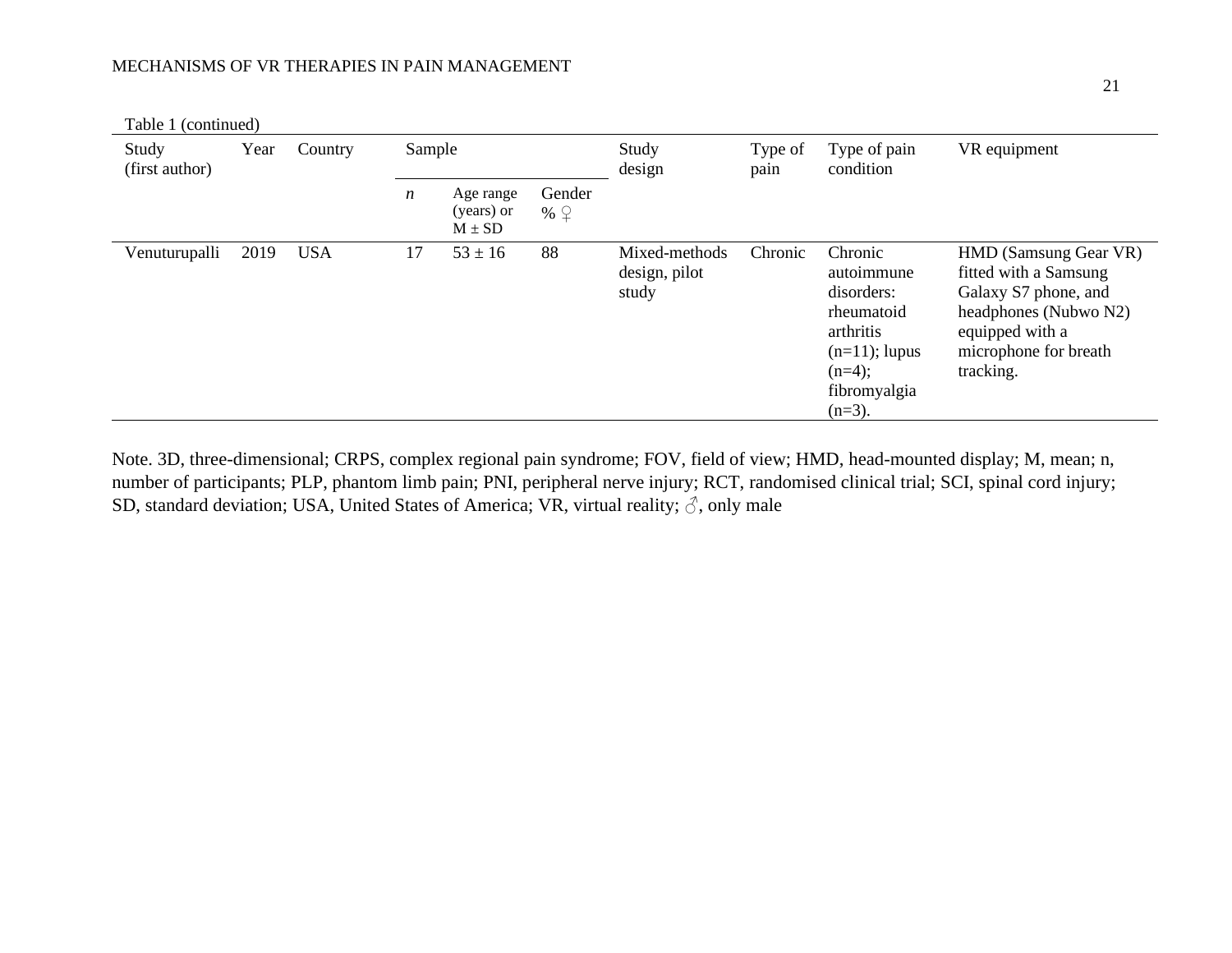Table 1 (continued)

| Study (first author) | Year | Country | Sample | | | Study design | Type of pain | Type of pain condition | VR equipment |
|---|---|---|---|---|---|---|---|---|---|
| | | | *n* | Age range (years) or M ± SD | Gender % ♀ | | | | |
| Venuturupalli | 2019 | USA | 17 | 53 ± 16 | 88 | Mixed-methods design, pilot study | Chronic | Chronic autoimmune disorders: rheumatoid arthritis (n=11); lupus (n=4); fibromyalgia (n=3). | HMD (Samsung Gear VR) fitted with a Samsung Galaxy S7 phone, and headphones (Nubwo N2) equipped with a microphone for breath tracking. |

Note. 3D, three-dimensional; CRPS, complex regional pain syndrome; FOV, field of view; HMD, head-mounted display; M, mean; n, number of participants; PLP, phantom limb pain; PNI, peripheral nerve injury; RCT, randomised clinical trial; SCI, spinal cord injury; SD, standard deviation; USA, United States of America; VR, virtual reality; ♂, only male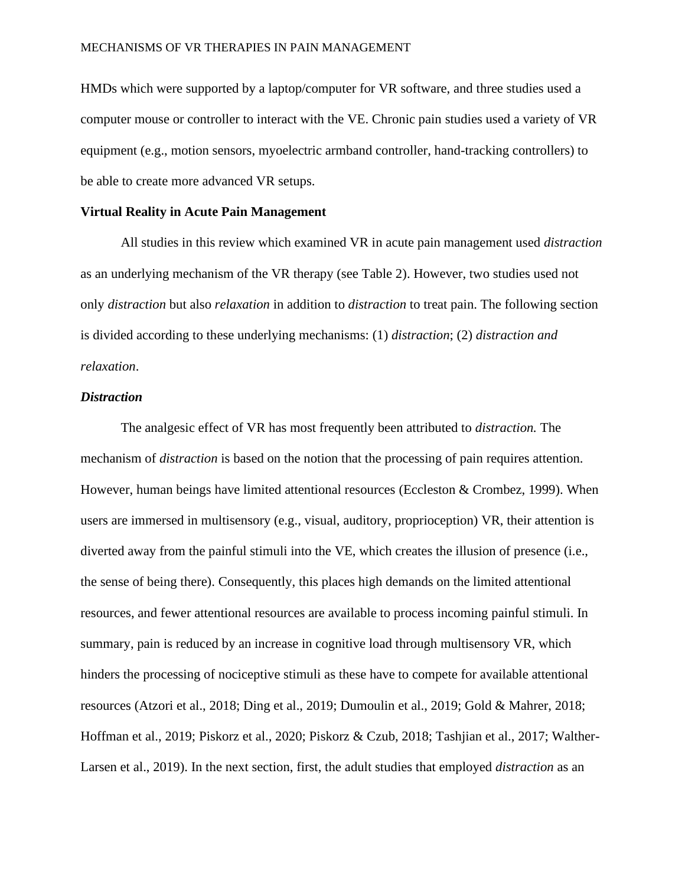HMDs which were supported by a laptop/computer for VR software, and three studies used a computer mouse or controller to interact with the VE. Chronic pain studies used a variety of VR equipment (e.g., motion sensors, myoelectric armband controller, hand-tracking controllers) to be able to create more advanced VR setups.

## Virtual Reality in Acute Pain Management

All studies in this review which examined VR in acute pain management used *distraction* as an underlying mechanism of the VR therapy (see Table 2). However, two studies used not only *distraction* but also *relaxation* in addition to *distraction* to treat pain. The following section is divided according to these underlying mechanisms: (1) *distraction*; (2) *distraction and relaxation*.

### *Distraction*

The analgesic effect of VR has most frequently been attributed to *distraction.* The mechanism of *distraction* is based on the notion that the processing of pain requires attention. However, human beings have limited attentional resources (Eccleston & Crombez, 1999). When users are immersed in multisensory (e.g., visual, auditory, proprioception) VR, their attention is diverted away from the painful stimuli into the VE, which creates the illusion of presence (i.e., the sense of being there). Consequently, this places high demands on the limited attentional resources, and fewer attentional resources are available to process incoming painful stimuli. In summary, pain is reduced by an increase in cognitive load through multisensory VR, which hinders the processing of nociceptive stimuli as these have to compete for available attentional resources (Atzori et al., 2018; Ding et al., 2019; Dumoulin et al., 2019; Gold & Mahrer, 2018; Hoffman et al., 2019; Piskorz et al., 2020; Piskorz & Czub, 2018; Tashjian et al., 2017; Walther-Larsen et al., 2019). In the next section, first, the adult studies that employed *distraction* as an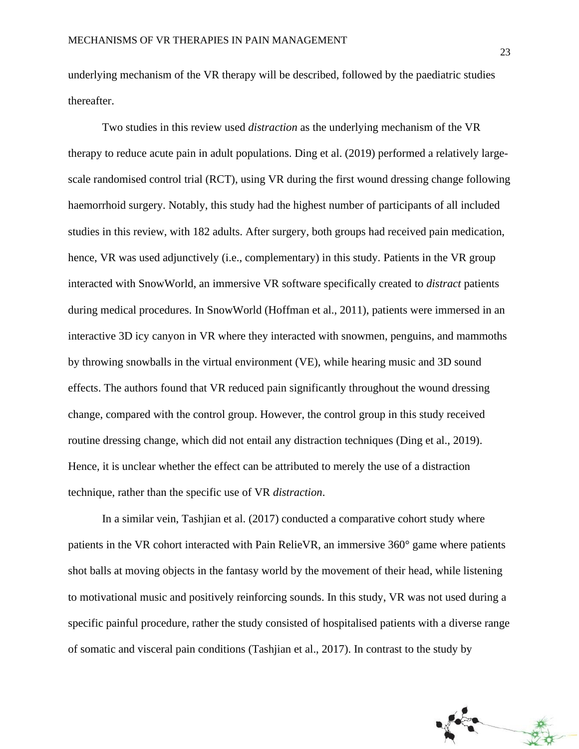underlying mechanism of the VR therapy will be described, followed by the paediatric studies thereafter.

Two studies in this review used *distraction* as the underlying mechanism of the VR therapy to reduce acute pain in adult populations. Ding et al. (2019) performed a relatively large-scale randomised control trial (RCT), using VR during the first wound dressing change following haemorrhoid surgery. Notably, this study had the highest number of participants of all included studies in this review, with 182 adults. After surgery, both groups had received pain medication, hence, VR was used adjunctively (i.e., complementary) in this study. Patients in the VR group interacted with SnowWorld, an immersive VR software specifically created to *distract* patients during medical procedures. In SnowWorld (Hoffman et al., 2011), patients were immersed in an interactive 3D icy canyon in VR where they interacted with snowmen, penguins, and mammoths by throwing snowballs in the virtual environment (VE), while hearing music and 3D sound effects. The authors found that VR reduced pain significantly throughout the wound dressing change, compared with the control group. However, the control group in this study received routine dressing change, which did not entail any distraction techniques (Ding et al., 2019). Hence, it is unclear whether the effect can be attributed to merely the use of a distraction technique, rather than the specific use of VR *distraction*.

In a similar vein, Tashjian et al. (2017) conducted a comparative cohort study where patients in the VR cohort interacted with Pain RelieVR, an immersive 360° game where patients shot balls at moving objects in the fantasy world by the movement of their head, while listening to motivational music and positively reinforcing sounds. In this study, VR was not used during a specific painful procedure, rather the study consisted of hospitalised patients with a diverse range of somatic and visceral pain conditions (Tashjian et al., 2017). In contrast to the study by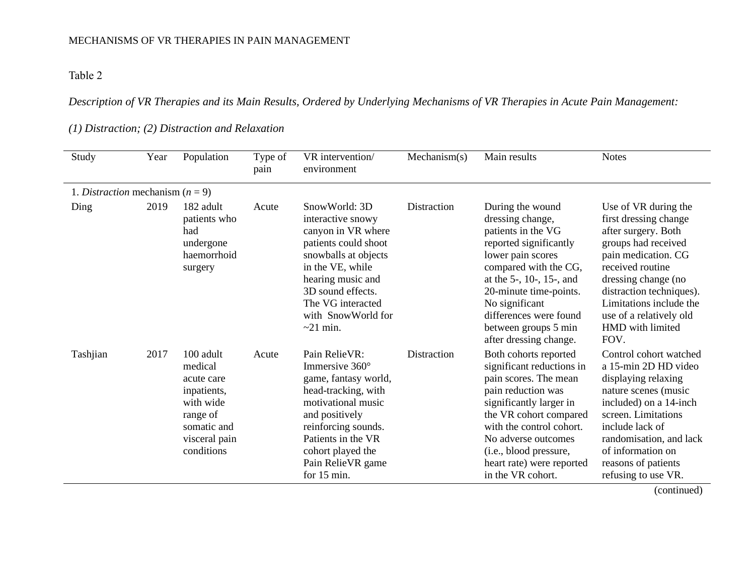Table 2

*Description of VR Therapies and its Main Results, Ordered by Underlying Mechanisms of VR Therapies in Acute Pain Management:*

*(1) Distraction; (2) Distraction and Relaxation*

| Study | Year | Population | Type of pain | VR intervention/ environment | Mechanism(s) | Main results | Notes |
|---|---|---|---|---|---|---|---|
| 1. *Distraction* mechanism (*n* = 9) | | | | | | | |
| Ding | 2019 | 182 adult patients who had undergone haemorrhoid surgery | Acute | SnowWorld: 3D interactive snowy canyon in VR where patients could shoot snowballs at objects in the VE, while hearing music and 3D sound effects. The VG interacted with SnowWorld for ~21 min. | Distraction | During the wound dressing change, patients in the VG reported significantly lower pain scores compared with the CG, at the 5-, 10-, 15-, and 20-minute time-points. No significant differences were found between groups 5 min after dressing change. | Use of VR during the first dressing change after surgery. Both groups had received pain medication. CG received routine dressing change (no distraction techniques). Limitations include the use of a relatively old HMD with limited FOV. |
| Tashjian | 2017 | 100 adult medical acute care inpatients, with wide range of somatic and visceral pain conditions | Acute | Pain RelieVR: Immersive 360° game, fantasy world, head-tracking, with motivational music and positively reinforcing sounds. Patients in the VR cohort played the Pain RelieVR game for 15 min. | Distraction | Both cohorts reported significant reductions in pain scores. The mean pain reduction was significantly larger in the VR cohort compared with the control cohort. No adverse outcomes (i.e., blood pressure, heart rate) were reported in the VR cohort. | Control cohort watched a 15-min 2D HD video displaying relaxing nature scenes (music included) on a 14-inch screen. Limitations include lack of randomisation, and lack of information on reasons of patients refusing to use VR. |

(continued)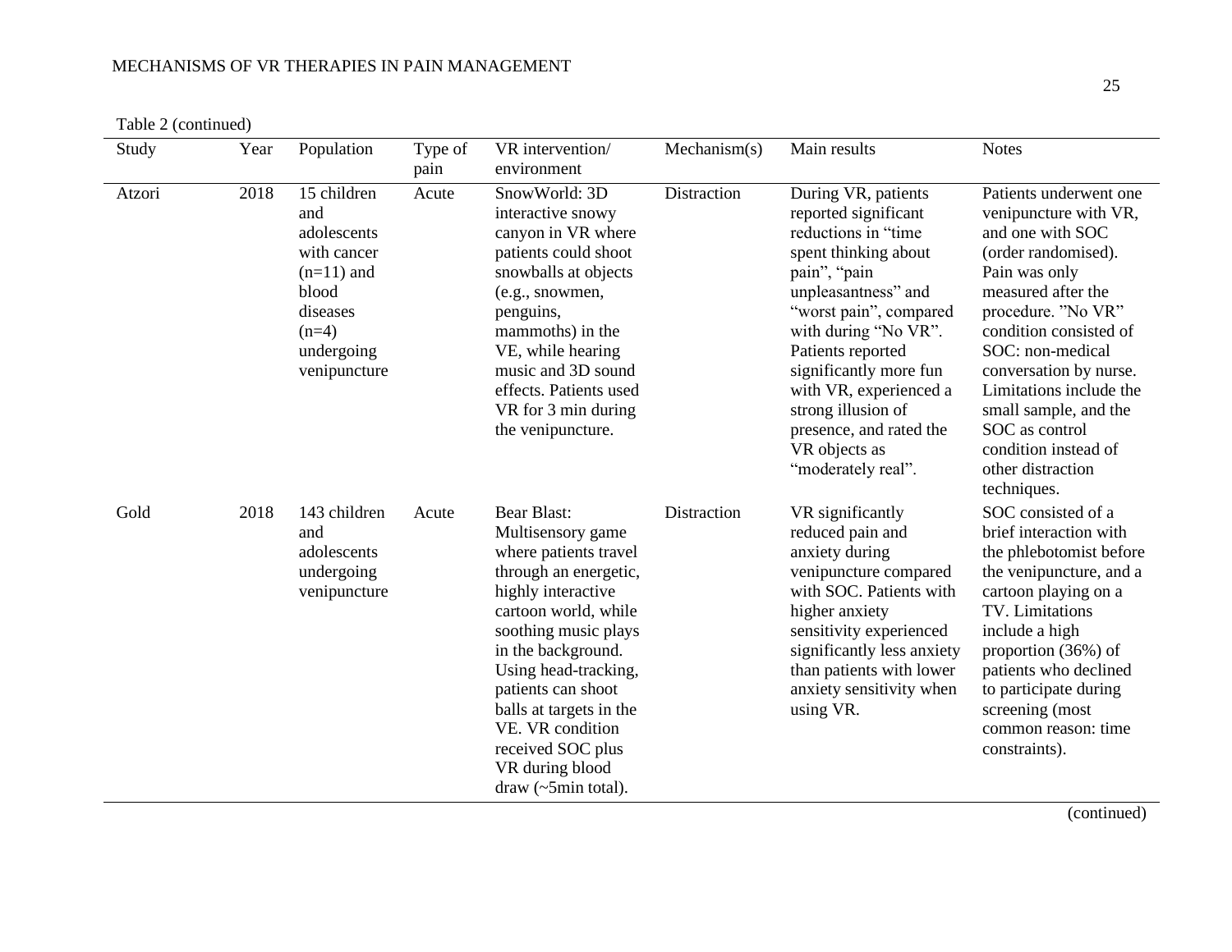Table 2 (continued)

| Study | Year | Population | Type of pain | VR intervention/ environment | Mechanism(s) | Main results | Notes |
|---|---|---|---|---|---|---|---|
| Atzori | 2018 | 15 children and adolescents with cancer (n=11) and blood diseases (n=4) undergoing venipuncture | Acute | SnowWorld: 3D interactive snowy canyon in VR where patients could shoot snowballs at objects (e.g., snowmen, penguins, mammoths) in the VE, while hearing music and 3D sound effects. Patients used VR for 3 min during the venipuncture. | Distraction | During VR, patients reported significant reductions in "time spent thinking about pain", "pain unpleasantness" and "worst pain", compared with during "No VR". Patients reported significantly more fun with VR, experienced a strong illusion of presence, and rated the VR objects as "moderately real". | Patients underwent one venipuncture with VR, and one with SOC (order randomised). Pain was only measured after the procedure. "No VR" condition consisted of SOC: non-medical conversation by nurse. Limitations include the small sample, and the SOC as control condition instead of other distraction techniques. |
| Gold | 2018 | 143 children and adolescents undergoing venipuncture | Acute | Bear Blast: Multisensory game where patients travel through an energetic, highly interactive cartoon world, while soothing music plays in the background. Using head-tracking, patients can shoot balls at targets in the VE. VR condition received SOC plus VR during blood draw (~5min total). | Distraction | VR significantly reduced pain and anxiety during venipuncture compared with SOC. Patients with higher anxiety sensitivity experienced significantly less anxiety than patients with lower anxiety sensitivity when using VR. | SOC consisted of a brief interaction with the phlebotomist before the venipuncture, and a cartoon playing on a TV. Limitations include a high proportion (36%) of patients who declined to participate during screening (most common reason: time constraints). |

(continued)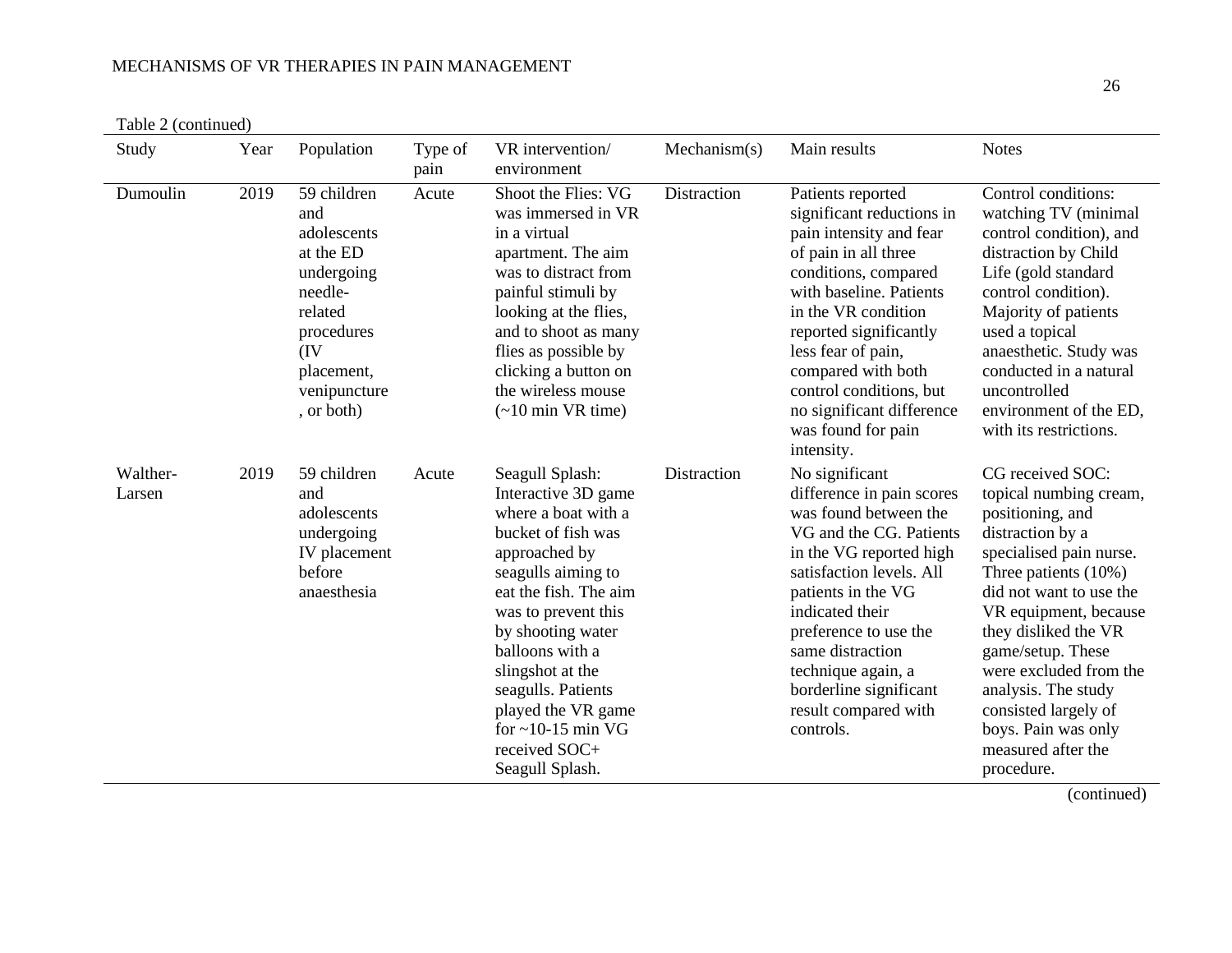Table 2 (continued)

| Study | Year | Population | Type of pain | VR intervention/ environment | Mechanism(s) | Main results | Notes |
|---|---|---|---|---|---|---|---|
| Dumoulin | 2019 | 59 children and adolescents at the ED undergoing needle-related procedures (IV placement, venipuncture, or both) | Acute | Shoot the Flies: VG was immersed in VR in a virtual apartment. The aim was to distract from painful stimuli by looking at the flies, and to shoot as many flies as possible by clicking a button on the wireless mouse (~10 min VR time) | Distraction | Patients reported significant reductions in pain intensity and fear of pain in all three conditions, compared with baseline. Patients in the VR condition reported significantly less fear of pain, compared with both control conditions, but no significant difference was found for pain intensity. | Control conditions: watching TV (minimal control condition), and distraction by Child Life (gold standard control condition). Majority of patients used a topical anaesthetic. Study was conducted in a natural uncontrolled environment of the ED, with its restrictions. |
| Walther-Larsen | 2019 | 59 children and adolescents undergoing IV placement before anaesthesia | Acute | Seagull Splash: Interactive 3D game where a boat with a bucket of fish was approached by seagulls aiming to eat the fish. The aim was to prevent this by shooting water balloons with a slingshot at the seagulls. Patients played the VR game for ~10-15 min VG received SOC+ Seagull Splash. | Distraction | No significant difference in pain scores was found between the VG and the CG. Patients in the VG reported high satisfaction levels. All patients in the VG indicated their preference to use the same distraction technique again, a borderline significant result compared with controls. | CG received SOC: topical numbing cream, positioning, and distraction by a specialised pain nurse. Three patients (10%) did not want to use the VR equipment, because they disliked the VR game/setup. These were excluded from the analysis. The study consisted largely of boys. Pain was only measured after the procedure. |

(continued)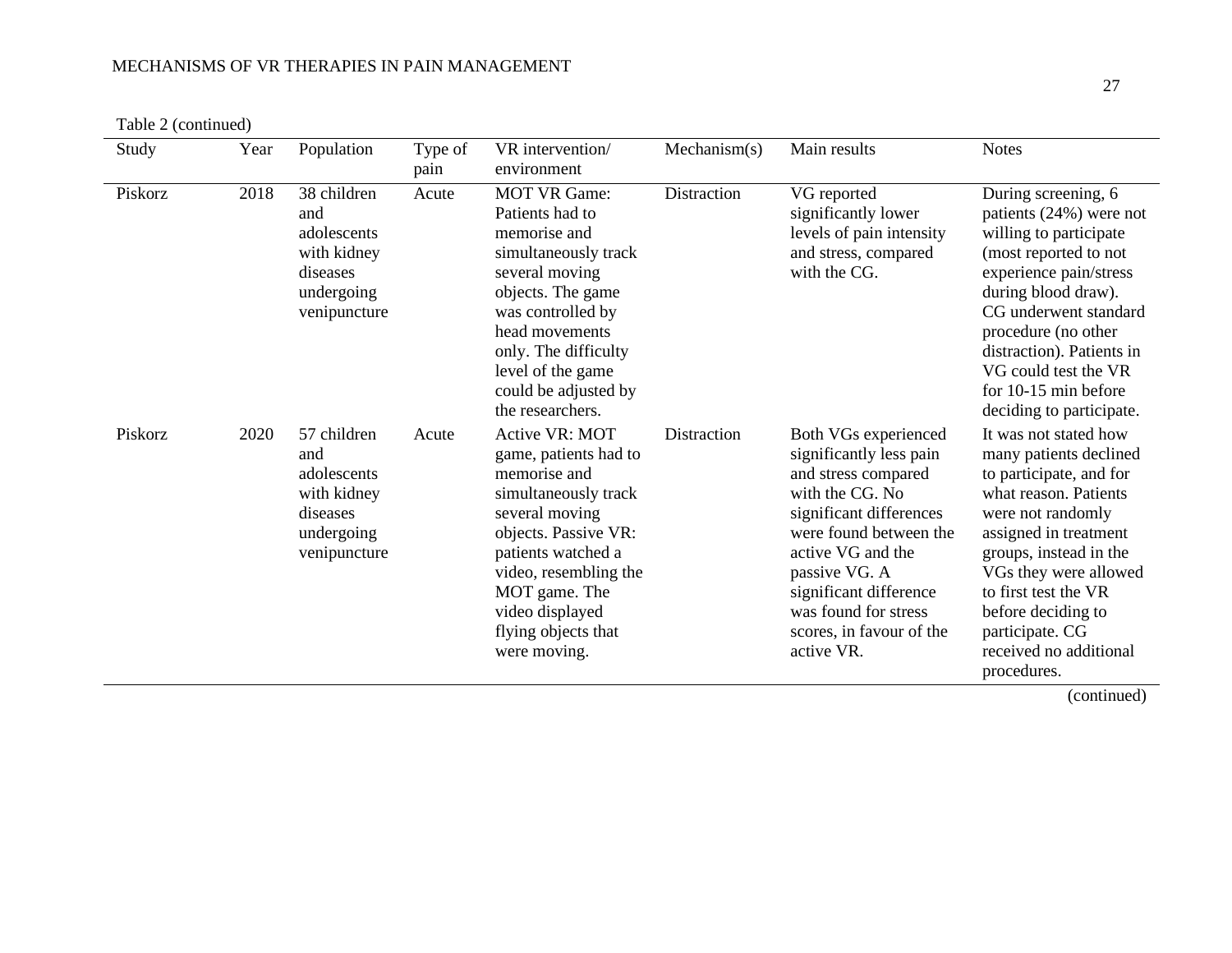Table 2 (continued)

| Study | Year | Population | Type of pain | VR intervention/ environment | Mechanism(s) | Main results | Notes |
|---|---|---|---|---|---|---|---|
| Piskorz | 2018 | 38 children and adolescents with kidney diseases undergoing venipuncture | Acute | MOT VR Game: Patients had to memorise and simultaneously track several moving objects. The game was controlled by head movements only. The difficulty level of the game could be adjusted by the researchers. | Distraction | VG reported significantly lower levels of pain intensity and stress, compared with the CG. | During screening, 6 patients (24%) were not willing to participate (most reported to not experience pain/stress during blood draw). CG underwent standard procedure (no other distraction). Patients in VG could test the VR for 10-15 min before deciding to participate. |
| Piskorz | 2020 | 57 children and adolescents with kidney diseases undergoing venipuncture | Acute | Active VR: MOT game, patients had to memorise and simultaneously track several moving objects. Passive VR: patients watched a video, resembling the MOT game. The video displayed flying objects that were moving. | Distraction | Both VGs experienced significantly less pain and stress compared with the CG. No significant differences were found between the active VG and the passive VG. A significant difference was found for stress scores, in favour of the active VR. | It was not stated how many patients declined to participate, and for what reason. Patients were not randomly assigned in treatment groups, instead in the VGs they were allowed to first test the VR before deciding to participate. CG received no additional procedures. |

(continued)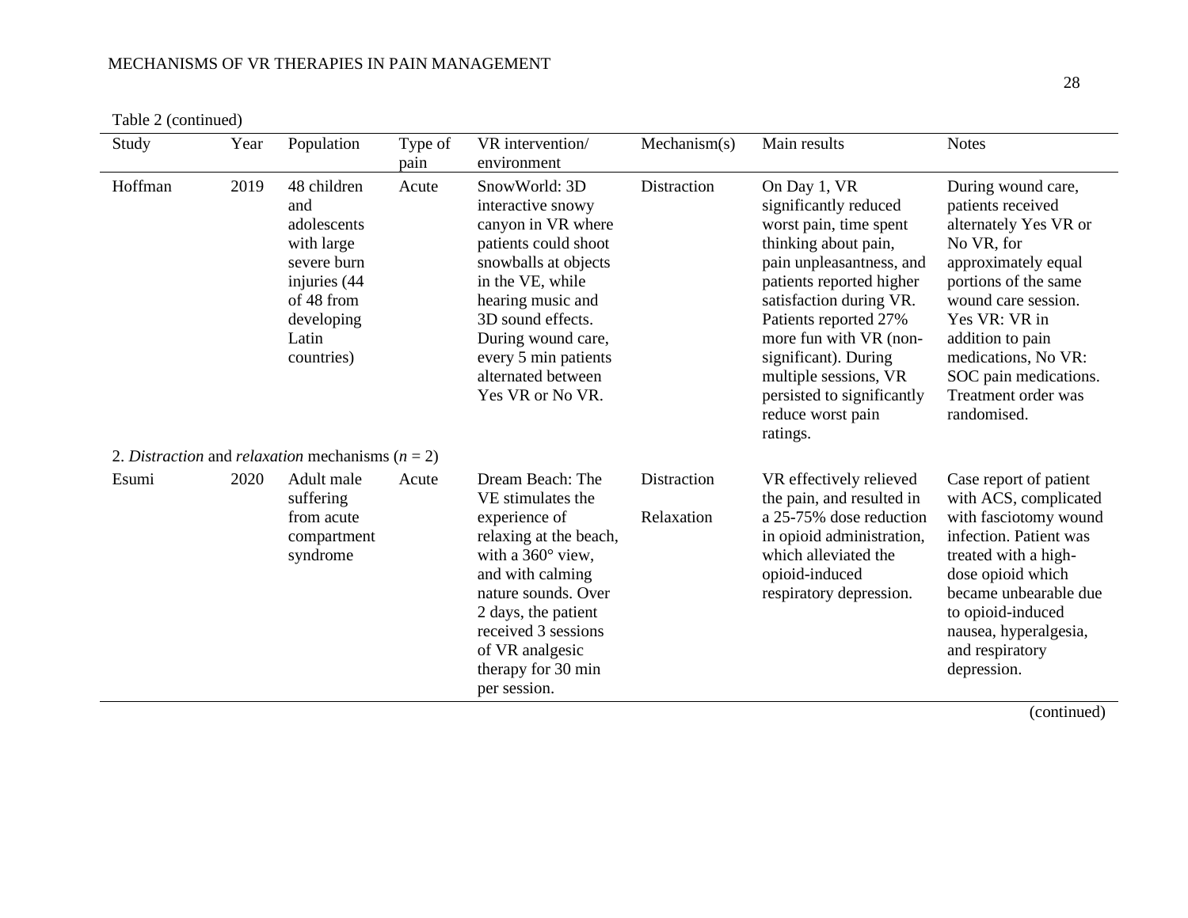Table 2 (continued)

| Study | Year | Population | Type of pain | VR intervention/ environment | Mechanism(s) | Main results | Notes |
|---|---|---|---|---|---|---|---|
| Hoffman | 2019 | 48 children and adolescents with large severe burn injuries (44 of 48 from developing Latin countries) | Acute | SnowWorld: 3D interactive snowy canyon in VR where patients could shoot snowballs at objects in the VE, while hearing music and 3D sound effects. During wound care, every 5 min patients alternated between Yes VR or No VR. | Distraction | On Day 1, VR significantly reduced worst pain, time spent thinking about pain, pain unpleasantness, and patients reported higher satisfaction during VR. Patients reported 27% more fun with VR (non-significant). During multiple sessions, VR persisted to significantly reduce worst pain ratings. | During wound care, patients received alternately Yes VR or No VR, for approximately equal portions of the same wound care session. Yes VR: VR in addition to pain medications, No VR: SOC pain medications. Treatment order was randomised. |
| 2. *Distraction* and *relaxation* mechanisms ($n = 2$) | | | | | | | |
| Esumi | 2020 | Adult male suffering from acute compartment syndrome | Acute | Dream Beach: The VE stimulates the experience of relaxing at the beach, with a 360° view, and with calming nature sounds. Over 2 days, the patient received 3 sessions of VR analgesic therapy for 30 min per session. | Distraction<br>Relaxation | VR effectively relieved the pain, and resulted in a 25-75% dose reduction in opioid administration, which alleviated the opioid-induced respiratory depression. | Case report of patient with ACS, complicated with fasciotomy wound infection. Patient was treated with a high-dose opioid which became unbearable due to opioid-induced nausea, hyperalgesia, and respiratory depression. |

(continued)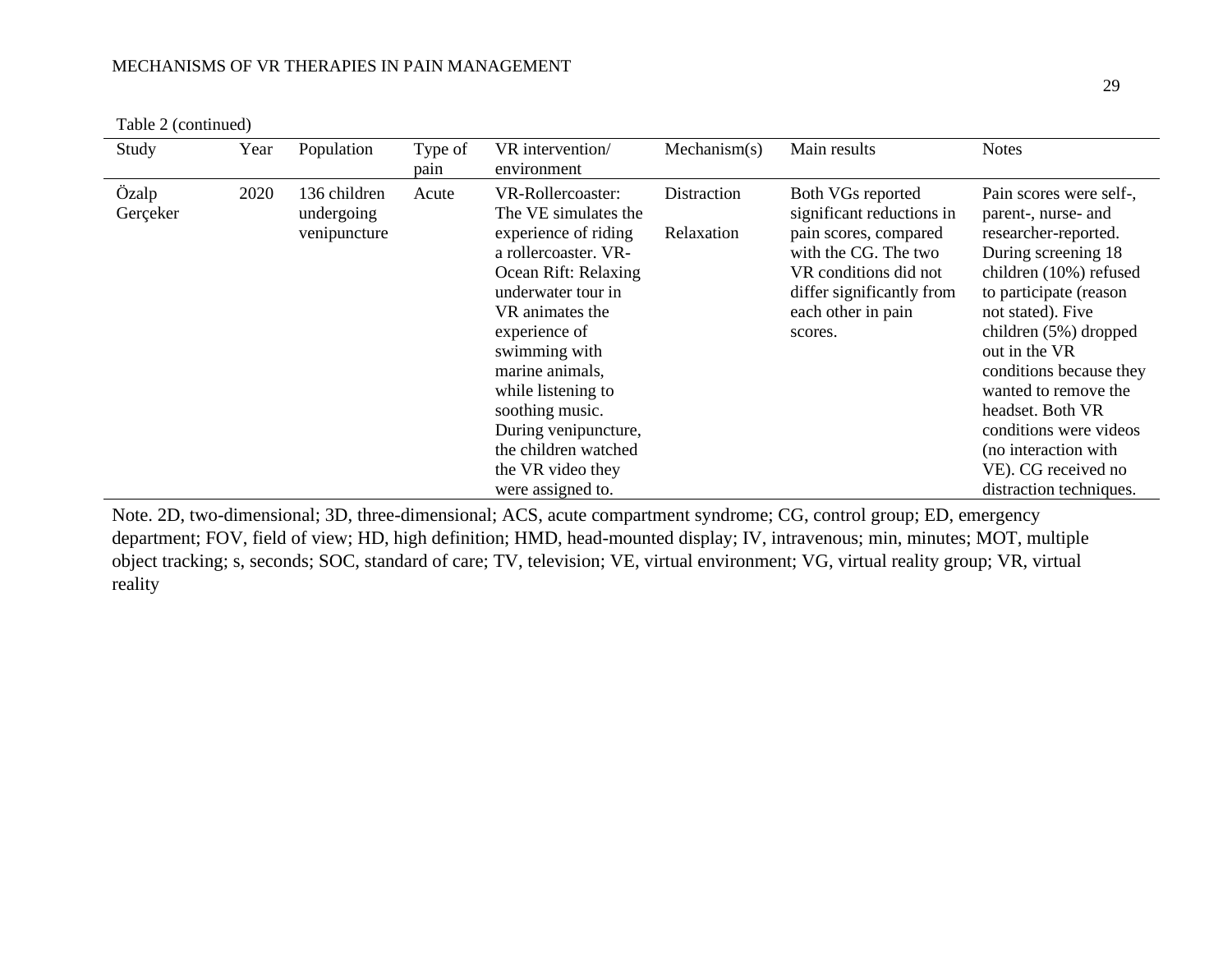Table 2 (continued)

| Study | Year | Population | Type of pain | VR intervention/ environment | Mechanism(s) | Main results | Notes |
|---|---|---|---|---|---|---|---|
| Özalp Gerçeker | 2020 | 136 children undergoing venipuncture | Acute | VR-Rollercoaster: The VE simulates the experience of riding a rollercoaster. VR-Ocean Rift: Relaxing underwater tour in VR animates the experience of swimming with marine animals, while listening to soothing music. During venipuncture, the children watched the VR video they were assigned to. | Distraction<br><br>Relaxation | Both VGs reported significant reductions in pain scores, compared with the CG. The two VR conditions did not differ significantly from each other in pain scores. | Pain scores were self-, parent-, nurse- and researcher-reported. During screening 18 children (10%) refused to participate (reason not stated). Five children (5%) dropped out in the VR conditions because they wanted to remove the headset. Both VR conditions were videos (no interaction with VE). CG received no distraction techniques. |

Note. 2D, two-dimensional; 3D, three-dimensional; ACS, acute compartment syndrome; CG, control group; ED, emergency department; FOV, field of view; HD, high definition; HMD, head-mounted display; IV, intravenous; min, minutes; MOT, multiple object tracking; s, seconds; SOC, standard of care; TV, television; VE, virtual environment; VG, virtual reality group; VR, virtual reality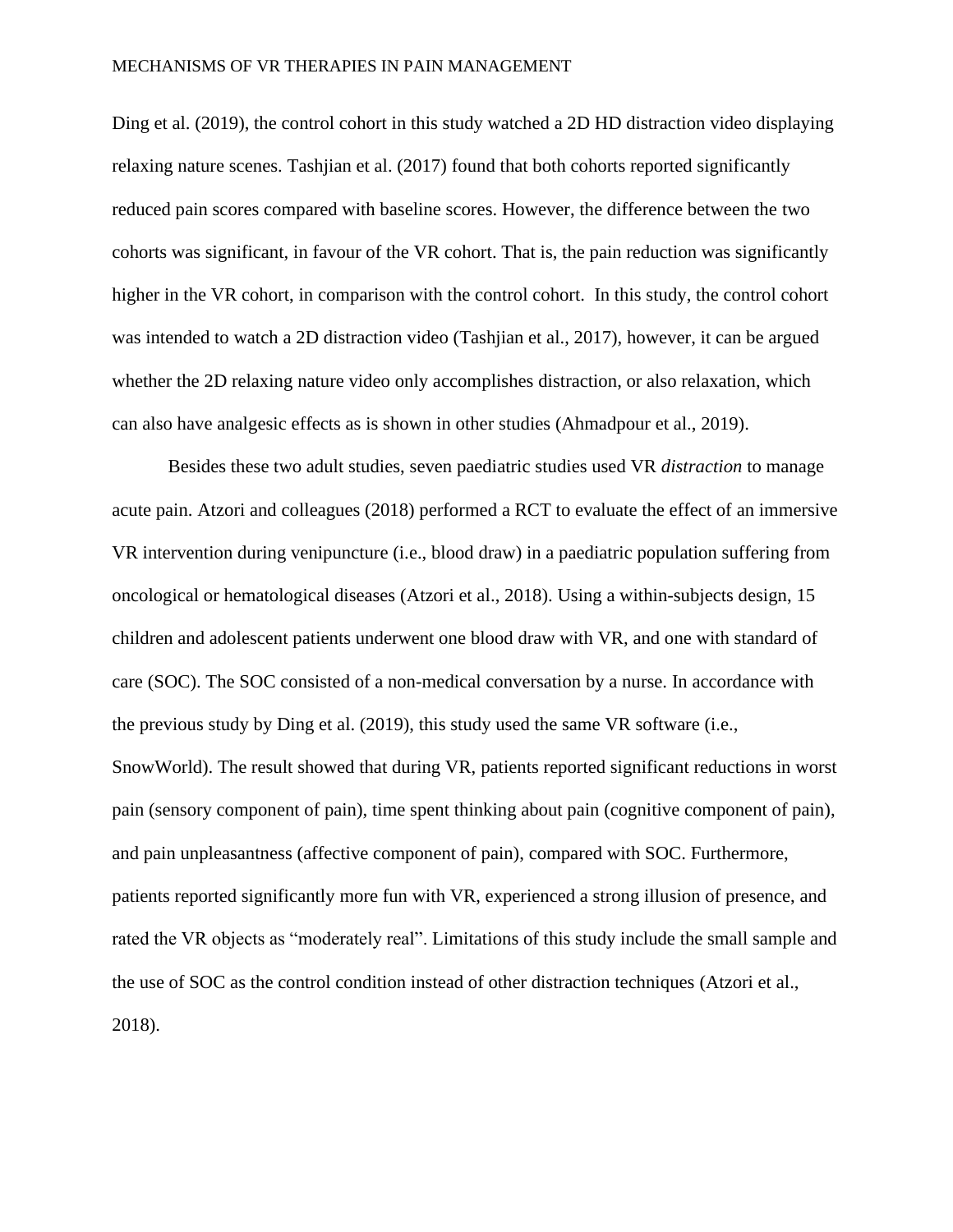Ding et al. (2019), the control cohort in this study watched a 2D HD distraction video displaying relaxing nature scenes. Tashjian et al. (2017) found that both cohorts reported significantly reduced pain scores compared with baseline scores. However, the difference between the two cohorts was significant, in favour of the VR cohort. That is, the pain reduction was significantly higher in the VR cohort, in comparison with the control cohort.  In this study, the control cohort was intended to watch a 2D distraction video (Tashjian et al., 2017), however, it can be argued whether the 2D relaxing nature video only accomplishes distraction, or also relaxation, which can also have analgesic effects as is shown in other studies (Ahmadpour et al., 2019).

Besides these two adult studies, seven paediatric studies used VR *distraction* to manage acute pain. Atzori and colleagues (2018) performed a RCT to evaluate the effect of an immersive VR intervention during venipuncture (i.e., blood draw) in a paediatric population suffering from oncological or hematological diseases (Atzori et al., 2018). Using a within-subjects design, 15 children and adolescent patients underwent one blood draw with VR, and one with standard of care (SOC). The SOC consisted of a non-medical conversation by a nurse. In accordance with the previous study by Ding et al. (2019), this study used the same VR software (i.e., SnowWorld). The result showed that during VR, patients reported significant reductions in worst pain (sensory component of pain), time spent thinking about pain (cognitive component of pain), and pain unpleasantness (affective component of pain), compared with SOC. Furthermore, patients reported significantly more fun with VR, experienced a strong illusion of presence, and rated the VR objects as "moderately real". Limitations of this study include the small sample and the use of SOC as the control condition instead of other distraction techniques (Atzori et al., 2018).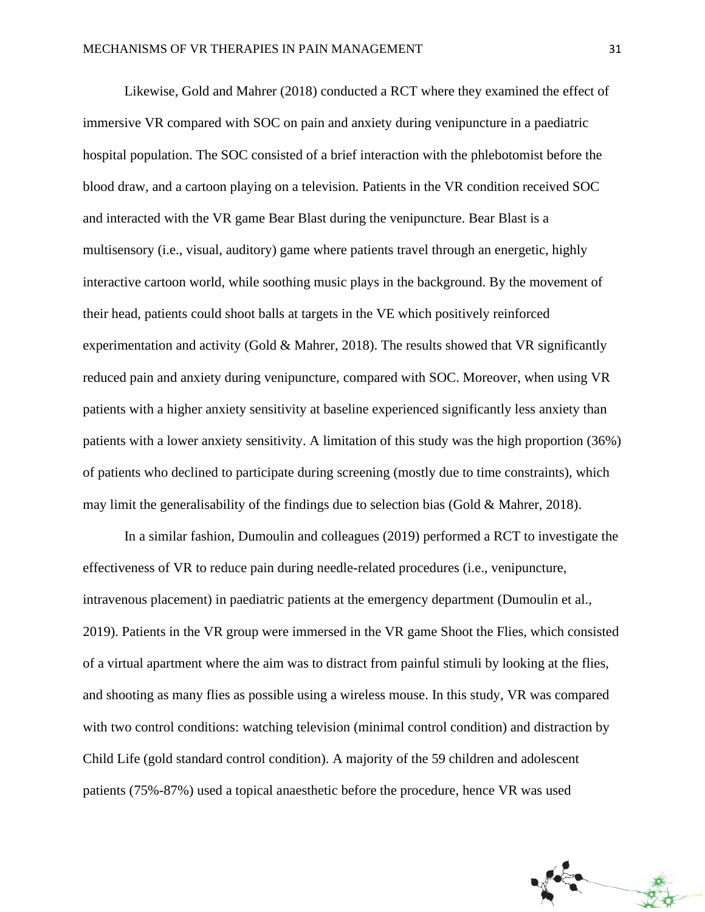Likewise, Gold and Mahrer (2018) conducted a RCT where they examined the effect of immersive VR compared with SOC on pain and anxiety during venipuncture in a paediatric hospital population. The SOC consisted of a brief interaction with the phlebotomist before the blood draw, and a cartoon playing on a television. Patients in the VR condition received SOC and interacted with the VR game Bear Blast during the venipuncture. Bear Blast is a multisensory (i.e., visual, auditory) game where patients travel through an energetic, highly interactive cartoon world, while soothing music plays in the background. By the movement of their head, patients could shoot balls at targets in the VE which positively reinforced experimentation and activity (Gold & Mahrer, 2018). The results showed that VR significantly reduced pain and anxiety during venipuncture, compared with SOC. Moreover, when using VR patients with a higher anxiety sensitivity at baseline experienced significantly less anxiety than patients with a lower anxiety sensitivity. A limitation of this study was the high proportion (36%) of patients who declined to participate during screening (mostly due to time constraints), which may limit the generalisability of the findings due to selection bias (Gold & Mahrer, 2018).

In a similar fashion, Dumoulin and colleagues (2019) performed a RCT to investigate the effectiveness of VR to reduce pain during needle-related procedures (i.e., venipuncture, intravenous placement) in paediatric patients at the emergency department (Dumoulin et al., 2019). Patients in the VR group were immersed in the VR game Shoot the Flies, which consisted of a virtual apartment where the aim was to distract from painful stimuli by looking at the flies, and shooting as many flies as possible using a wireless mouse. In this study, VR was compared with two control conditions: watching television (minimal control condition) and distraction by Child Life (gold standard control condition). A majority of the 59 children and adolescent patients (75%-87%) used a topical anaesthetic before the procedure, hence VR was used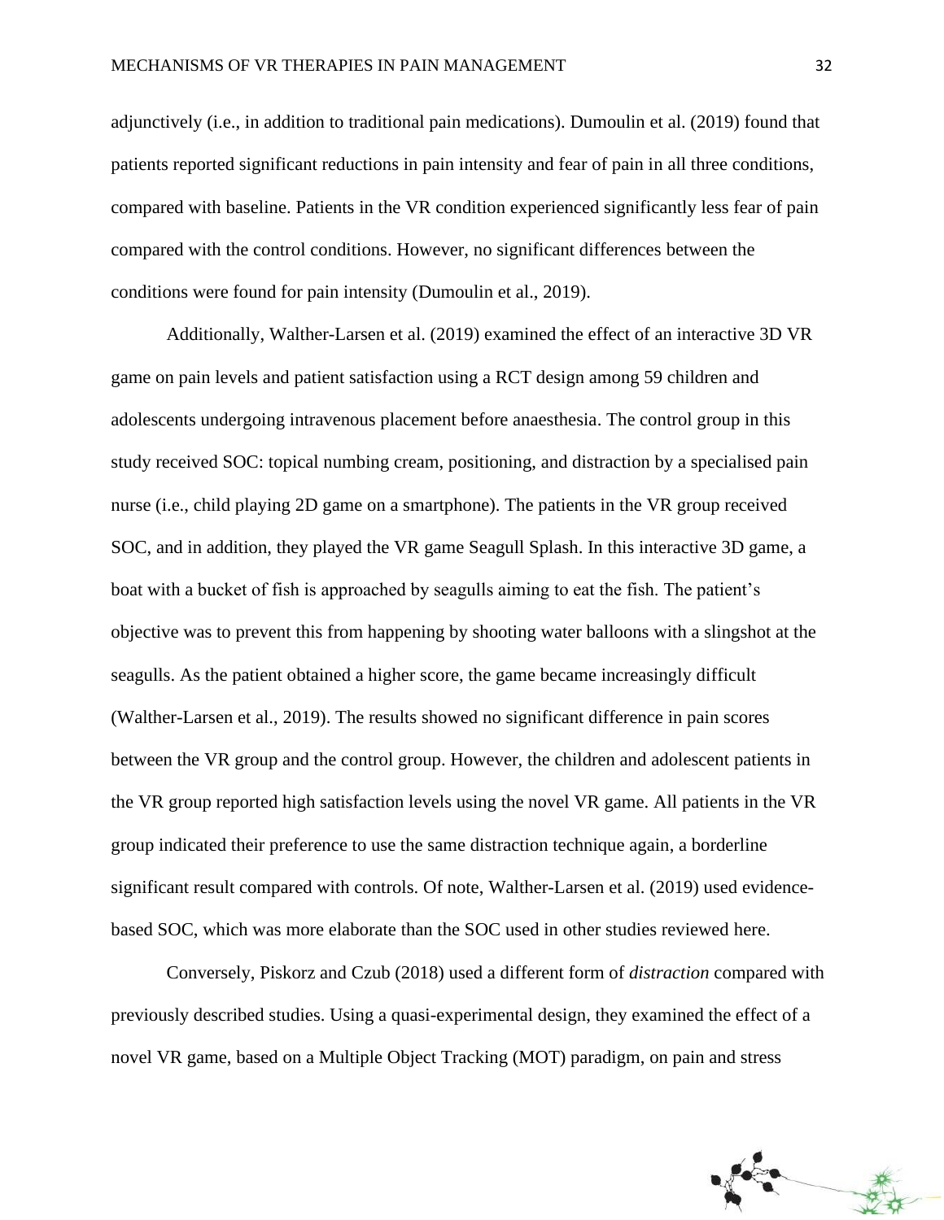adjunctively (i.e., in addition to traditional pain medications). Dumoulin et al. (2019) found that patients reported significant reductions in pain intensity and fear of pain in all three conditions, compared with baseline. Patients in the VR condition experienced significantly less fear of pain compared with the control conditions. However, no significant differences between the conditions were found for pain intensity (Dumoulin et al., 2019).

Additionally, Walther-Larsen et al. (2019) examined the effect of an interactive 3D VR game on pain levels and patient satisfaction using a RCT design among 59 children and adolescents undergoing intravenous placement before anaesthesia. The control group in this study received SOC: topical numbing cream, positioning, and distraction by a specialised pain nurse (i.e., child playing 2D game on a smartphone). The patients in the VR group received SOC, and in addition, they played the VR game Seagull Splash. In this interactive 3D game, a boat with a bucket of fish is approached by seagulls aiming to eat the fish. The patient's objective was to prevent this from happening by shooting water balloons with a slingshot at the seagulls. As the patient obtained a higher score, the game became increasingly difficult (Walther-Larsen et al., 2019). The results showed no significant difference in pain scores between the VR group and the control group. However, the children and adolescent patients in the VR group reported high satisfaction levels using the novel VR game. All patients in the VR group indicated their preference to use the same distraction technique again, a borderline significant result compared with controls. Of note, Walther-Larsen et al. (2019) used evidence-based SOC, which was more elaborate than the SOC used in other studies reviewed here.

Conversely, Piskorz and Czub (2018) used a different form of *distraction* compared with previously described studies. Using a quasi-experimental design, they examined the effect of a novel VR game, based on a Multiple Object Tracking (MOT) paradigm, on pain and stress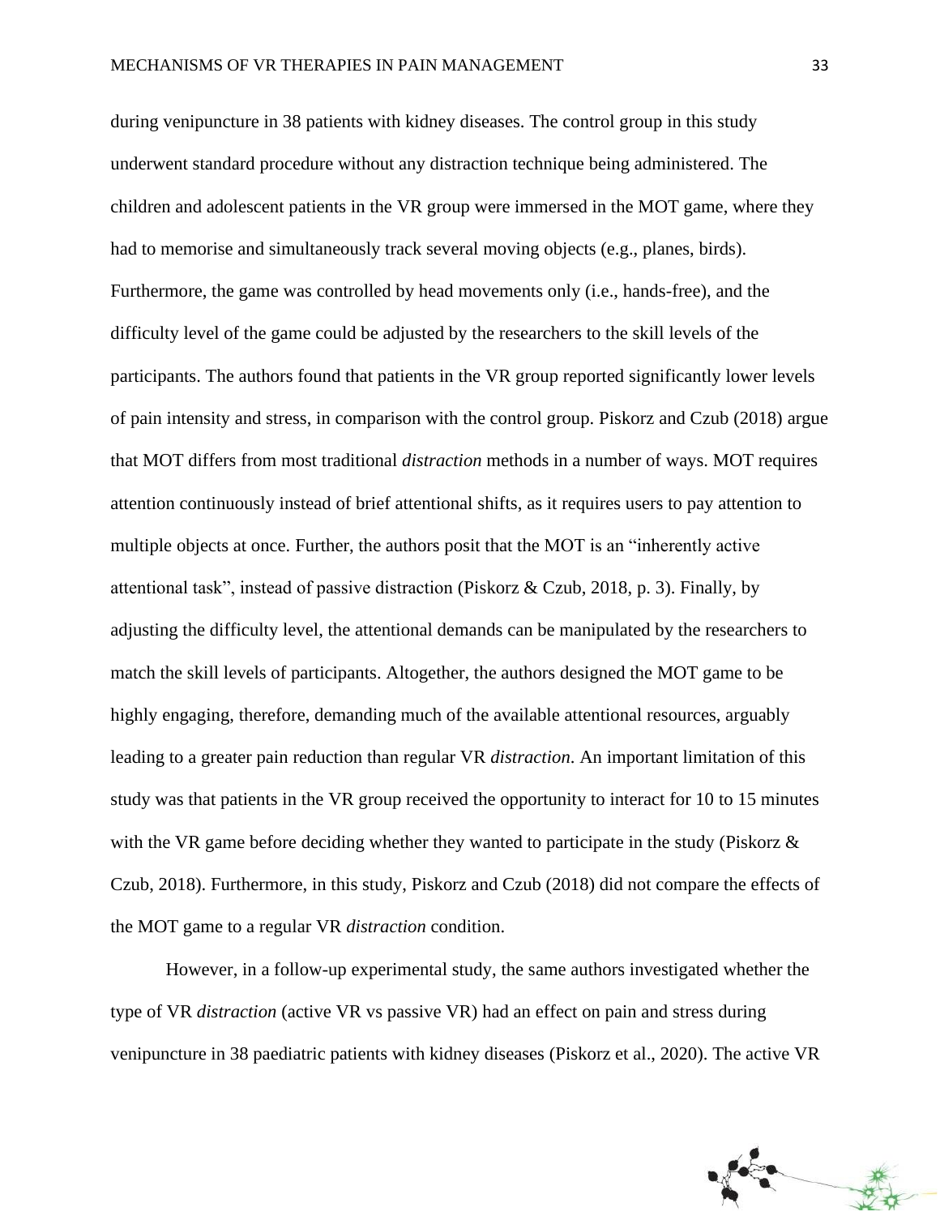during venipuncture in 38 patients with kidney diseases. The control group in this study underwent standard procedure without any distraction technique being administered. The children and adolescent patients in the VR group were immersed in the MOT game, where they had to memorise and simultaneously track several moving objects (e.g., planes, birds). Furthermore, the game was controlled by head movements only (i.e., hands-free), and the difficulty level of the game could be adjusted by the researchers to the skill levels of the participants. The authors found that patients in the VR group reported significantly lower levels of pain intensity and stress, in comparison with the control group. Piskorz and Czub (2018) argue that MOT differs from most traditional *distraction* methods in a number of ways. MOT requires attention continuously instead of brief attentional shifts, as it requires users to pay attention to multiple objects at once. Further, the authors posit that the MOT is an "inherently active attentional task", instead of passive distraction (Piskorz & Czub, 2018, p. 3). Finally, by adjusting the difficulty level, the attentional demands can be manipulated by the researchers to match the skill levels of participants. Altogether, the authors designed the MOT game to be highly engaging, therefore, demanding much of the available attentional resources, arguably leading to a greater pain reduction than regular VR *distraction*. An important limitation of this study was that patients in the VR group received the opportunity to interact for 10 to 15 minutes with the VR game before deciding whether they wanted to participate in the study (Piskorz & Czub, 2018). Furthermore, in this study, Piskorz and Czub (2018) did not compare the effects of the MOT game to a regular VR *distraction* condition.

However, in a follow-up experimental study, the same authors investigated whether the type of VR *distraction* (active VR vs passive VR) had an effect on pain and stress during venipuncture in 38 paediatric patients with kidney diseases (Piskorz et al., 2020). The active VR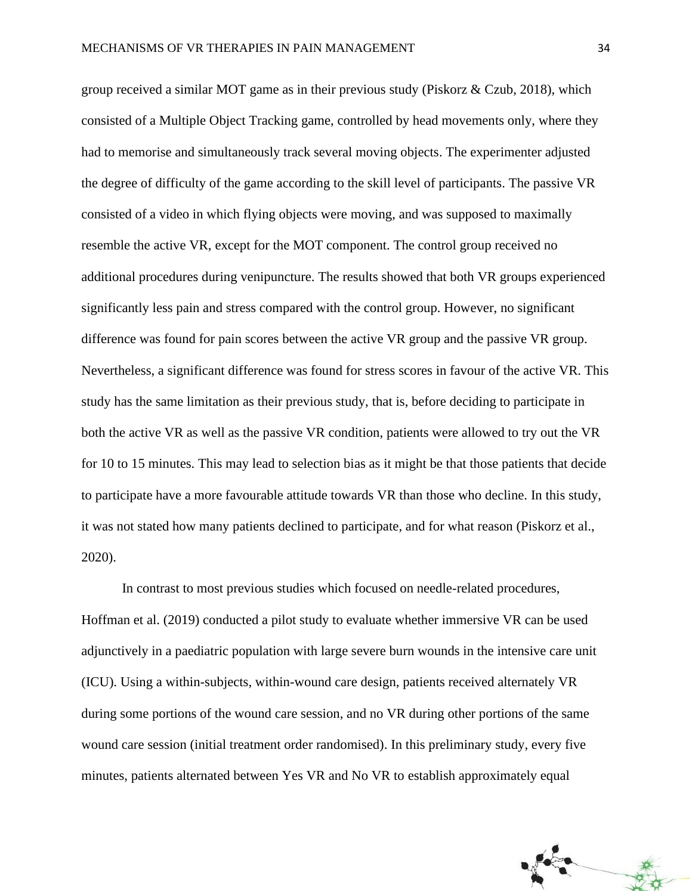group received a similar MOT game as in their previous study (Piskorz & Czub, 2018), which consisted of a Multiple Object Tracking game, controlled by head movements only, where they had to memorise and simultaneously track several moving objects. The experimenter adjusted the degree of difficulty of the game according to the skill level of participants. The passive VR consisted of a video in which flying objects were moving, and was supposed to maximally resemble the active VR, except for the MOT component. The control group received no additional procedures during venipuncture. The results showed that both VR groups experienced significantly less pain and stress compared with the control group. However, no significant difference was found for pain scores between the active VR group and the passive VR group. Nevertheless, a significant difference was found for stress scores in favour of the active VR. This study has the same limitation as their previous study, that is, before deciding to participate in both the active VR as well as the passive VR condition, patients were allowed to try out the VR for 10 to 15 minutes. This may lead to selection bias as it might be that those patients that decide to participate have a more favourable attitude towards VR than those who decline. In this study, it was not stated how many patients declined to participate, and for what reason (Piskorz et al., 2020).

In contrast to most previous studies which focused on needle-related procedures, Hoffman et al. (2019) conducted a pilot study to evaluate whether immersive VR can be used adjunctively in a paediatric population with large severe burn wounds in the intensive care unit (ICU). Using a within-subjects, within-wound care design, patients received alternately VR during some portions of the wound care session, and no VR during other portions of the same wound care session (initial treatment order randomised). In this preliminary study, every five minutes, patients alternated between Yes VR and No VR to establish approximately equal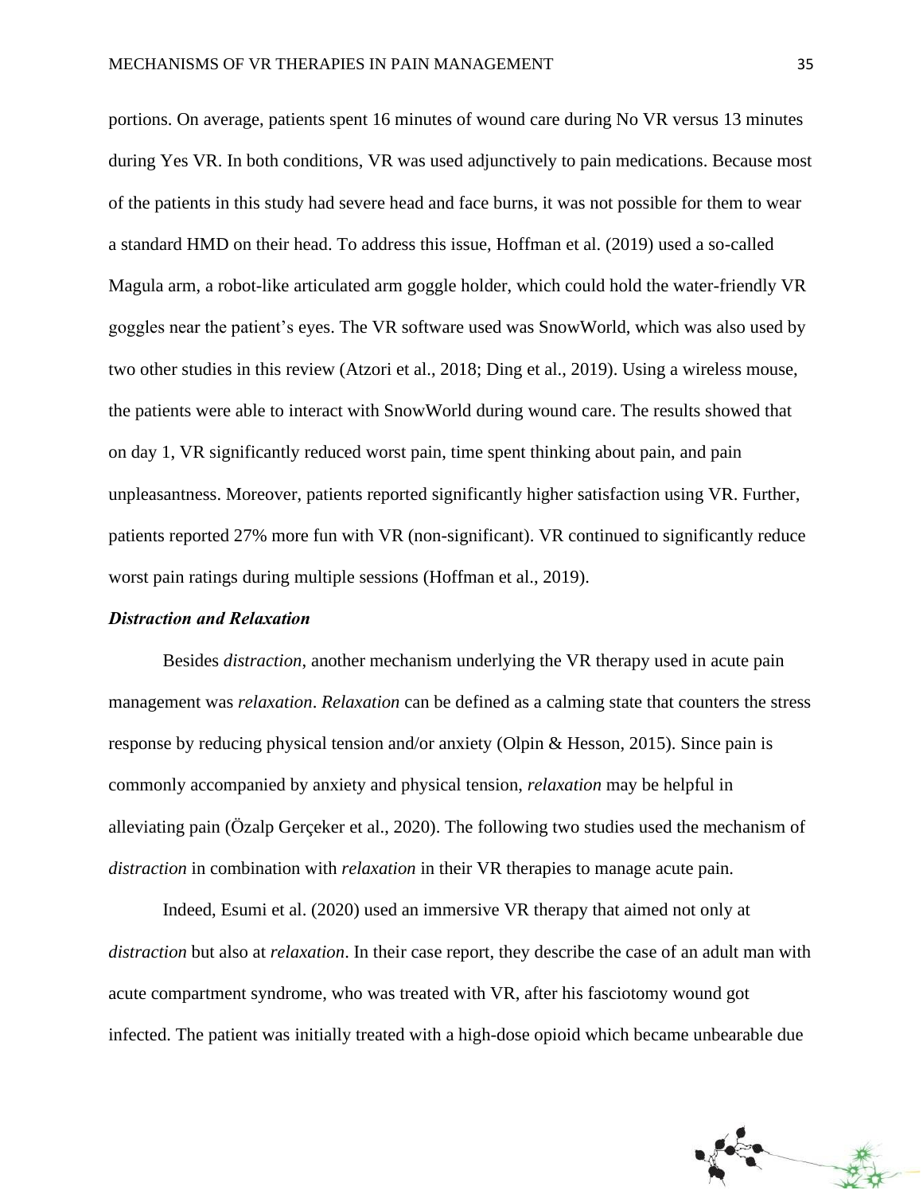portions. On average, patients spent 16 minutes of wound care during No VR versus 13 minutes during Yes VR. In both conditions, VR was used adjunctively to pain medications. Because most of the patients in this study had severe head and face burns, it was not possible for them to wear a standard HMD on their head. To address this issue, Hoffman et al. (2019) used a so-called Magula arm, a robot-like articulated arm goggle holder, which could hold the water-friendly VR goggles near the patient's eyes. The VR software used was SnowWorld, which was also used by two other studies in this review (Atzori et al., 2018; Ding et al., 2019). Using a wireless mouse, the patients were able to interact with SnowWorld during wound care. The results showed that on day 1, VR significantly reduced worst pain, time spent thinking about pain, and pain unpleasantness. Moreover, patients reported significantly higher satisfaction using VR. Further, patients reported 27% more fun with VR (non-significant). VR continued to significantly reduce worst pain ratings during multiple sessions (Hoffman et al., 2019).

### *Distraction and Relaxation*

Besides *distraction*, another mechanism underlying the VR therapy used in acute pain management was *relaxation*. *Relaxation* can be defined as a calming state that counters the stress response by reducing physical tension and/or anxiety (Olpin & Hesson, 2015). Since pain is commonly accompanied by anxiety and physical tension, *relaxation* may be helpful in alleviating pain (Özalp Gerçeker et al., 2020). The following two studies used the mechanism of *distraction* in combination with *relaxation* in their VR therapies to manage acute pain.

Indeed, Esumi et al. (2020) used an immersive VR therapy that aimed not only at *distraction* but also at *relaxation*. In their case report, they describe the case of an adult man with acute compartment syndrome, who was treated with VR, after his fasciotomy wound got infected. The patient was initially treated with a high-dose opioid which became unbearable due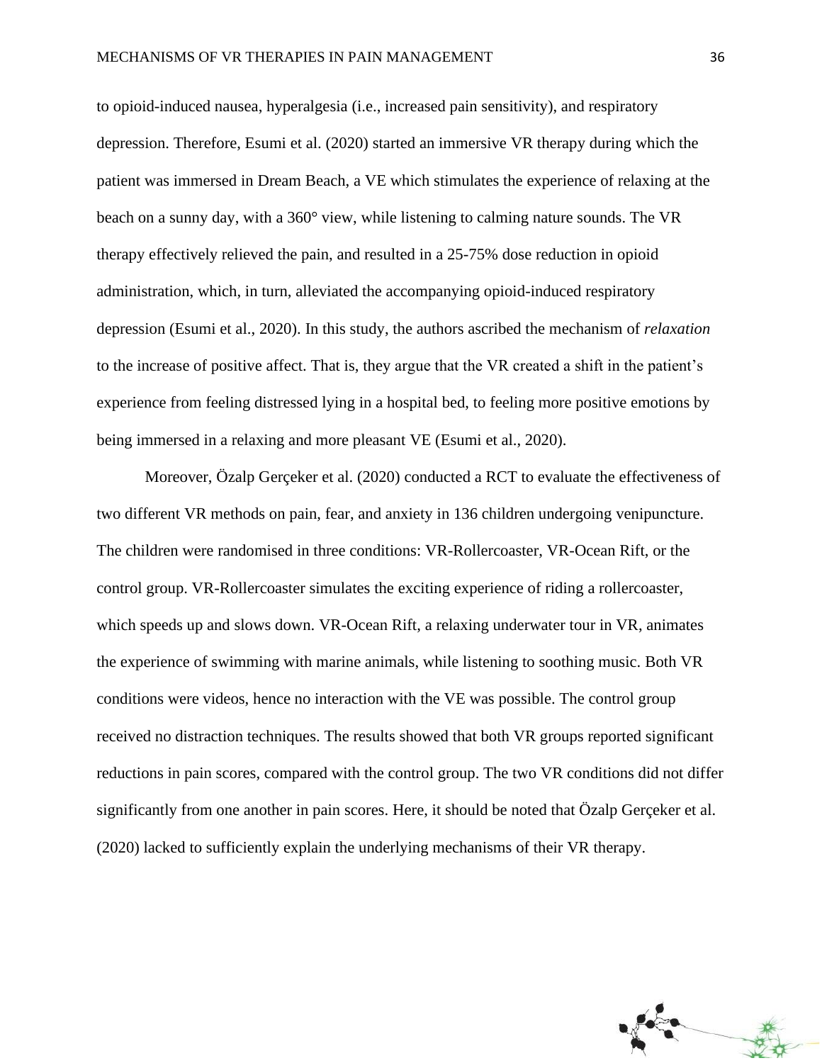to opioid-induced nausea, hyperalgesia (i.e., increased pain sensitivity), and respiratory depression. Therefore, Esumi et al. (2020) started an immersive VR therapy during which the patient was immersed in Dream Beach, a VE which stimulates the experience of relaxing at the beach on a sunny day, with a 360° view, while listening to calming nature sounds. The VR therapy effectively relieved the pain, and resulted in a 25-75% dose reduction in opioid administration, which, in turn, alleviated the accompanying opioid-induced respiratory depression (Esumi et al., 2020). In this study, the authors ascribed the mechanism of *relaxation* to the increase of positive affect. That is, they argue that the VR created a shift in the patient's experience from feeling distressed lying in a hospital bed, to feeling more positive emotions by being immersed in a relaxing and more pleasant VE (Esumi et al., 2020).

Moreover, Özalp Gerçeker et al. (2020) conducted a RCT to evaluate the effectiveness of two different VR methods on pain, fear, and anxiety in 136 children undergoing venipuncture. The children were randomised in three conditions: VR-Rollercoaster, VR-Ocean Rift, or the control group. VR-Rollercoaster simulates the exciting experience of riding a rollercoaster, which speeds up and slows down. VR-Ocean Rift, a relaxing underwater tour in VR, animates the experience of swimming with marine animals, while listening to soothing music. Both VR conditions were videos, hence no interaction with the VE was possible. The control group received no distraction techniques. The results showed that both VR groups reported significant reductions in pain scores, compared with the control group. The two VR conditions did not differ significantly from one another in pain scores. Here, it should be noted that Özalp Gerçeker et al. (2020) lacked to sufficiently explain the underlying mechanisms of their VR therapy.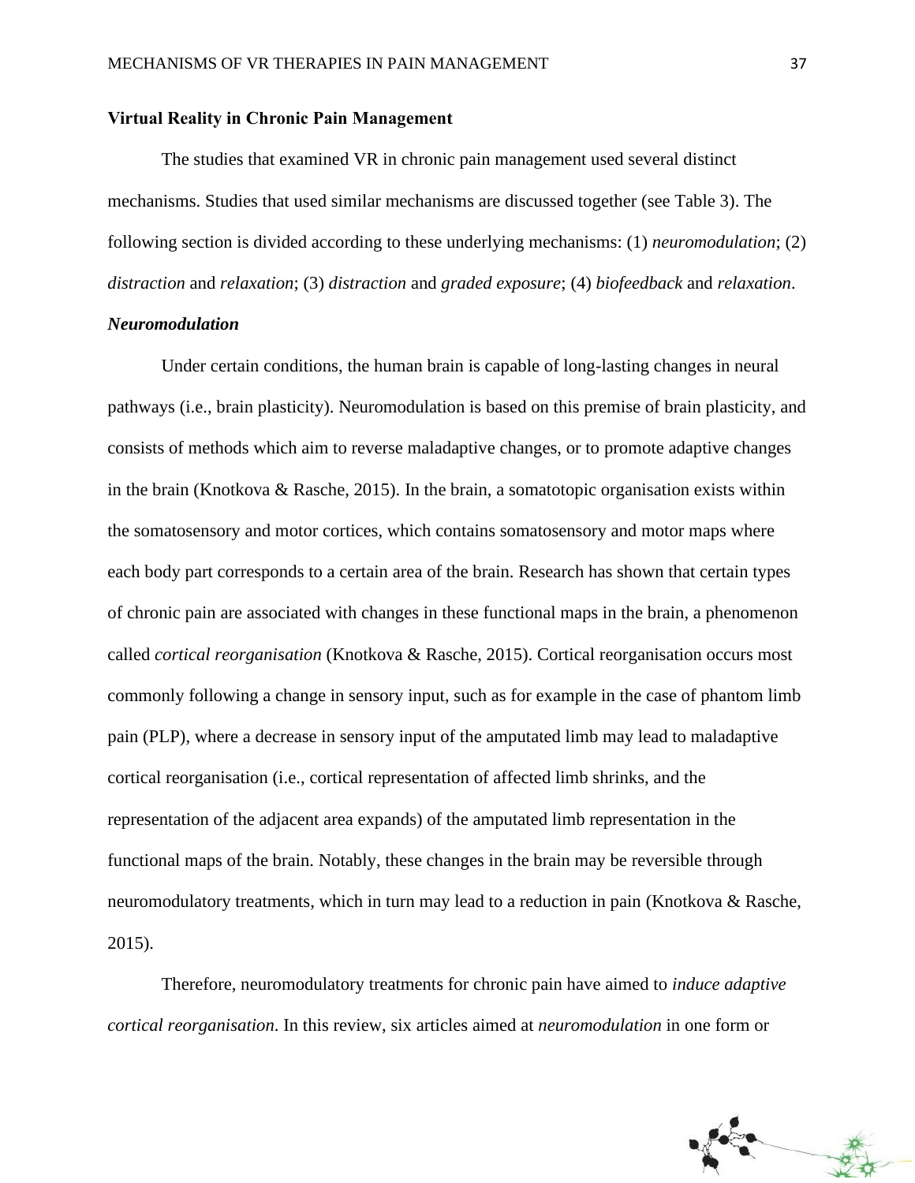## Virtual Reality in Chronic Pain Management

The studies that examined VR in chronic pain management used several distinct mechanisms. Studies that used similar mechanisms are discussed together (see Table 3). The following section is divided according to these underlying mechanisms: (1) *neuromodulation*; (2) *distraction* and *relaxation*; (3) *distraction* and *graded exposure*; (4) *biofeedback* and *relaxation*.

### *Neuromodulation*

Under certain conditions, the human brain is capable of long-lasting changes in neural pathways (i.e., brain plasticity). Neuromodulation is based on this premise of brain plasticity, and consists of methods which aim to reverse maladaptive changes, or to promote adaptive changes in the brain (Knotkova & Rasche, 2015). In the brain, a somatotopic organisation exists within the somatosensory and motor cortices, which contains somatosensory and motor maps where each body part corresponds to a certain area of the brain. Research has shown that certain types of chronic pain are associated with changes in these functional maps in the brain, a phenomenon called *cortical reorganisation* (Knotkova & Rasche, 2015). Cortical reorganisation occurs most commonly following a change in sensory input, such as for example in the case of phantom limb pain (PLP), where a decrease in sensory input of the amputated limb may lead to maladaptive cortical reorganisation (i.e., cortical representation of affected limb shrinks, and the representation of the adjacent area expands) of the amputated limb representation in the functional maps of the brain. Notably, these changes in the brain may be reversible through neuromodulatory treatments, which in turn may lead to a reduction in pain (Knotkova & Rasche, 2015).

Therefore, neuromodulatory treatments for chronic pain have aimed to *induce adaptive cortical reorganisation*. In this review, six articles aimed at *neuromodulation* in one form or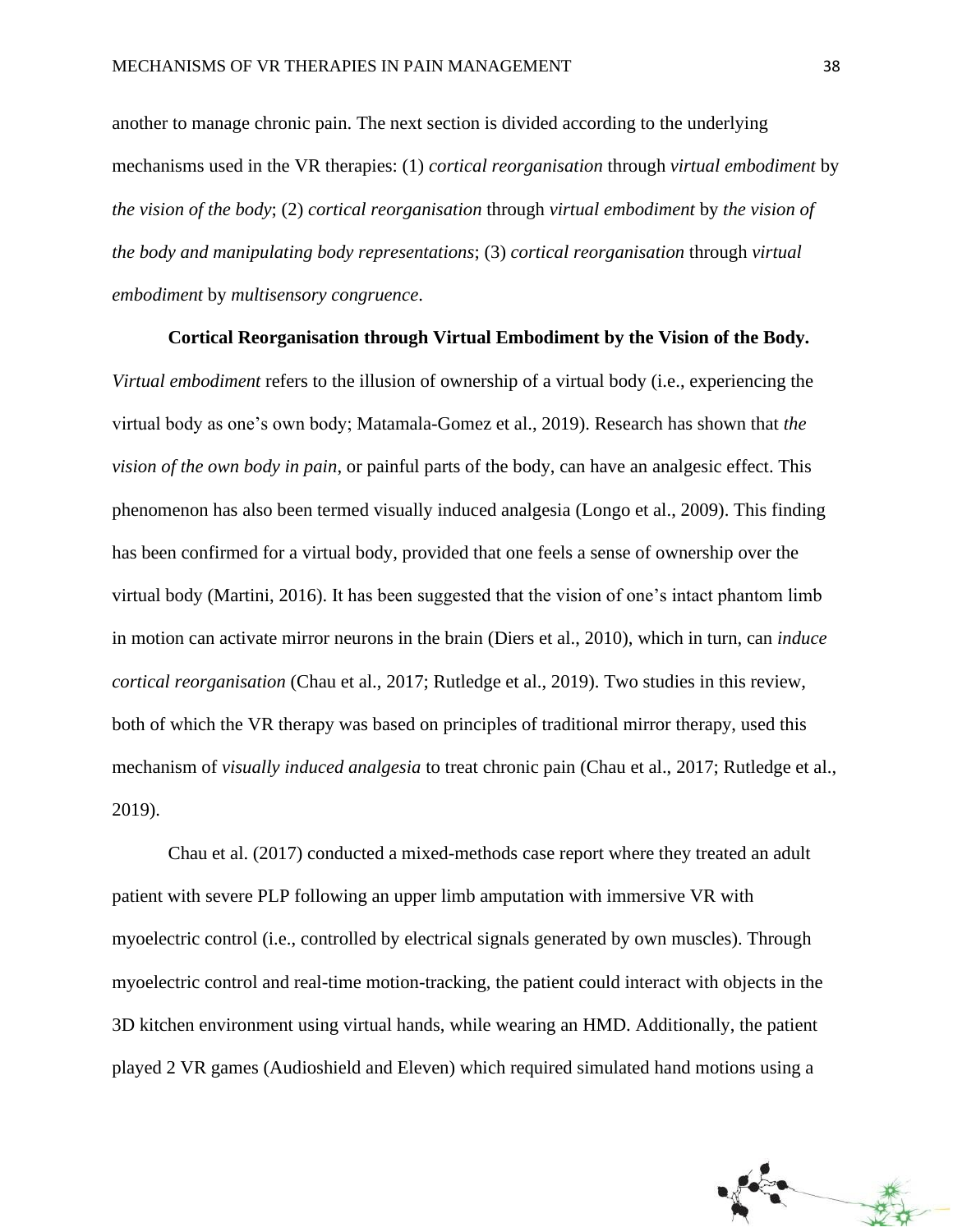another to manage chronic pain. The next section is divided according to the underlying mechanisms used in the VR therapies: (1) *cortical reorganisation* through *virtual embodiment* by *the vision of the body*; (2) *cortical reorganisation* through *virtual embodiment* by *the vision of the body and manipulating body representations*; (3) *cortical reorganisation* through *virtual embodiment* by *multisensory congruence*.

**Cortical Reorganisation through Virtual Embodiment by the Vision of the Body.** *Virtual embodiment* refers to the illusion of ownership of a virtual body (i.e., experiencing the virtual body as one's own body; Matamala-Gomez et al., 2019). Research has shown that *the vision of the own body in pain*, or painful parts of the body, can have an analgesic effect. This phenomenon has also been termed visually induced analgesia (Longo et al., 2009). This finding has been confirmed for a virtual body, provided that one feels a sense of ownership over the virtual body (Martini, 2016). It has been suggested that the vision of one's intact phantom limb in motion can activate mirror neurons in the brain (Diers et al., 2010), which in turn, can *induce cortical reorganisation* (Chau et al., 2017; Rutledge et al., 2019). Two studies in this review, both of which the VR therapy was based on principles of traditional mirror therapy, used this mechanism of *visually induced analgesia* to treat chronic pain (Chau et al., 2017; Rutledge et al., 2019).

Chau et al. (2017) conducted a mixed-methods case report where they treated an adult patient with severe PLP following an upper limb amputation with immersive VR with myoelectric control (i.e., controlled by electrical signals generated by own muscles). Through myoelectric control and real-time motion-tracking, the patient could interact with objects in the 3D kitchen environment using virtual hands, while wearing an HMD. Additionally, the patient played 2 VR games (Audioshield and Eleven) which required simulated hand motions using a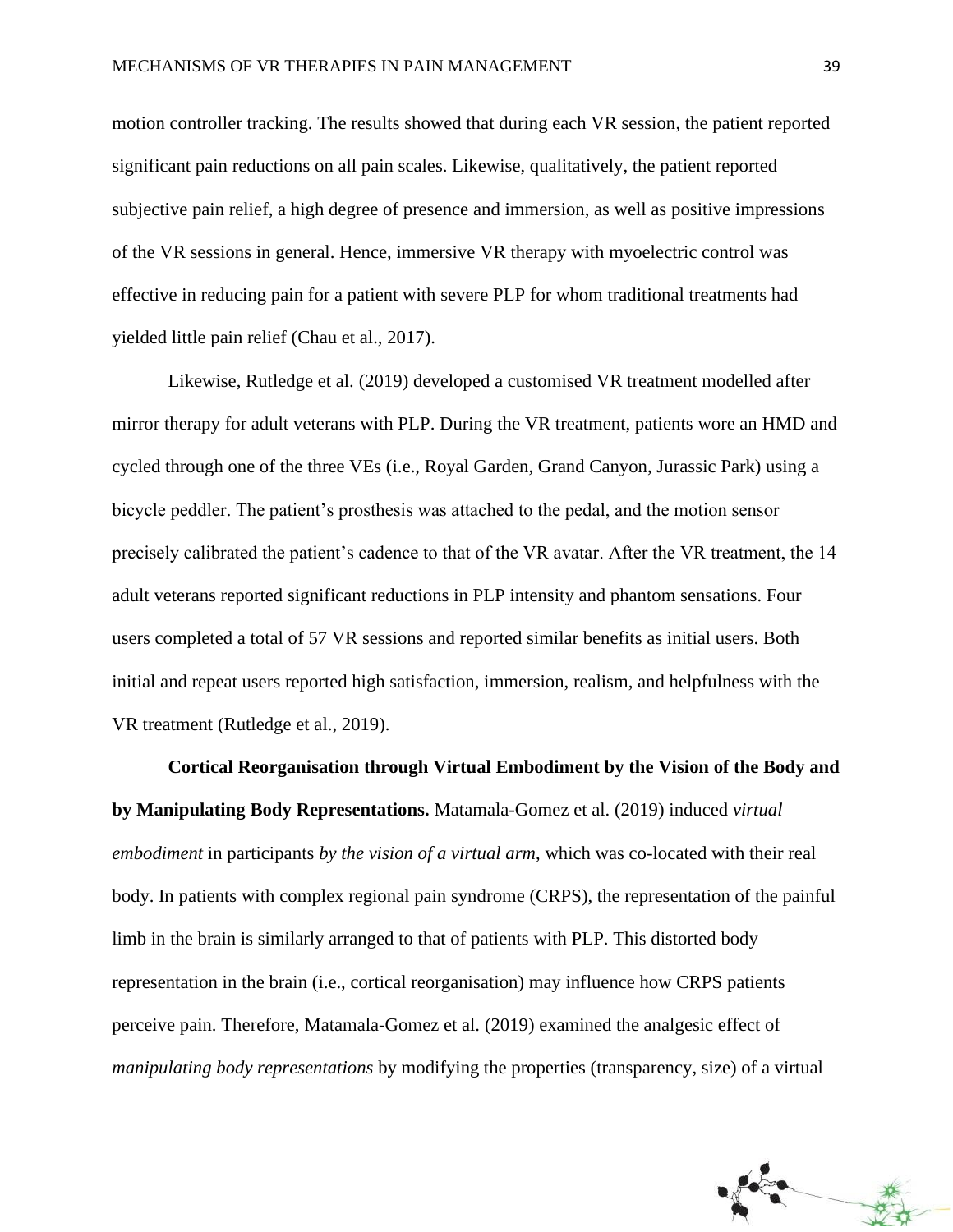motion controller tracking. The results showed that during each VR session, the patient reported significant pain reductions on all pain scales. Likewise, qualitatively, the patient reported subjective pain relief, a high degree of presence and immersion, as well as positive impressions of the VR sessions in general. Hence, immersive VR therapy with myoelectric control was effective in reducing pain for a patient with severe PLP for whom traditional treatments had yielded little pain relief (Chau et al., 2017).

Likewise, Rutledge et al. (2019) developed a customised VR treatment modelled after mirror therapy for adult veterans with PLP. During the VR treatment, patients wore an HMD and cycled through one of the three VEs (i.e., Royal Garden, Grand Canyon, Jurassic Park) using a bicycle peddler. The patient's prosthesis was attached to the pedal, and the motion sensor precisely calibrated the patient's cadence to that of the VR avatar. After the VR treatment, the 14 adult veterans reported significant reductions in PLP intensity and phantom sensations. Four users completed a total of 57 VR sessions and reported similar benefits as initial users. Both initial and repeat users reported high satisfaction, immersion, realism, and helpfulness with the VR treatment (Rutledge et al., 2019).

**Cortical Reorganisation through Virtual Embodiment by the Vision of the Body and by Manipulating Body Representations.** Matamala-Gomez et al. (2019) induced *virtual embodiment* in participants *by the vision of a virtual arm*, which was co-located with their real body. In patients with complex regional pain syndrome (CRPS), the representation of the painful limb in the brain is similarly arranged to that of patients with PLP. This distorted body representation in the brain (i.e., cortical reorganisation) may influence how CRPS patients perceive pain. Therefore, Matamala-Gomez et al. (2019) examined the analgesic effect of *manipulating body representations* by modifying the properties (transparency, size) of a virtual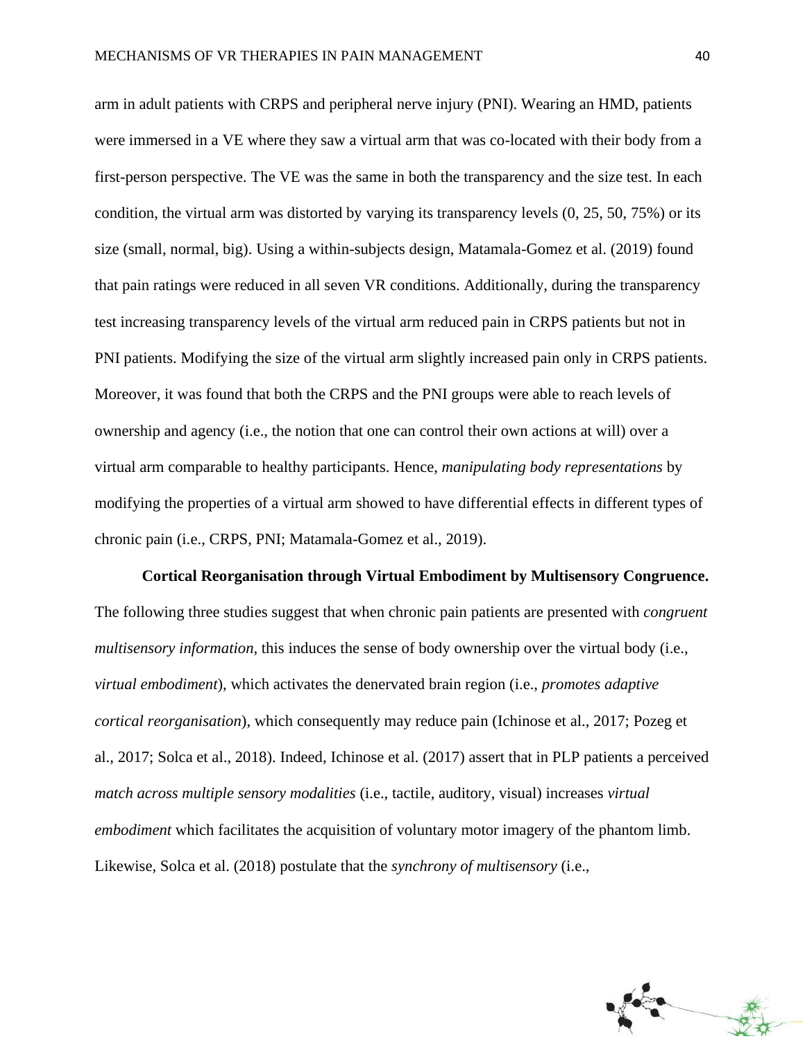arm in adult patients with CRPS and peripheral nerve injury (PNI). Wearing an HMD, patients were immersed in a VE where they saw a virtual arm that was co-located with their body from a first-person perspective. The VE was the same in both the transparency and the size test. In each condition, the virtual arm was distorted by varying its transparency levels (0, 25, 50, 75%) or its size (small, normal, big). Using a within-subjects design, Matamala-Gomez et al. (2019) found that pain ratings were reduced in all seven VR conditions. Additionally, during the transparency test increasing transparency levels of the virtual arm reduced pain in CRPS patients but not in PNI patients. Modifying the size of the virtual arm slightly increased pain only in CRPS patients. Moreover, it was found that both the CRPS and the PNI groups were able to reach levels of ownership and agency (i.e., the notion that one can control their own actions at will) over a virtual arm comparable to healthy participants. Hence, *manipulating body representations* by modifying the properties of a virtual arm showed to have differential effects in different types of chronic pain (i.e., CRPS, PNI; Matamala-Gomez et al., 2019).

**Cortical Reorganisation through Virtual Embodiment by Multisensory Congruence.** The following three studies suggest that when chronic pain patients are presented with *congruent multisensory information*, this induces the sense of body ownership over the virtual body (i.e., *virtual embodiment*), which activates the denervated brain region (i.e., *promotes adaptive cortical reorganisation*), which consequently may reduce pain (Ichinose et al., 2017; Pozeg et al., 2017; Solca et al., 2018). Indeed, Ichinose et al. (2017) assert that in PLP patients a perceived *match across multiple sensory modalities* (i.e., tactile, auditory, visual) increases *virtual embodiment* which facilitates the acquisition of voluntary motor imagery of the phantom limb. Likewise, Solca et al. (2018) postulate that the *synchrony of multisensory* (i.e.,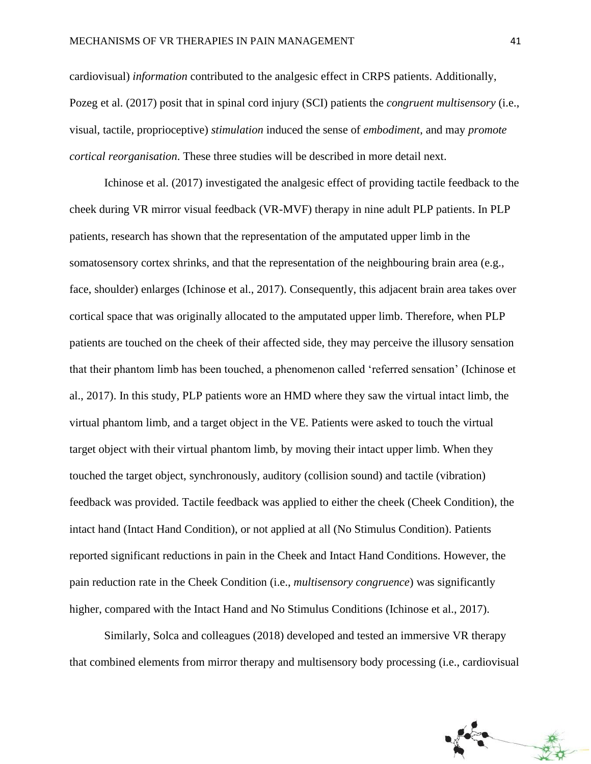cardiovisual) *information* contributed to the analgesic effect in CRPS patients. Additionally, Pozeg et al. (2017) posit that in spinal cord injury (SCI) patients the *congruent multisensory* (i.e., visual, tactile, proprioceptive) *stimulation* induced the sense of *embodiment*, and may *promote cortical reorganisation*. These three studies will be described in more detail next.

Ichinose et al. (2017) investigated the analgesic effect of providing tactile feedback to the cheek during VR mirror visual feedback (VR-MVF) therapy in nine adult PLP patients. In PLP patients, research has shown that the representation of the amputated upper limb in the somatosensory cortex shrinks, and that the representation of the neighbouring brain area (e.g., face, shoulder) enlarges (Ichinose et al., 2017). Consequently, this adjacent brain area takes over cortical space that was originally allocated to the amputated upper limb. Therefore, when PLP patients are touched on the cheek of their affected side, they may perceive the illusory sensation that their phantom limb has been touched, a phenomenon called 'referred sensation' (Ichinose et al., 2017). In this study, PLP patients wore an HMD where they saw the virtual intact limb, the virtual phantom limb, and a target object in the VE. Patients were asked to touch the virtual target object with their virtual phantom limb, by moving their intact upper limb. When they touched the target object, synchronously, auditory (collision sound) and tactile (vibration) feedback was provided. Tactile feedback was applied to either the cheek (Cheek Condition), the intact hand (Intact Hand Condition), or not applied at all (No Stimulus Condition). Patients reported significant reductions in pain in the Cheek and Intact Hand Conditions. However, the pain reduction rate in the Cheek Condition (i.e., *multisensory congruence*) was significantly higher, compared with the Intact Hand and No Stimulus Conditions (Ichinose et al., 2017).

Similarly, Solca and colleagues (2018) developed and tested an immersive VR therapy that combined elements from mirror therapy and multisensory body processing (i.e., cardiovisual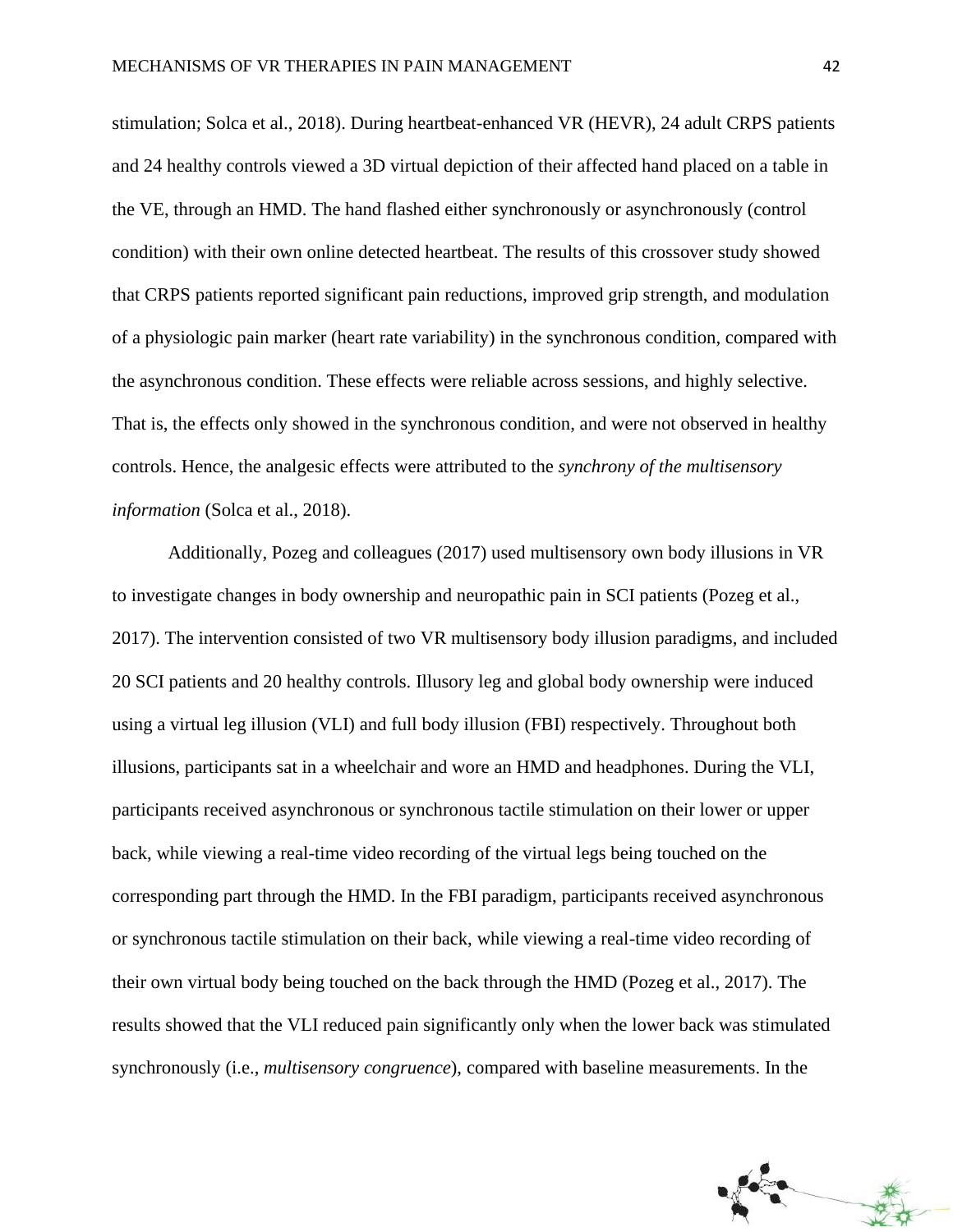stimulation; Solca et al., 2018). During heartbeat-enhanced VR (HEVR), 24 adult CRPS patients and 24 healthy controls viewed a 3D virtual depiction of their affected hand placed on a table in the VE, through an HMD. The hand flashed either synchronously or asynchronously (control condition) with their own online detected heartbeat. The results of this crossover study showed that CRPS patients reported significant pain reductions, improved grip strength, and modulation of a physiologic pain marker (heart rate variability) in the synchronous condition, compared with the asynchronous condition. These effects were reliable across sessions, and highly selective. That is, the effects only showed in the synchronous condition, and were not observed in healthy controls. Hence, the analgesic effects were attributed to the *synchrony of the multisensory information* (Solca et al., 2018).

Additionally, Pozeg and colleagues (2017) used multisensory own body illusions in VR to investigate changes in body ownership and neuropathic pain in SCI patients (Pozeg et al., 2017). The intervention consisted of two VR multisensory body illusion paradigms, and included 20 SCI patients and 20 healthy controls. Illusory leg and global body ownership were induced using a virtual leg illusion (VLI) and full body illusion (FBI) respectively. Throughout both illusions, participants sat in a wheelchair and wore an HMD and headphones. During the VLI, participants received asynchronous or synchronous tactile stimulation on their lower or upper back, while viewing a real-time video recording of the virtual legs being touched on the corresponding part through the HMD. In the FBI paradigm, participants received asynchronous or synchronous tactile stimulation on their back, while viewing a real-time video recording of their own virtual body being touched on the back through the HMD (Pozeg et al., 2017). The results showed that the VLI reduced pain significantly only when the lower back was stimulated synchronously (i.e., *multisensory congruence*), compared with baseline measurements. In the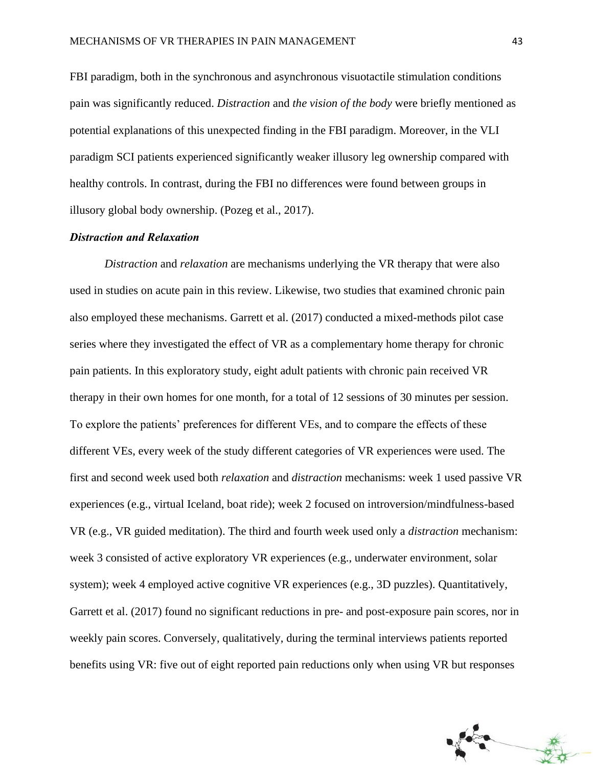FBI paradigm, both in the synchronous and asynchronous visuotactile stimulation conditions pain was significantly reduced. *Distraction* and *the vision of the body* were briefly mentioned as potential explanations of this unexpected finding in the FBI paradigm. Moreover, in the VLI paradigm SCI patients experienced significantly weaker illusory leg ownership compared with healthy controls. In contrast, during the FBI no differences were found between groups in illusory global body ownership. (Pozeg et al., 2017).

### *Distraction and Relaxation*

*Distraction* and *relaxation* are mechanisms underlying the VR therapy that were also used in studies on acute pain in this review. Likewise, two studies that examined chronic pain also employed these mechanisms. Garrett et al. (2017) conducted a mixed-methods pilot case series where they investigated the effect of VR as a complementary home therapy for chronic pain patients. In this exploratory study, eight adult patients with chronic pain received VR therapy in their own homes for one month, for a total of 12 sessions of 30 minutes per session. To explore the patients' preferences for different VEs, and to compare the effects of these different VEs, every week of the study different categories of VR experiences were used. The first and second week used both *relaxation* and *distraction* mechanisms: week 1 used passive VR experiences (e.g., virtual Iceland, boat ride); week 2 focused on introversion/mindfulness-based VR (e.g., VR guided meditation). The third and fourth week used only a *distraction* mechanism: week 3 consisted of active exploratory VR experiences (e.g., underwater environment, solar system); week 4 employed active cognitive VR experiences (e.g., 3D puzzles). Quantitatively, Garrett et al. (2017) found no significant reductions in pre- and post-exposure pain scores, nor in weekly pain scores. Conversely, qualitatively, during the terminal interviews patients reported benefits using VR: five out of eight reported pain reductions only when using VR but responses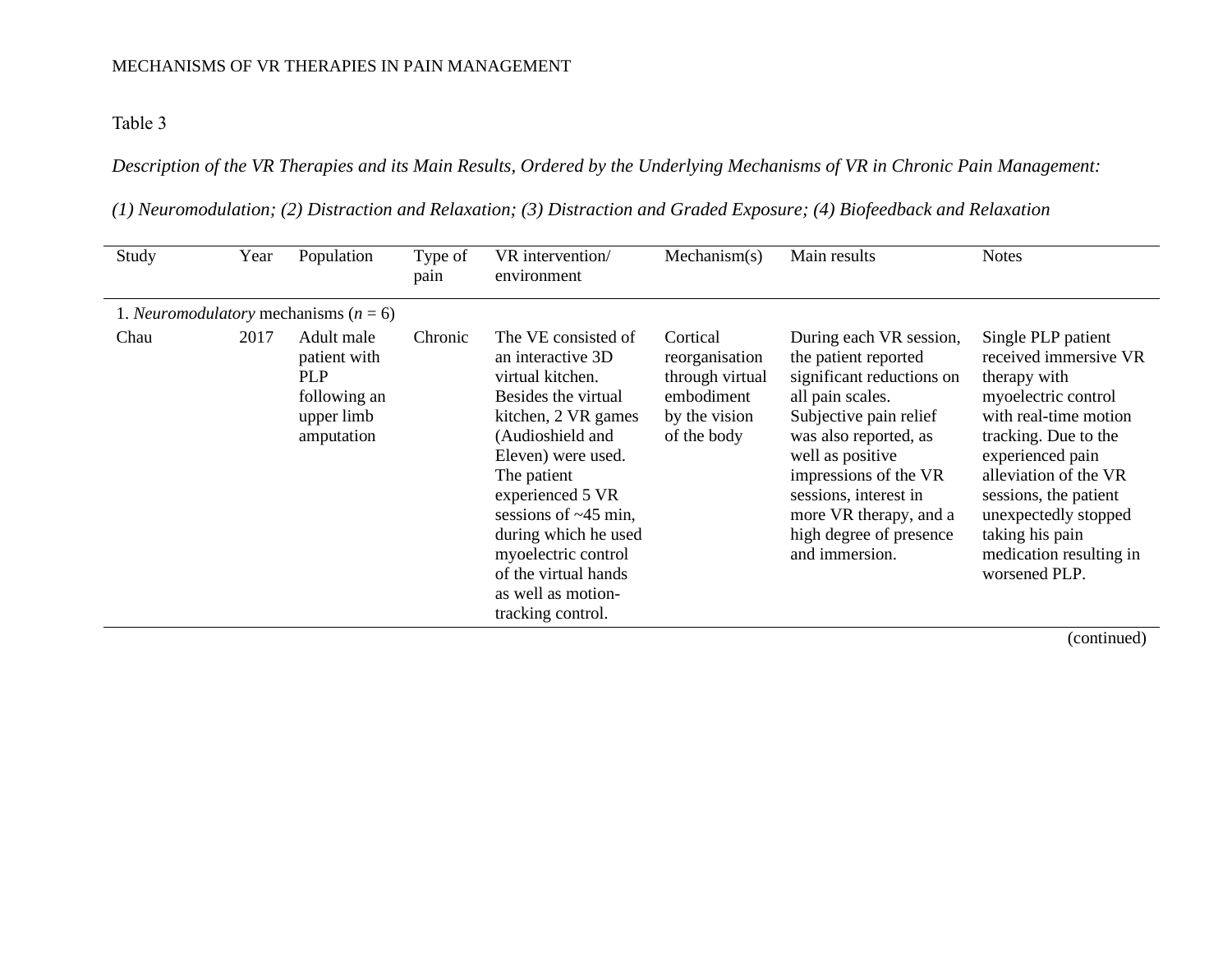Table 3

*Description of the VR Therapies and its Main Results, Ordered by the Underlying Mechanisms of VR in Chronic Pain Management:*

*(1) Neuromodulation; (2) Distraction and Relaxation; (3) Distraction and Graded Exposure; (4) Biofeedback and Relaxation*

| Study | Year | Population | Type of pain | VR intervention/ environment | Mechanism(s) | Main results | Notes |
|---|---|---|---|---|---|---|---|
| 1. *Neuromodulatory* mechanisms (*n* = 6) | | | | | | | |
| Chau | 2017 | Adult male patient with PLP following an upper limb amputation | Chronic | The VE consisted of an interactive 3D virtual kitchen. Besides the virtual kitchen, 2 VR games (Audioshield and Eleven) were used. The patient experienced 5 VR sessions of ~45 min, during which he used myoelectric control of the virtual hands as well as motion-tracking control. | Cortical reorganisation through virtual embodiment by the vision of the body | During each VR session, the patient reported significant reductions on all pain scales. Subjective pain relief was also reported, as well as positive impressions of the VR sessions, interest in more VR therapy, and a high degree of presence and immersion. | Single PLP patient received immersive VR therapy with myoelectric control with real-time motion tracking. Due to the experienced pain alleviation of the VR sessions, the patient unexpectedly stopped taking his pain medication resulting in worsened PLP. |

(continued)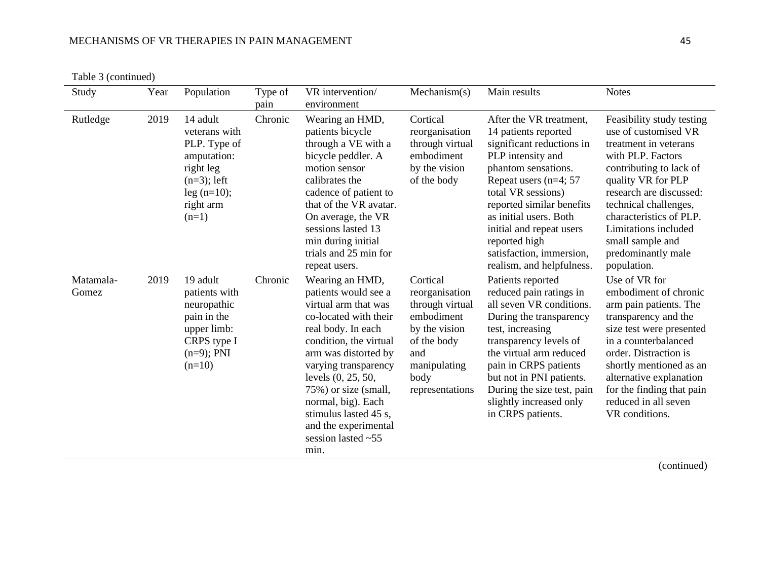Table 3 (continued)

| Study | Year | Population | Type of pain | VR intervention/ environment | Mechanism(s) | Main results | Notes |
|---|---|---|---|---|---|---|---|
| Rutledge | 2019 | 14 adult veterans with PLP. Type of amputation: right leg (n=3); left leg (n=10); right arm (n=1) | Chronic | Wearing an HMD, patients bicycle through a VE with a bicycle peddler. A motion sensor calibrates the cadence of patient to that of the VR avatar. On average, the VR sessions lasted 13 min during initial trials and 25 min for repeat users. | Cortical reorganisation through virtual embodiment by the vision of the body | After the VR treatment, 14 patients reported significant reductions in PLP intensity and phantom sensations. Repeat users (n=4; 57 total VR sessions) reported similar benefits as initial users. Both initial and repeat users reported high satisfaction, immersion, realism, and helpfulness. | Feasibility study testing use of customised VR treatment in veterans with PLP. Factors contributing to lack of quality VR for PLP research are discussed: technical challenges, characteristics of PLP. Limitations included small sample and predominantly male population. |
| Matamala-Gomez | 2019 | 19 adult patients with neuropathic pain in the upper limb: CRPS type I (n=9); PNI (n=10) | Chronic | Wearing an HMD, patients would see a virtual arm that was co-located with their real body. In each condition, the virtual arm was distorted by varying transparency levels (0, 25, 50, 75%) or size (small, normal, big). Each stimulus lasted 45 s, and the experimental session lasted ~55 min. | Cortical reorganisation through virtual embodiment by the vision of the body and manipulating body representations | Patients reported reduced pain ratings in all seven VR conditions. During the transparency test, increasing transparency levels of the virtual arm reduced pain in CRPS patients but not in PNI patients. During the size test, pain slightly increased only in CRPS patients. | Use of VR for embodiment of chronic arm pain patients. The transparency and the size test were presented in a counterbalanced order. Distraction is shortly mentioned as an alternative explanation for the finding that pain reduced in all seven VR conditions. |

(continued)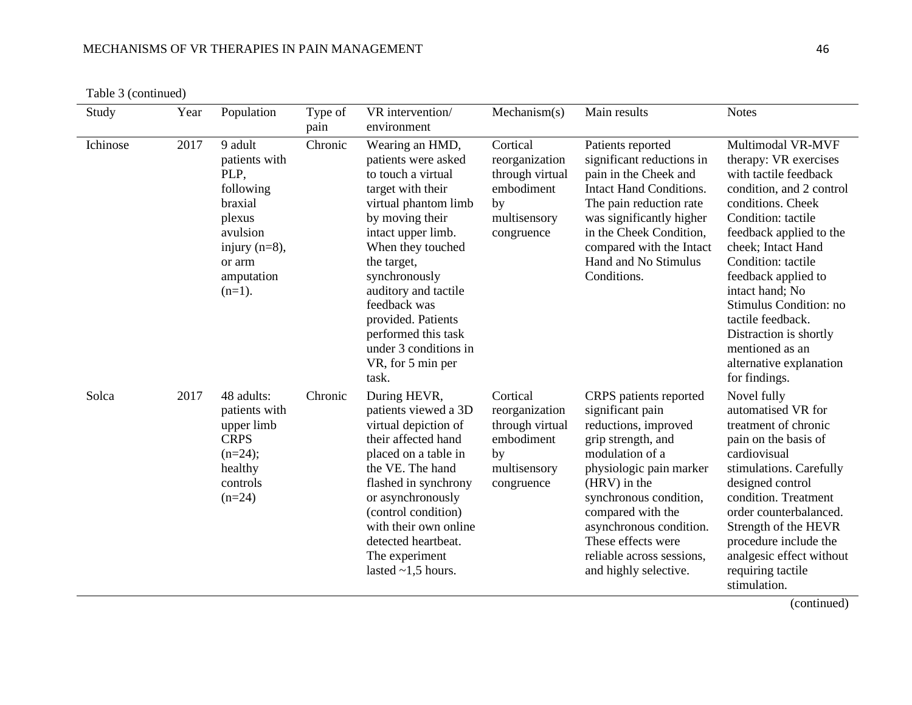Table 3 (continued)

| Study | Year | Population | Type of pain | VR intervention/ environment | Mechanism(s) | Main results | Notes |
|---|---|---|---|---|---|---|---|
| Ichinose | 2017 | 9 adult patients with PLP, following braxial plexus avulsion injury (n=8), or arm amputation (n=1). | Chronic | Wearing an HMD, patients were asked to touch a virtual target with their virtual phantom limb by moving their intact upper limb. When they touched the target, synchronously auditory and tactile feedback was provided. Patients performed this task under 3 conditions in VR, for 5 min per task. | Cortical reorganization through virtual embodiment by multisensory congruence | Patients reported significant reductions in pain in the Cheek and Intact Hand Conditions. The pain reduction rate was significantly higher in the Cheek Condition, compared with the Intact Hand and No Stimulus Conditions. | Multimodal VR-MVF therapy: VR exercises with tactile feedback condition, and 2 control conditions. Cheek Condition: tactile feedback applied to the cheek; Intact Hand Condition: tactile feedback applied to intact hand; No Stimulus Condition: no tactile feedback. Distraction is shortly mentioned as an alternative explanation for findings. |
| Solca | 2017 | 48 adults: patients with upper limb CRPS (n=24); healthy controls (n=24) | Chronic | During HEVR, patients viewed a 3D virtual depiction of their affected hand placed on a table in the VE. The hand flashed in synchrony or asynchronously (control condition) with their own online detected heartbeat. The experiment lasted ~1,5 hours. | Cortical reorganization through virtual embodiment by multisensory congruence | CRPS patients reported significant pain reductions, improved grip strength, and modulation of a physiologic pain marker (HRV) in the synchronous condition, compared with the asynchronous condition. These effects were reliable across sessions, and highly selective. | Novel fully automatised VR for treatment of chronic pain on the basis of cardiovisual stimulations. Carefully designed control condition. Treatment order counterbalanced. Strength of the HEVR procedure include the analgesic effect without requiring tactile stimulation. |

(continued)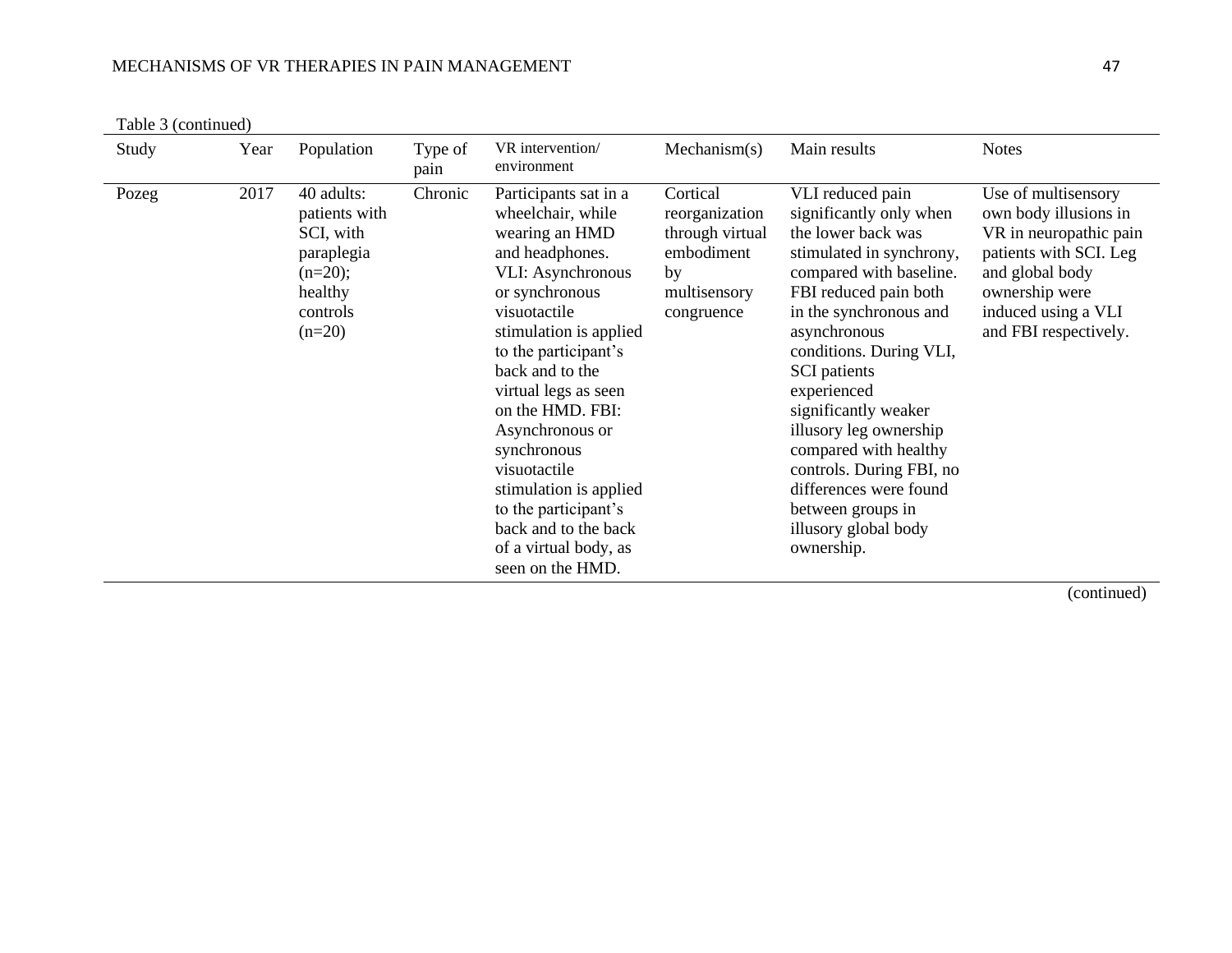Table 3 (continued)

| Study | Year | Population | Type of pain | VR intervention/ environment | Mechanism(s) | Main results | Notes |
|---|---|---|---|---|---|---|---|
| Pozeg | 2017 | 40 adults: patients with SCI, with paraplegia (n=20); healthy controls (n=20) | Chronic | Participants sat in a wheelchair, while wearing an HMD and headphones. VLI: Asynchronous or synchronous visuotactile stimulation is applied to the participant's back and to the virtual legs as seen on the HMD. FBI: Asynchronous or synchronous visuotactile stimulation is applied to the participant's back and to the back of a virtual body, as seen on the HMD. | Cortical reorganization through virtual embodiment by multisensory congruence | VLI reduced pain significantly only when the lower back was stimulated in synchrony, compared with baseline. FBI reduced pain both in the synchronous and asynchronous conditions. During VLI, SCI patients experienced significantly weaker illusory leg ownership compared with healthy controls. During FBI, no differences were found between groups in illusory global body ownership. | Use of multisensory own body illusions in VR in neuropathic pain patients with SCI. Leg and global body ownership were induced using a VLI and FBI respectively. |

(continued)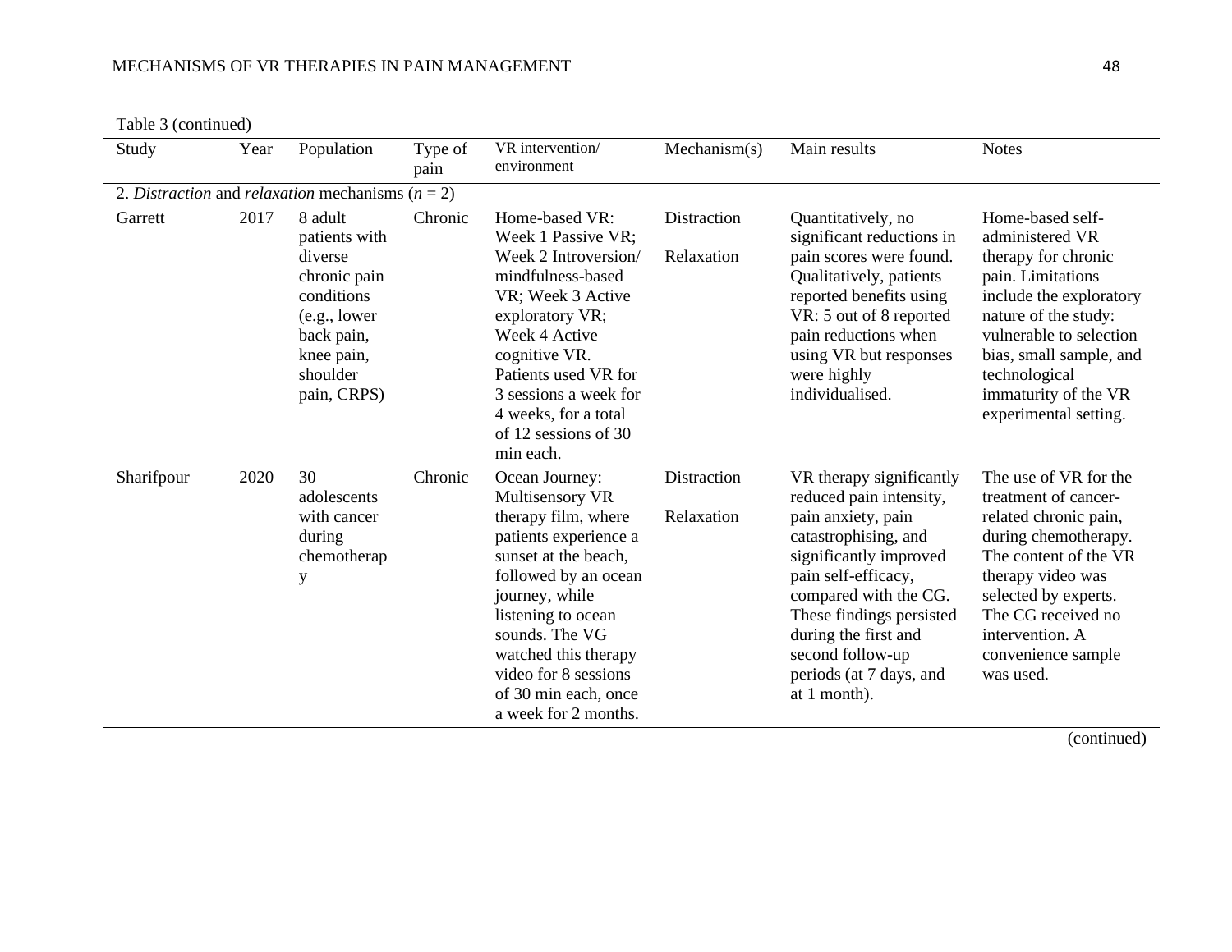Table 3 (continued)

| Study | Year | Population | Type of pain | VR intervention/ environment | Mechanism(s) | Main results | Notes |
|---|---|---|---|---|---|---|---|
| 2. *Distraction* and *relaxation* mechanisms ($n$ = 2) | | | | | | | |
| Garrett | 2017 | 8 adult patients with diverse chronic pain conditions (e.g., lower back pain, knee pain, shoulder pain, CRPS) | Chronic | Home-based VR: Week 1 Passive VR; Week 2 Introversion/ mindfulness-based VR; Week 3 Active exploratory VR; Week 4 Active cognitive VR. Patients used VR for 3 sessions a week for 4 weeks, for a total of 12 sessions of 30 min each. | Distraction<br><br>Relaxation | Quantitatively, no significant reductions in pain scores were found. Qualitatively, patients reported benefits using VR: 5 out of 8 reported pain reductions when using VR but responses were highly individualised. | Home-based self-administered VR therapy for chronic pain. Limitations include the exploratory nature of the study: vulnerable to selection bias, small sample, and technological immaturity of the VR experimental setting. |
| Sharifpour | 2020 | 30 adolescents with cancer during chemotherapy | Chronic | Ocean Journey: Multisensory VR therapy film, where patients experience a sunset at the beach, followed by an ocean journey, while listening to ocean sounds. The VG watched this therapy video for 8 sessions of 30 min each, once a week for 2 months. | Distraction<br><br>Relaxation | VR therapy significantly reduced pain intensity, pain anxiety, pain catastrophising, and significantly improved pain self-efficacy, compared with the CG. These findings persisted during the first and second follow-up periods (at 7 days, and at 1 month). | The use of VR for the treatment of cancer-related chronic pain, during chemotherapy. The content of the VR therapy video was selected by experts. The CG received no intervention. A convenience sample was used. |

(continued)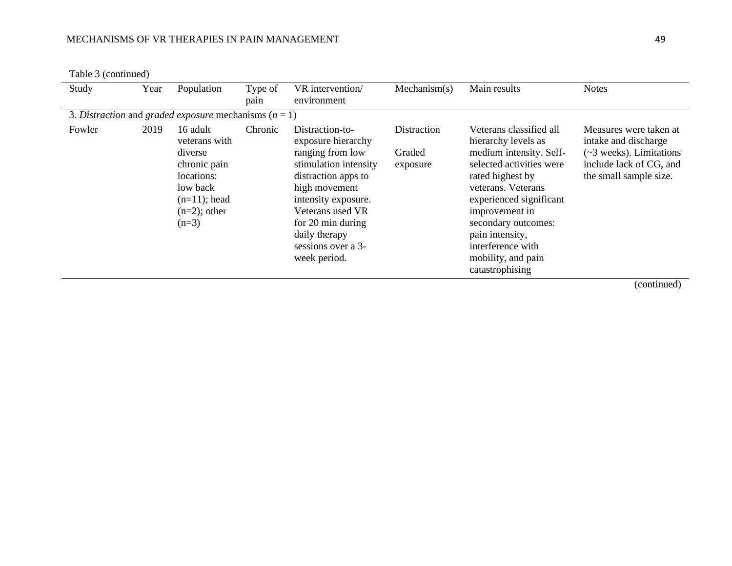Table 3 (continued)

| Study | Year | Population | Type of pain | VR intervention/ environment | Mechanism(s) | Main results | Notes |
|---|---|---|---|---|---|---|---|
| 3. *Distraction* and *graded exposure* mechanisms ($n = 1$) | | | | | | | |
| Fowler | 2019 | 16 adult veterans with diverse chronic pain locations: low back (n=11); head (n=2); other (n=3) | Chronic | Distraction-to-exposure hierarchy ranging from low stimulation intensity distraction apps to high movement intensity exposure. Veterans used VR for 20 min during daily therapy sessions over a 3-week period. | Distraction<br>Graded exposure | Veterans classified all hierarchy levels as medium intensity. Self-selected activities were rated highest by veterans. Veterans experienced significant improvement in secondary outcomes: pain intensity, interference with mobility, and pain catastrophising | Measures were taken at intake and discharge (~3 weeks). Limitations include lack of CG, and the small sample size. |

(continued)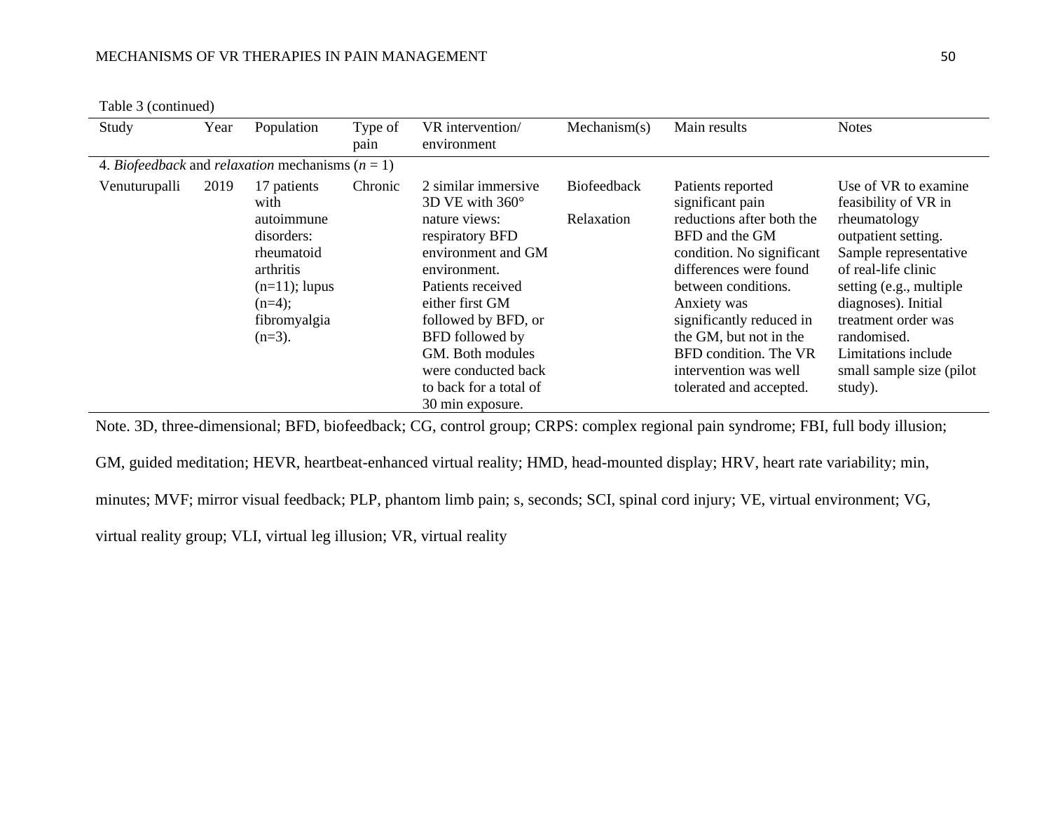Table 3 (continued)

| Study | Year | Population | Type of pain | VR intervention/ environment | Mechanism(s) | Main results | Notes |
|---|---|---|---|---|---|---|---|
| 4. *Biofeedback* and *relaxation* mechanisms (*n* = 1) | | | | | | | |
| Venuturupalli | 2019 | 17 patients with autoimmune disorders: rheumatoid arthritis (n=11); lupus (n=4); fibromyalgia (n=3). | Chronic | 2 similar immersive 3D VE with 360° nature views: respiratory BFD environment and GM environment. Patients received either first GM followed by BFD, or BFD followed by GM. Both modules were conducted back to back for a total of 30 min exposure. | Biofeedback<br><br>Relaxation | Patients reported significant pain reductions after both the BFD and the GM condition. No significant differences were found between conditions. Anxiety was significantly reduced in the GM, but not in the BFD condition. The VR intervention was well tolerated and accepted. | Use of VR to examine feasibility of VR in rheumatology outpatient setting. Sample representative of real-life clinic setting (e.g., multiple diagnoses). Initial treatment order was randomised. Limitations include small sample size (pilot study). |

Note. 3D, three-dimensional; BFD, biofeedback; CG, control group; CRPS: complex regional pain syndrome; FBI, full body illusion; GM, guided meditation; HEVR, heartbeat-enhanced virtual reality; HMD, head-mounted display; HRV, heart rate variability; min, minutes; MVF; mirror visual feedback; PLP, phantom limb pain; s, seconds; SCI, spinal cord injury; VE, virtual environment; VG, virtual reality group; VLI, virtual leg illusion; VR, virtual reality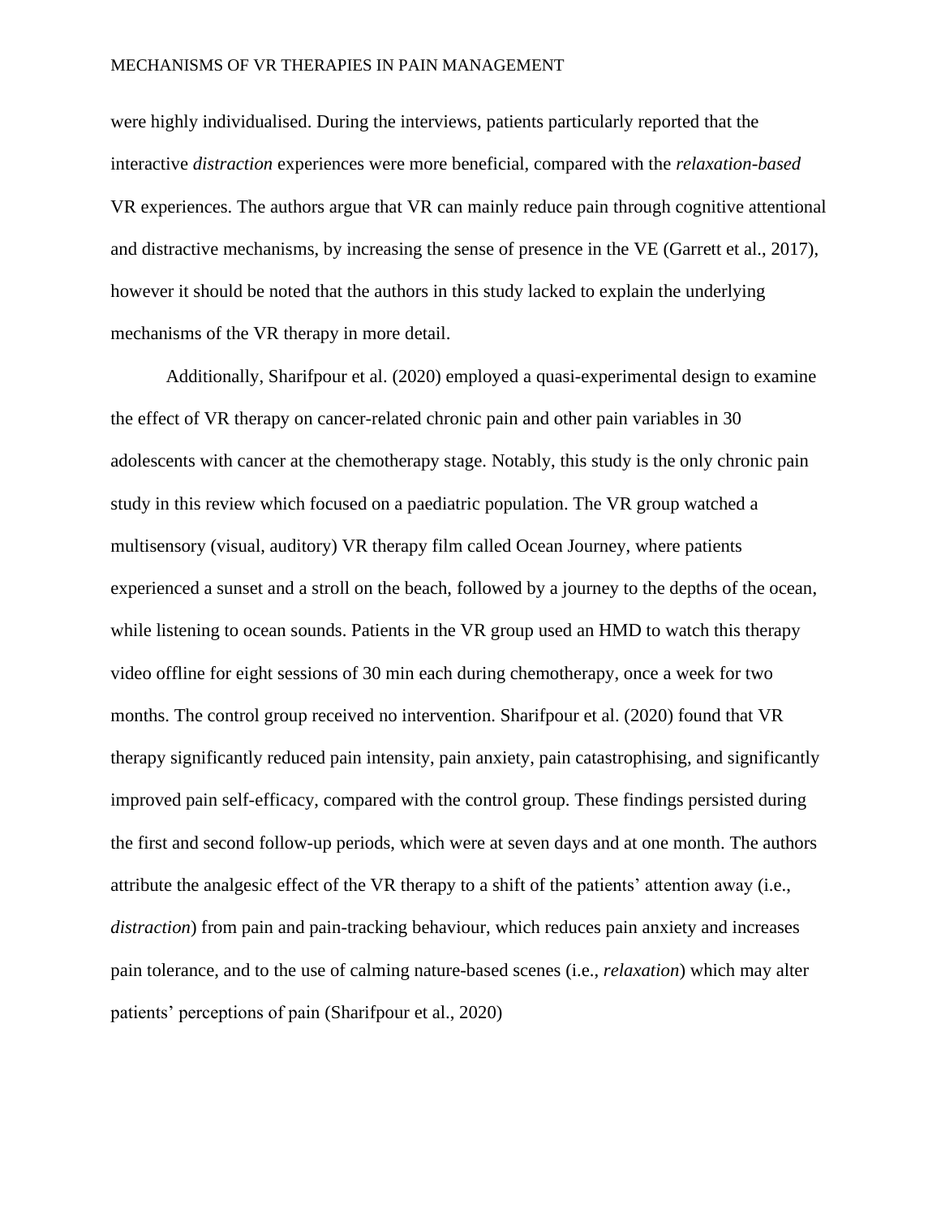were highly individualised. During the interviews, patients particularly reported that the interactive *distraction* experiences were more beneficial, compared with the *relaxation-based* VR experiences. The authors argue that VR can mainly reduce pain through cognitive attentional and distractive mechanisms, by increasing the sense of presence in the VE (Garrett et al., 2017), however it should be noted that the authors in this study lacked to explain the underlying mechanisms of the VR therapy in more detail.

Additionally, Sharifpour et al. (2020) employed a quasi-experimental design to examine the effect of VR therapy on cancer-related chronic pain and other pain variables in 30 adolescents with cancer at the chemotherapy stage. Notably, this study is the only chronic pain study in this review which focused on a paediatric population. The VR group watched a multisensory (visual, auditory) VR therapy film called Ocean Journey, where patients experienced a sunset and a stroll on the beach, followed by a journey to the depths of the ocean, while listening to ocean sounds. Patients in the VR group used an HMD to watch this therapy video offline for eight sessions of 30 min each during chemotherapy, once a week for two months. The control group received no intervention. Sharifpour et al. (2020) found that VR therapy significantly reduced pain intensity, pain anxiety, pain catastrophising, and significantly improved pain self-efficacy, compared with the control group. These findings persisted during the first and second follow-up periods, which were at seven days and at one month. The authors attribute the analgesic effect of the VR therapy to a shift of the patients' attention away (i.e., *distraction*) from pain and pain-tracking behaviour, which reduces pain anxiety and increases pain tolerance, and to the use of calming nature-based scenes (i.e., *relaxation*) which may alter patients' perceptions of pain (Sharifpour et al., 2020)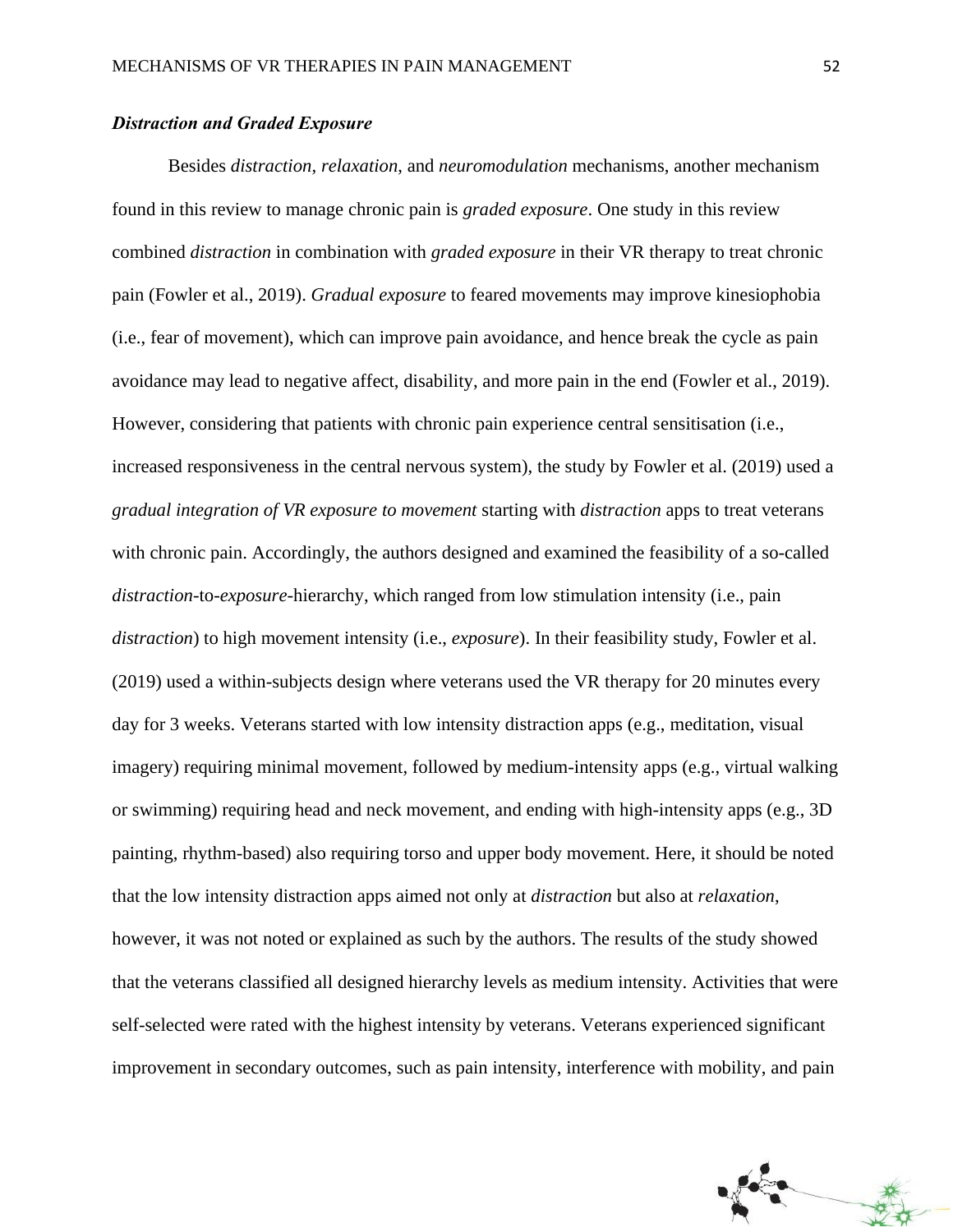### ***Distraction and Graded Exposure***

Besides *distraction*, *relaxation*, and *neuromodulation* mechanisms, another mechanism found in this review to manage chronic pain is *graded exposure*. One study in this review combined *distraction* in combination with *graded exposure* in their VR therapy to treat chronic pain (Fowler et al., 2019). *Gradual exposure* to feared movements may improve kinesiophobia (i.e., fear of movement), which can improve pain avoidance, and hence break the cycle as pain avoidance may lead to negative affect, disability, and more pain in the end (Fowler et al., 2019). However, considering that patients with chronic pain experience central sensitisation (i.e., increased responsiveness in the central nervous system), the study by Fowler et al. (2019) used a *gradual integration of VR exposure to movement* starting with *distraction* apps to treat veterans with chronic pain. Accordingly, the authors designed and examined the feasibility of a so-called *distraction*-to-*exposure*-hierarchy, which ranged from low stimulation intensity (i.e., pain *distraction*) to high movement intensity (i.e., *exposure*). In their feasibility study, Fowler et al. (2019) used a within-subjects design where veterans used the VR therapy for 20 minutes every day for 3 weeks. Veterans started with low intensity distraction apps (e.g., meditation, visual imagery) requiring minimal movement, followed by medium-intensity apps (e.g., virtual walking or swimming) requiring head and neck movement, and ending with high-intensity apps (e.g., 3D painting, rhythm-based) also requiring torso and upper body movement. Here, it should be noted that the low intensity distraction apps aimed not only at *distraction* but also at *relaxation*, however, it was not noted or explained as such by the authors. The results of the study showed that the veterans classified all designed hierarchy levels as medium intensity. Activities that were self-selected were rated with the highest intensity by veterans. Veterans experienced significant improvement in secondary outcomes, such as pain intensity, interference with mobility, and pain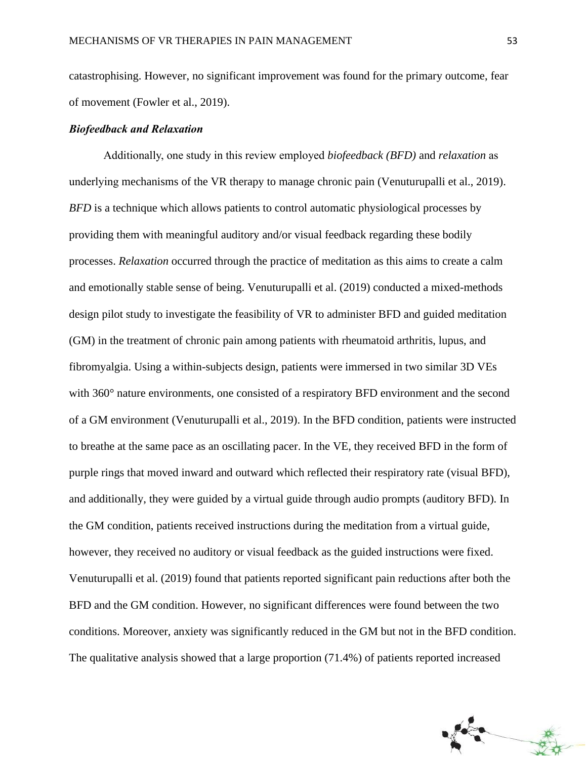catastrophising. However, no significant improvement was found for the primary outcome, fear of movement (Fowler et al., 2019).

### *Biofeedback and Relaxation*

Additionally, one study in this review employed *biofeedback (BFD)* and *relaxation* as underlying mechanisms of the VR therapy to manage chronic pain (Venuturupalli et al., 2019). *BFD* is a technique which allows patients to control automatic physiological processes by providing them with meaningful auditory and/or visual feedback regarding these bodily processes. *Relaxation* occurred through the practice of meditation as this aims to create a calm and emotionally stable sense of being. Venuturupalli et al. (2019) conducted a mixed-methods design pilot study to investigate the feasibility of VR to administer BFD and guided meditation (GM) in the treatment of chronic pain among patients with rheumatoid arthritis, lupus, and fibromyalgia. Using a within-subjects design, patients were immersed in two similar 3D VEs with 360° nature environments, one consisted of a respiratory BFD environment and the second of a GM environment (Venuturupalli et al., 2019). In the BFD condition, patients were instructed to breathe at the same pace as an oscillating pacer. In the VE, they received BFD in the form of purple rings that moved inward and outward which reflected their respiratory rate (visual BFD), and additionally, they were guided by a virtual guide through audio prompts (auditory BFD). In the GM condition, patients received instructions during the meditation from a virtual guide, however, they received no auditory or visual feedback as the guided instructions were fixed. Venuturupalli et al. (2019) found that patients reported significant pain reductions after both the BFD and the GM condition. However, no significant differences were found between the two conditions. Moreover, anxiety was significantly reduced in the GM but not in the BFD condition. The qualitative analysis showed that a large proportion (71.4%) of patients reported increased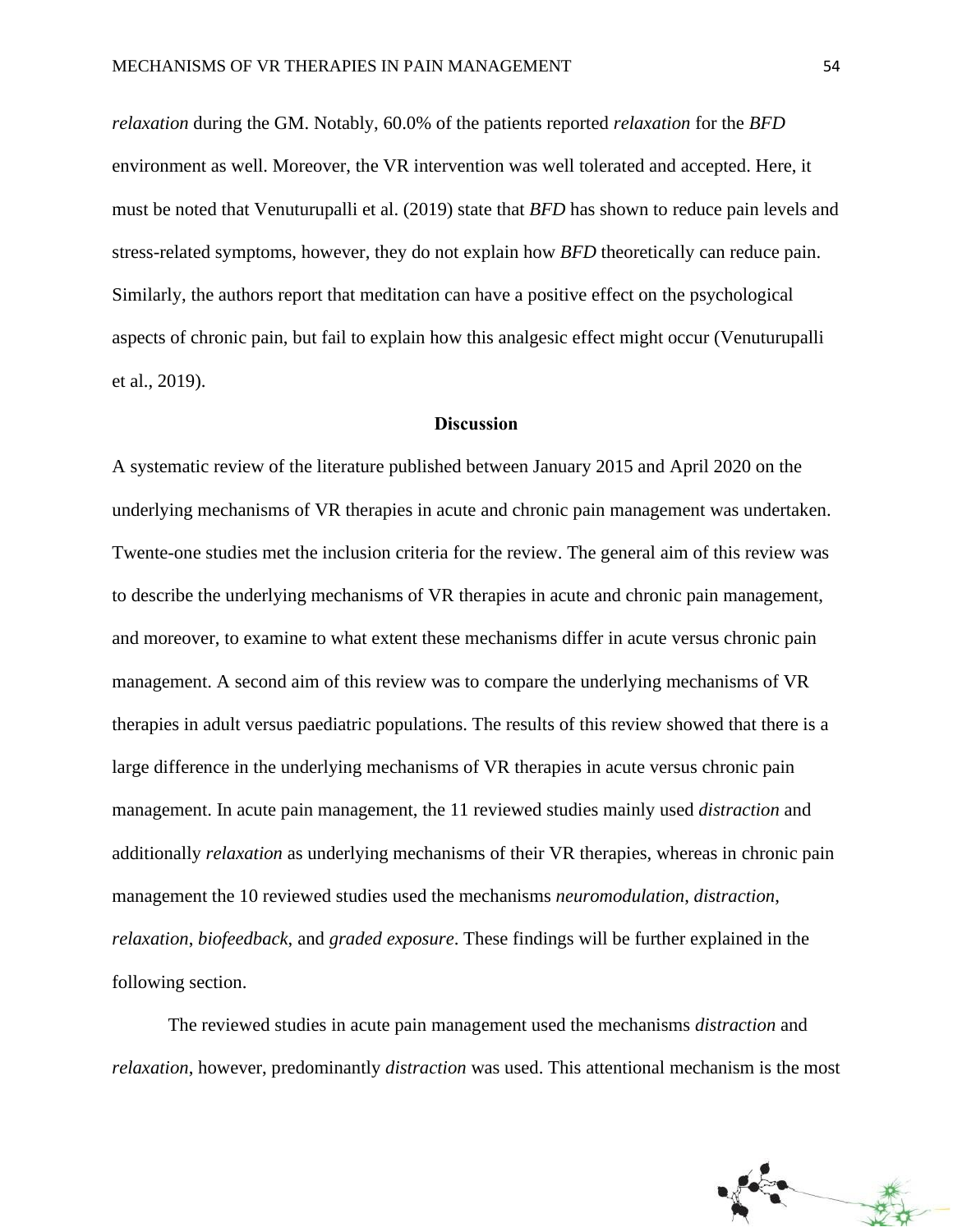*relaxation* during the GM. Notably, 60.0% of the patients reported *relaxation* for the *BFD* environment as well. Moreover, the VR intervention was well tolerated and accepted. Here, it must be noted that Venuturupalli et al. (2019) state that *BFD* has shown to reduce pain levels and stress-related symptoms, however, they do not explain how *BFD* theoretically can reduce pain. Similarly, the authors report that meditation can have a positive effect on the psychological aspects of chronic pain, but fail to explain how this analgesic effect might occur (Venuturupalli et al., 2019).

## Discussion

A systematic review of the literature published between January 2015 and April 2020 on the underlying mechanisms of VR therapies in acute and chronic pain management was undertaken. Twente-one studies met the inclusion criteria for the review. The general aim of this review was to describe the underlying mechanisms of VR therapies in acute and chronic pain management, and moreover, to examine to what extent these mechanisms differ in acute versus chronic pain management. A second aim of this review was to compare the underlying mechanisms of VR therapies in adult versus paediatric populations. The results of this review showed that there is a large difference in the underlying mechanisms of VR therapies in acute versus chronic pain management. In acute pain management, the 11 reviewed studies mainly used *distraction* and additionally *relaxation* as underlying mechanisms of their VR therapies, whereas in chronic pain management the 10 reviewed studies used the mechanisms *neuromodulation*, *distraction*, *relaxation*, *biofeedback*, and *graded exposure*. These findings will be further explained in the following section.

The reviewed studies in acute pain management used the mechanisms *distraction* and *relaxation*, however, predominantly *distraction* was used. This attentional mechanism is the most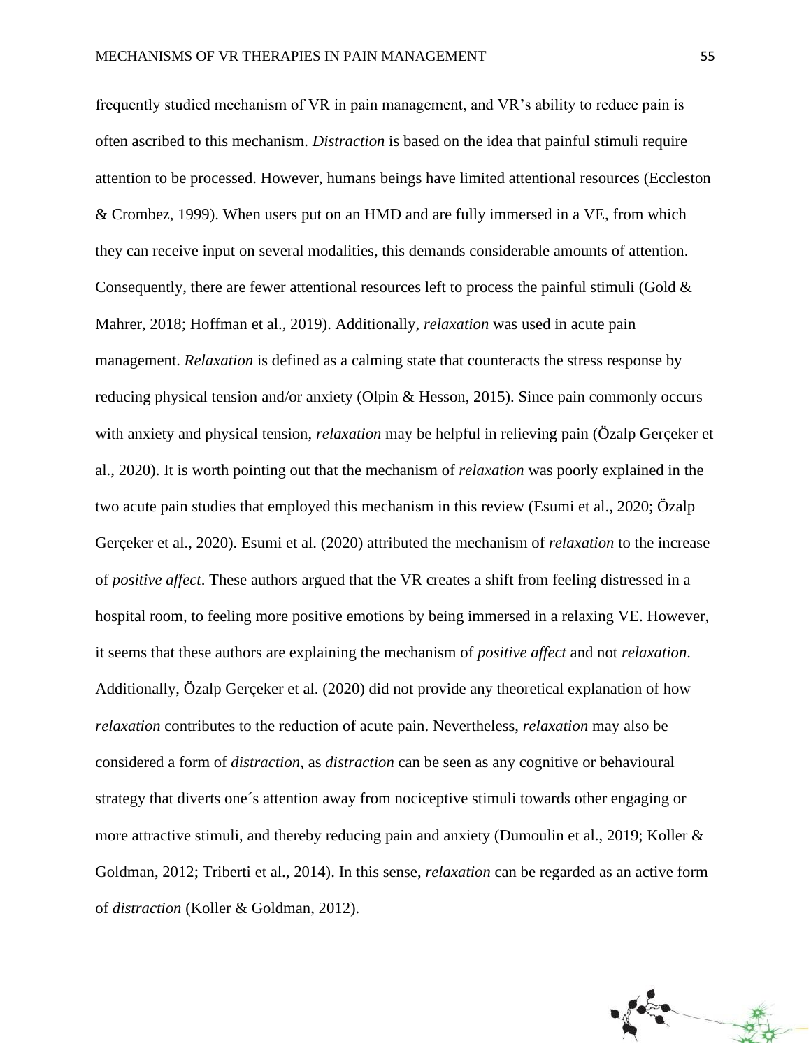frequently studied mechanism of VR in pain management, and VR's ability to reduce pain is often ascribed to this mechanism. *Distraction* is based on the idea that painful stimuli require attention to be processed. However, humans beings have limited attentional resources (Eccleston & Crombez, 1999). When users put on an HMD and are fully immersed in a VE, from which they can receive input on several modalities, this demands considerable amounts of attention. Consequently, there are fewer attentional resources left to process the painful stimuli (Gold & Mahrer, 2018; Hoffman et al., 2019). Additionally, *relaxation* was used in acute pain management. *Relaxation* is defined as a calming state that counteracts the stress response by reducing physical tension and/or anxiety (Olpin & Hesson, 2015). Since pain commonly occurs with anxiety and physical tension, *relaxation* may be helpful in relieving pain (Özalp Gerçeker et al., 2020). It is worth pointing out that the mechanism of *relaxation* was poorly explained in the two acute pain studies that employed this mechanism in this review (Esumi et al., 2020; Özalp Gerçeker et al., 2020). Esumi et al. (2020) attributed the mechanism of *relaxation* to the increase of *positive affect*. These authors argued that the VR creates a shift from feeling distressed in a hospital room, to feeling more positive emotions by being immersed in a relaxing VE. However, it seems that these authors are explaining the mechanism of *positive affect* and not *relaxation*. Additionally, Özalp Gerçeker et al. (2020) did not provide any theoretical explanation of how *relaxation* contributes to the reduction of acute pain. Nevertheless, *relaxation* may also be considered a form of *distraction*, as *distraction* can be seen as any cognitive or behavioural strategy that diverts one´s attention away from nociceptive stimuli towards other engaging or more attractive stimuli, and thereby reducing pain and anxiety (Dumoulin et al., 2019; Koller & Goldman, 2012; Triberti et al., 2014). In this sense, *relaxation* can be regarded as an active form of *distraction* (Koller & Goldman, 2012).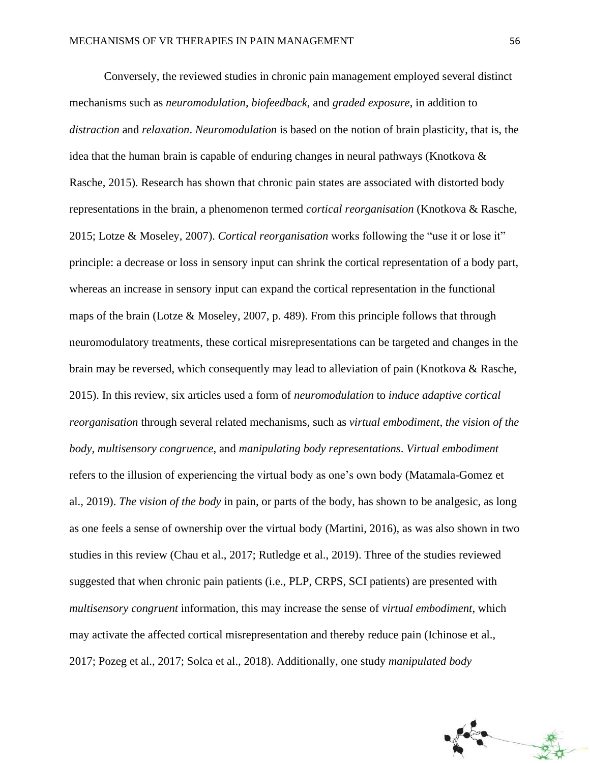Conversely, the reviewed studies in chronic pain management employed several distinct mechanisms such as *neuromodulation*, *biofeedback*, and *graded exposure*, in addition to *distraction* and *relaxation*. *Neuromodulation* is based on the notion of brain plasticity, that is, the idea that the human brain is capable of enduring changes in neural pathways (Knotkova & Rasche, 2015). Research has shown that chronic pain states are associated with distorted body representations in the brain, a phenomenon termed *cortical reorganisation* (Knotkova & Rasche, 2015; Lotze & Moseley, 2007). *Cortical reorganisation* works following the "use it or lose it" principle: a decrease or loss in sensory input can shrink the cortical representation of a body part, whereas an increase in sensory input can expand the cortical representation in the functional maps of the brain (Lotze & Moseley, 2007, p. 489). From this principle follows that through neuromodulatory treatments, these cortical misrepresentations can be targeted and changes in the brain may be reversed, which consequently may lead to alleviation of pain (Knotkova & Rasche, 2015). In this review, six articles used a form of *neuromodulation* to *induce adaptive cortical reorganisation* through several related mechanisms, such as *virtual embodiment*, *the vision of the body*, *multisensory congruence*, and *manipulating body representations*. *Virtual embodiment* refers to the illusion of experiencing the virtual body as one's own body (Matamala-Gomez et al., 2019). *The vision of the body* in pain, or parts of the body, has shown to be analgesic, as long as one feels a sense of ownership over the virtual body (Martini, 2016), as was also shown in two studies in this review (Chau et al., 2017; Rutledge et al., 2019). Three of the studies reviewed suggested that when chronic pain patients (i.e., PLP, CRPS, SCI patients) are presented with *multisensory congruent* information, this may increase the sense of *virtual embodiment*, which may activate the affected cortical misrepresentation and thereby reduce pain (Ichinose et al., 2017; Pozeg et al., 2017; Solca et al., 2018). Additionally, one study *manipulated body*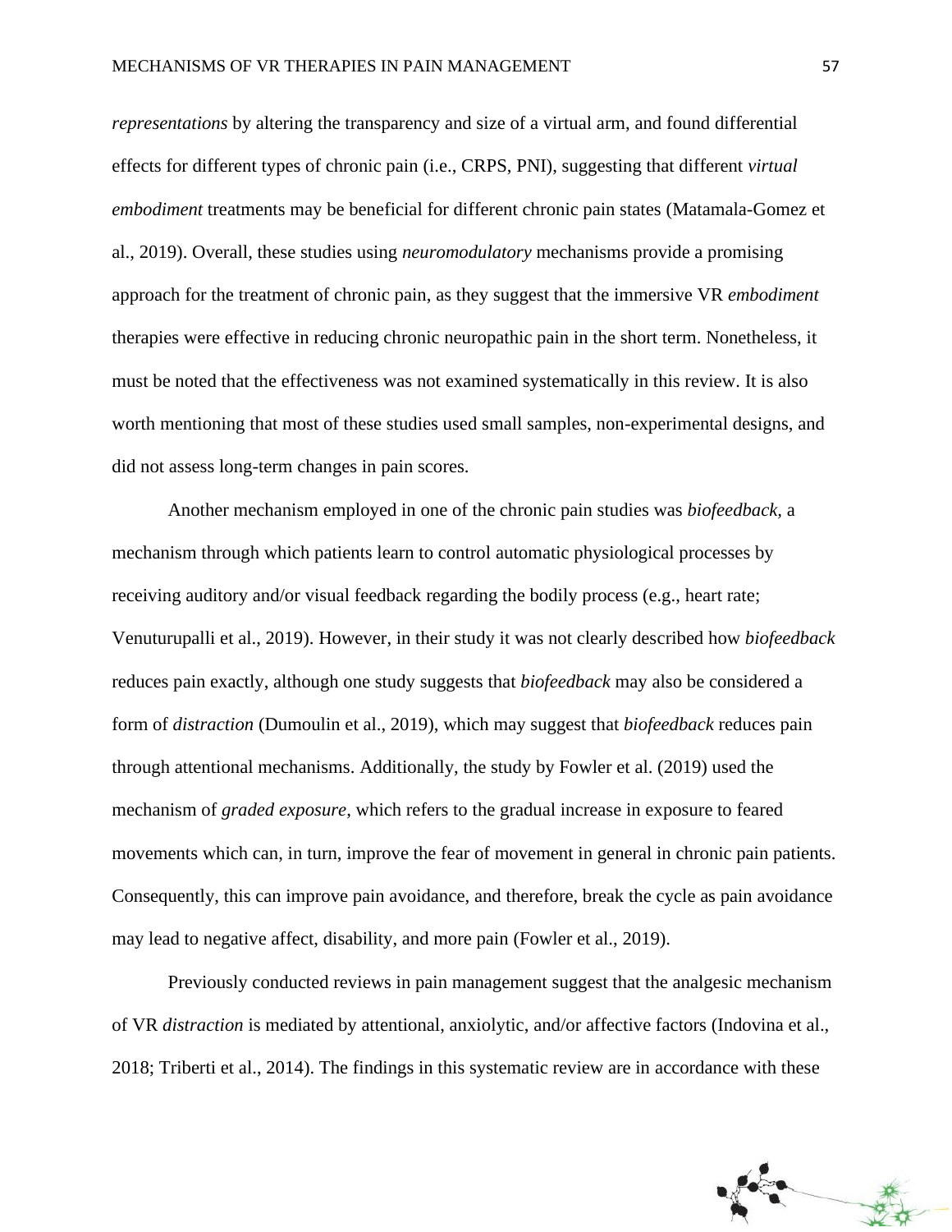*representations* by altering the transparency and size of a virtual arm, and found differential effects for different types of chronic pain (i.e., CRPS, PNI), suggesting that different *virtual embodiment* treatments may be beneficial for different chronic pain states (Matamala-Gomez et al., 2019). Overall, these studies using *neuromodulatory* mechanisms provide a promising approach for the treatment of chronic pain, as they suggest that the immersive VR *embodiment* therapies were effective in reducing chronic neuropathic pain in the short term. Nonetheless, it must be noted that the effectiveness was not examined systematically in this review. It is also worth mentioning that most of these studies used small samples, non-experimental designs, and did not assess long-term changes in pain scores.

Another mechanism employed in one of the chronic pain studies was *biofeedback*, a mechanism through which patients learn to control automatic physiological processes by receiving auditory and/or visual feedback regarding the bodily process (e.g., heart rate; Venuturupalli et al., 2019). However, in their study it was not clearly described how *biofeedback* reduces pain exactly, although one study suggests that *biofeedback* may also be considered a form of *distraction* (Dumoulin et al., 2019), which may suggest that *biofeedback* reduces pain through attentional mechanisms. Additionally, the study by Fowler et al. (2019) used the mechanism of *graded exposure*, which refers to the gradual increase in exposure to feared movements which can, in turn, improve the fear of movement in general in chronic pain patients. Consequently, this can improve pain avoidance, and therefore, break the cycle as pain avoidance may lead to negative affect, disability, and more pain (Fowler et al., 2019).

Previously conducted reviews in pain management suggest that the analgesic mechanism of VR *distraction* is mediated by attentional, anxiolytic, and/or affective factors (Indovina et al., 2018; Triberti et al., 2014). The findings in this systematic review are in accordance with these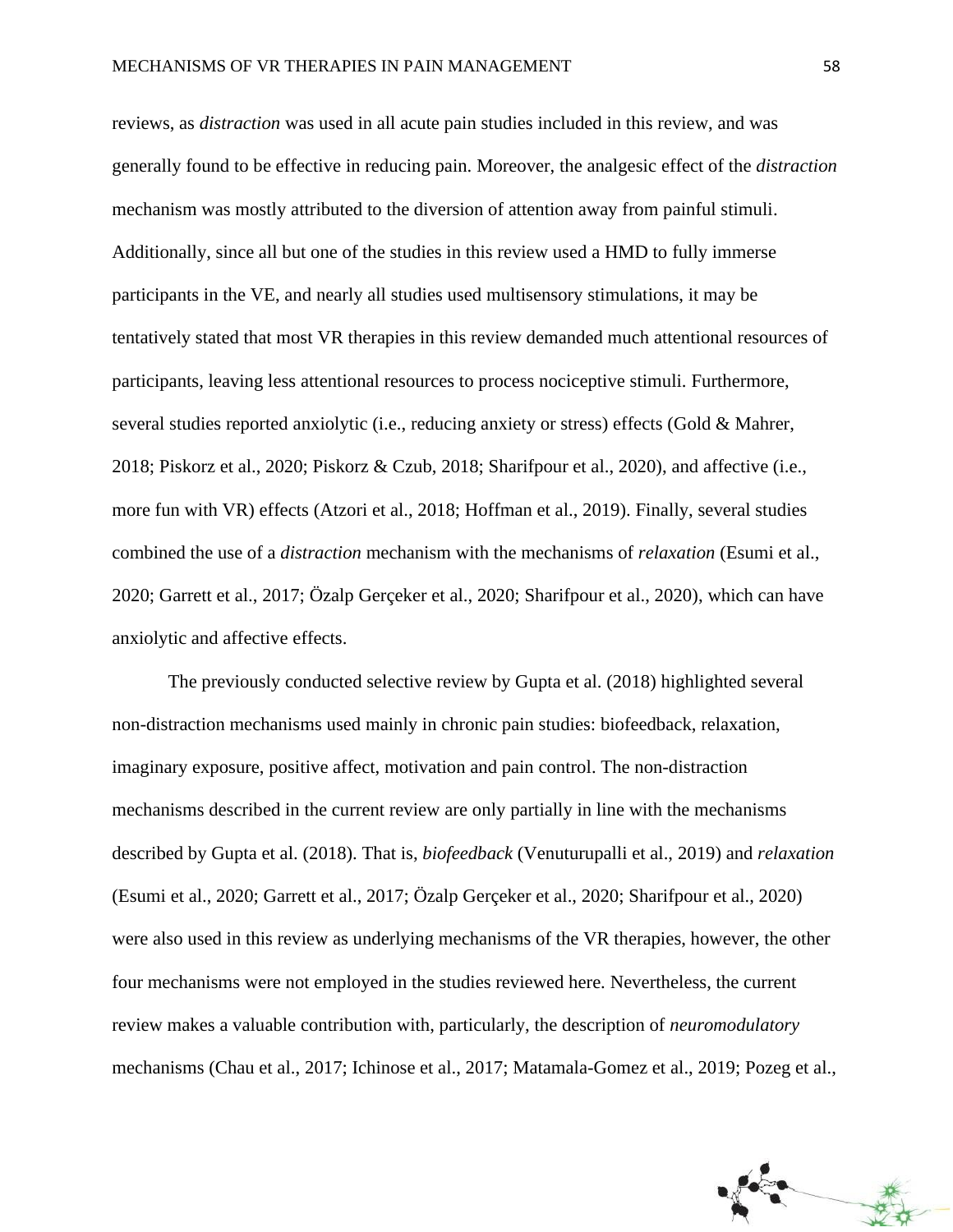reviews, as *distraction* was used in all acute pain studies included in this review, and was generally found to be effective in reducing pain. Moreover, the analgesic effect of the *distraction* mechanism was mostly attributed to the diversion of attention away from painful stimuli. Additionally, since all but one of the studies in this review used a HMD to fully immerse participants in the VE, and nearly all studies used multisensory stimulations, it may be tentatively stated that most VR therapies in this review demanded much attentional resources of participants, leaving less attentional resources to process nociceptive stimuli. Furthermore, several studies reported anxiolytic (i.e., reducing anxiety or stress) effects (Gold & Mahrer, 2018; Piskorz et al., 2020; Piskorz & Czub, 2018; Sharifpour et al., 2020), and affective (i.e., more fun with VR) effects (Atzori et al., 2018; Hoffman et al., 2019). Finally, several studies combined the use of a *distraction* mechanism with the mechanisms of *relaxation* (Esumi et al., 2020; Garrett et al., 2017; Özalp Gerçeker et al., 2020; Sharifpour et al., 2020), which can have anxiolytic and affective effects.

The previously conducted selective review by Gupta et al. (2018) highlighted several non-distraction mechanisms used mainly in chronic pain studies: biofeedback, relaxation, imaginary exposure, positive affect, motivation and pain control. The non-distraction mechanisms described in the current review are only partially in line with the mechanisms described by Gupta et al. (2018). That is, *biofeedback* (Venuturupalli et al., 2019) and *relaxation* (Esumi et al., 2020; Garrett et al., 2017; Özalp Gerçeker et al., 2020; Sharifpour et al., 2020) were also used in this review as underlying mechanisms of the VR therapies, however, the other four mechanisms were not employed in the studies reviewed here. Nevertheless, the current review makes a valuable contribution with, particularly, the description of *neuromodulatory* mechanisms (Chau et al., 2017; Ichinose et al., 2017; Matamala-Gomez et al., 2019; Pozeg et al.,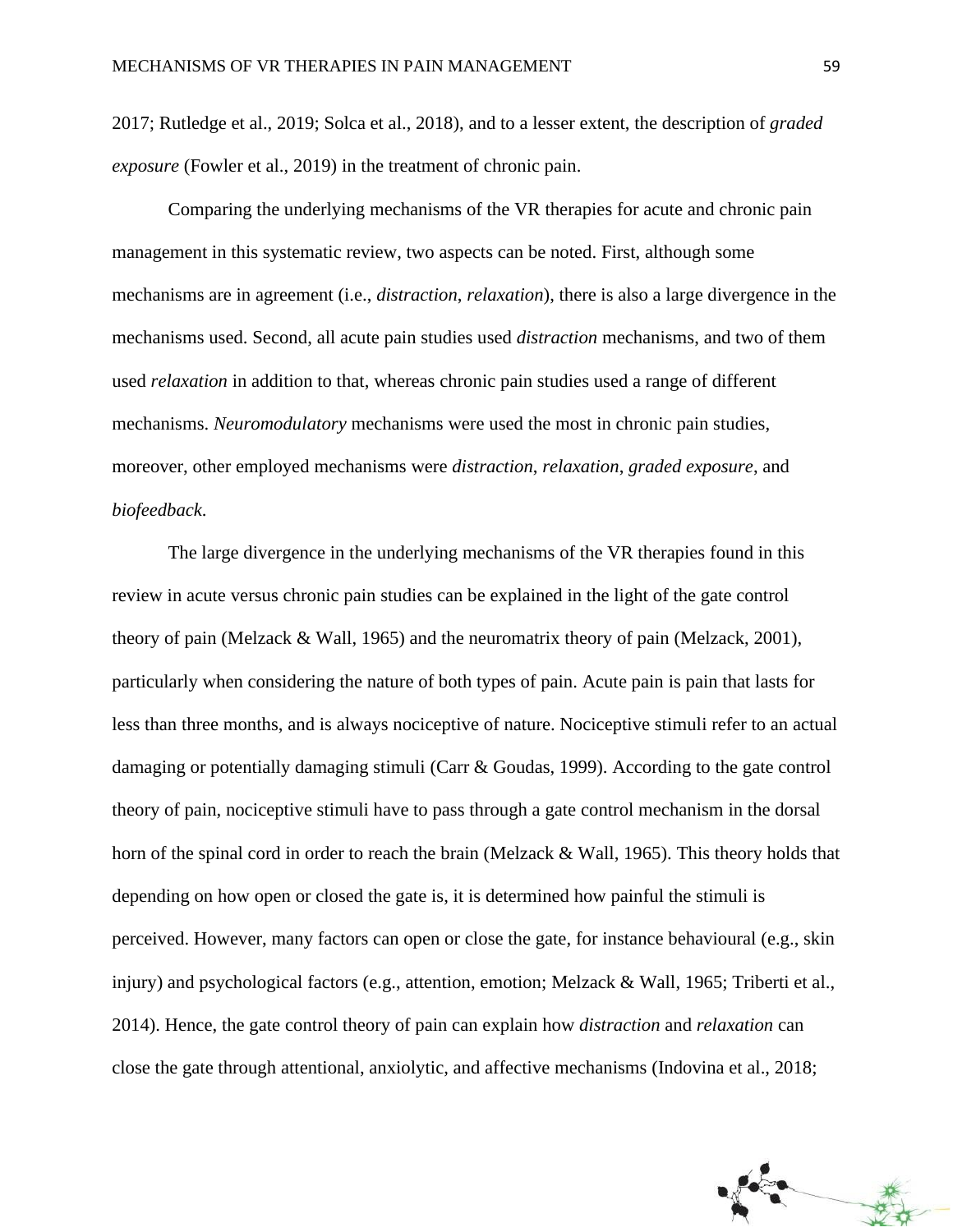2017; Rutledge et al., 2019; Solca et al., 2018), and to a lesser extent, the description of *graded exposure* (Fowler et al., 2019) in the treatment of chronic pain.

Comparing the underlying mechanisms of the VR therapies for acute and chronic pain management in this systematic review, two aspects can be noted. First, although some mechanisms are in agreement (i.e., *distraction*, *relaxation*), there is also a large divergence in the mechanisms used. Second, all acute pain studies used *distraction* mechanisms, and two of them used *relaxation* in addition to that, whereas chronic pain studies used a range of different mechanisms. *Neuromodulatory* mechanisms were used the most in chronic pain studies, moreover, other employed mechanisms were *distraction*, *relaxation*, *graded exposure*, and *biofeedback*.

The large divergence in the underlying mechanisms of the VR therapies found in this review in acute versus chronic pain studies can be explained in the light of the gate control theory of pain (Melzack & Wall, 1965) and the neuromatrix theory of pain (Melzack, 2001), particularly when considering the nature of both types of pain. Acute pain is pain that lasts for less than three months, and is always nociceptive of nature. Nociceptive stimuli refer to an actual damaging or potentially damaging stimuli (Carr & Goudas, 1999). According to the gate control theory of pain, nociceptive stimuli have to pass through a gate control mechanism in the dorsal horn of the spinal cord in order to reach the brain (Melzack & Wall, 1965). This theory holds that depending on how open or closed the gate is, it is determined how painful the stimuli is perceived. However, many factors can open or close the gate, for instance behavioural (e.g., skin injury) and psychological factors (e.g., attention, emotion; Melzack & Wall, 1965; Triberti et al., 2014). Hence, the gate control theory of pain can explain how *distraction* and *relaxation* can close the gate through attentional, anxiolytic, and affective mechanisms (Indovina et al., 2018;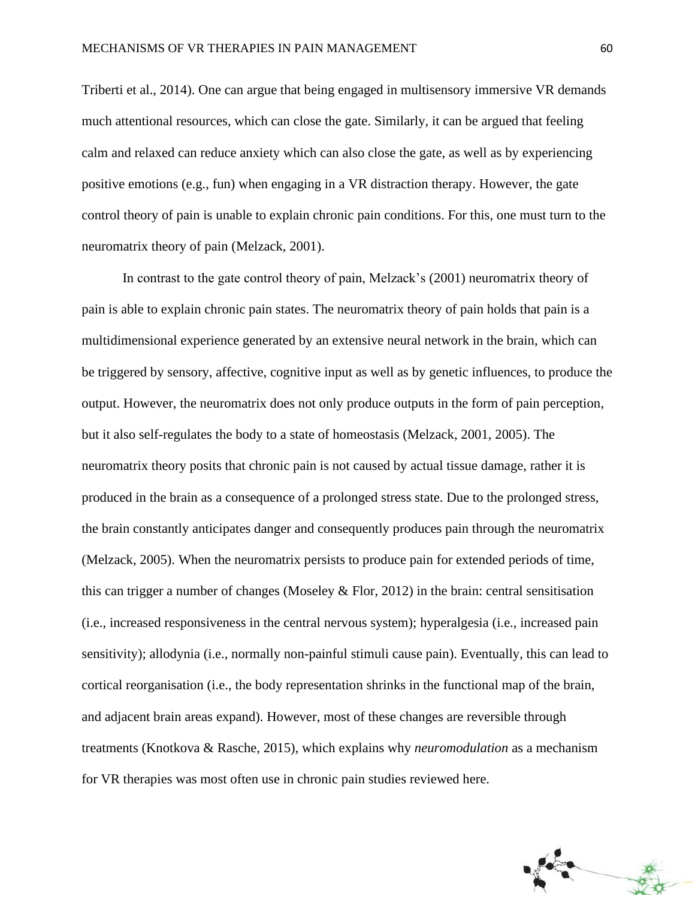Triberti et al., 2014). One can argue that being engaged in multisensory immersive VR demands much attentional resources, which can close the gate. Similarly, it can be argued that feeling calm and relaxed can reduce anxiety which can also close the gate, as well as by experiencing positive emotions (e.g., fun) when engaging in a VR distraction therapy. However, the gate control theory of pain is unable to explain chronic pain conditions. For this, one must turn to the neuromatrix theory of pain (Melzack, 2001).

In contrast to the gate control theory of pain, Melzack's (2001) neuromatrix theory of pain is able to explain chronic pain states. The neuromatrix theory of pain holds that pain is a multidimensional experience generated by an extensive neural network in the brain, which can be triggered by sensory, affective, cognitive input as well as by genetic influences, to produce the output. However, the neuromatrix does not only produce outputs in the form of pain perception, but it also self-regulates the body to a state of homeostasis (Melzack, 2001, 2005). The neuromatrix theory posits that chronic pain is not caused by actual tissue damage, rather it is produced in the brain as a consequence of a prolonged stress state. Due to the prolonged stress, the brain constantly anticipates danger and consequently produces pain through the neuromatrix (Melzack, 2005). When the neuromatrix persists to produce pain for extended periods of time, this can trigger a number of changes (Moseley & Flor, 2012) in the brain: central sensitisation (i.e., increased responsiveness in the central nervous system); hyperalgesia (i.e., increased pain sensitivity); allodynia (i.e., normally non-painful stimuli cause pain). Eventually, this can lead to cortical reorganisation (i.e., the body representation shrinks in the functional map of the brain, and adjacent brain areas expand). However, most of these changes are reversible through treatments (Knotkova & Rasche, 2015), which explains why *neuromodulation* as a mechanism for VR therapies was most often use in chronic pain studies reviewed here.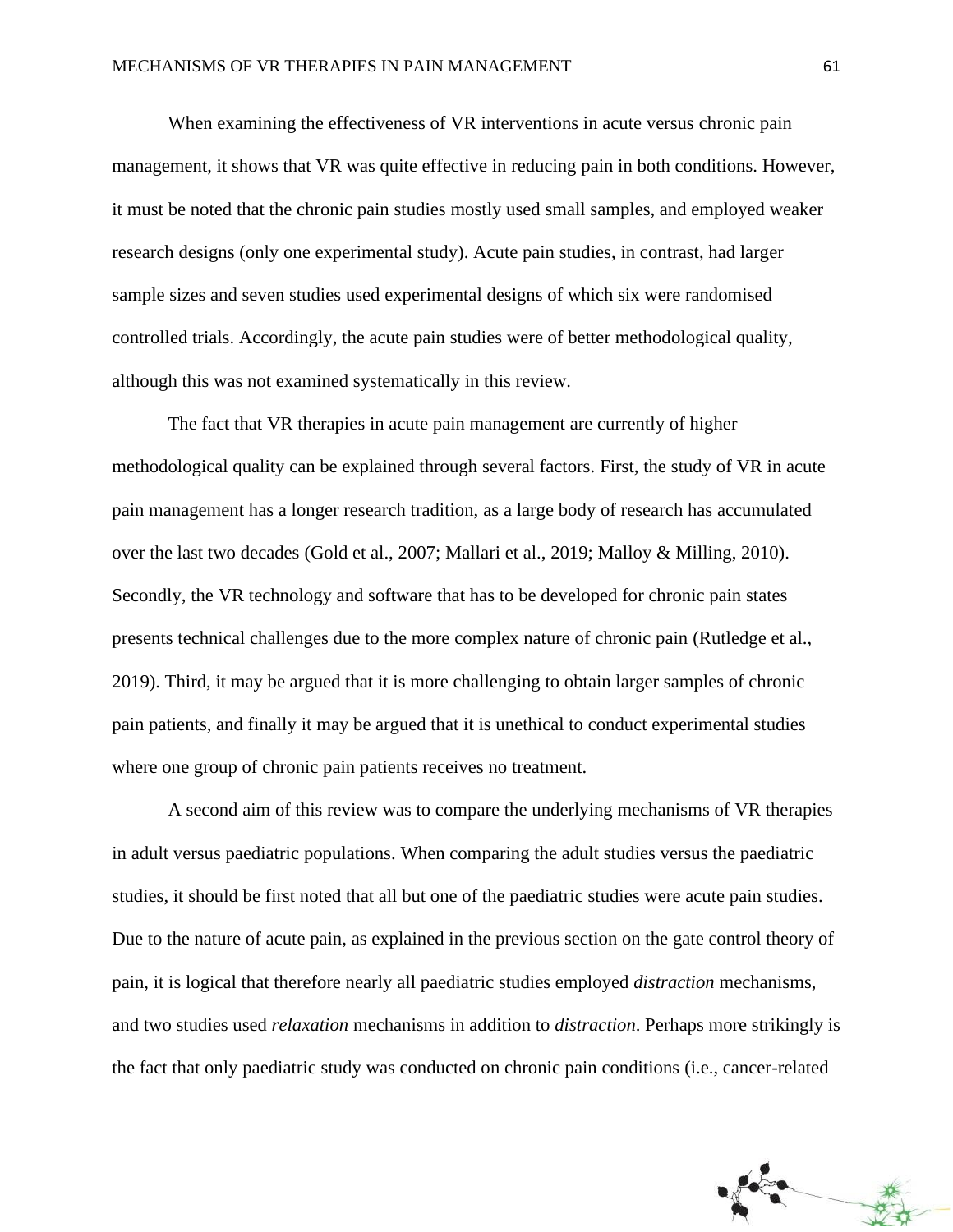When examining the effectiveness of VR interventions in acute versus chronic pain management, it shows that VR was quite effective in reducing pain in both conditions. However, it must be noted that the chronic pain studies mostly used small samples, and employed weaker research designs (only one experimental study). Acute pain studies, in contrast, had larger sample sizes and seven studies used experimental designs of which six were randomised controlled trials. Accordingly, the acute pain studies were of better methodological quality, although this was not examined systematically in this review.

The fact that VR therapies in acute pain management are currently of higher methodological quality can be explained through several factors. First, the study of VR in acute pain management has a longer research tradition, as a large body of research has accumulated over the last two decades (Gold et al., 2007; Mallari et al., 2019; Malloy & Milling, 2010). Secondly, the VR technology and software that has to be developed for chronic pain states presents technical challenges due to the more complex nature of chronic pain (Rutledge et al., 2019). Third, it may be argued that it is more challenging to obtain larger samples of chronic pain patients, and finally it may be argued that it is unethical to conduct experimental studies where one group of chronic pain patients receives no treatment.

A second aim of this review was to compare the underlying mechanisms of VR therapies in adult versus paediatric populations. When comparing the adult studies versus the paediatric studies, it should be first noted that all but one of the paediatric studies were acute pain studies. Due to the nature of acute pain, as explained in the previous section on the gate control theory of pain, it is logical that therefore nearly all paediatric studies employed *distraction* mechanisms, and two studies used *relaxation* mechanisms in addition to *distraction*. Perhaps more strikingly is the fact that only paediatric study was conducted on chronic pain conditions (i.e., cancer-related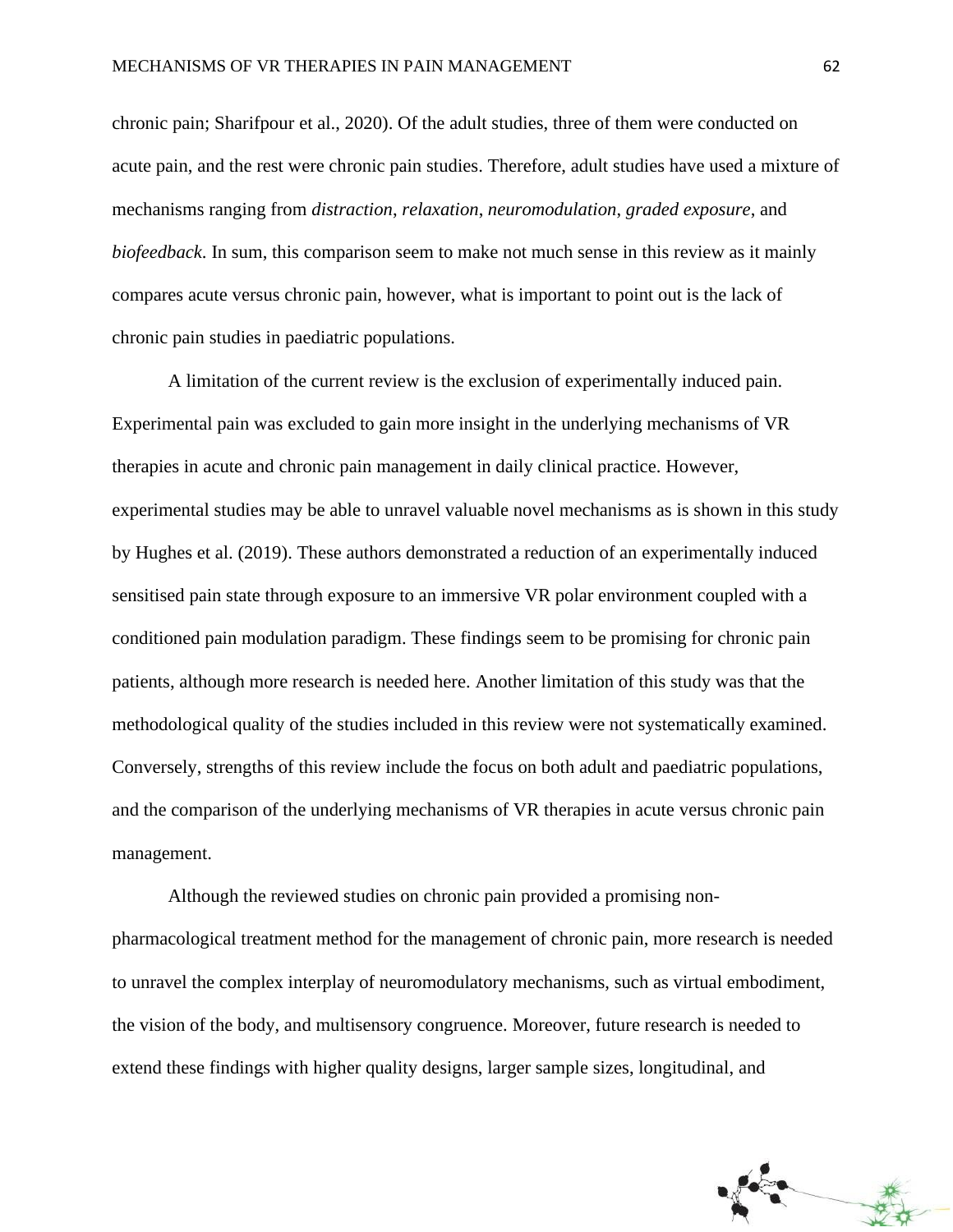chronic pain; Sharifpour et al., 2020). Of the adult studies, three of them were conducted on acute pain, and the rest were chronic pain studies. Therefore, adult studies have used a mixture of mechanisms ranging from *distraction*, *relaxation*, *neuromodulation*, *graded exposure*, and *biofeedback*. In sum, this comparison seem to make not much sense in this review as it mainly compares acute versus chronic pain, however, what is important to point out is the lack of chronic pain studies in paediatric populations.

A limitation of the current review is the exclusion of experimentally induced pain. Experimental pain was excluded to gain more insight in the underlying mechanisms of VR therapies in acute and chronic pain management in daily clinical practice. However, experimental studies may be able to unravel valuable novel mechanisms as is shown in this study by Hughes et al. (2019). These authors demonstrated a reduction of an experimentally induced sensitised pain state through exposure to an immersive VR polar environment coupled with a conditioned pain modulation paradigm. These findings seem to be promising for chronic pain patients, although more research is needed here. Another limitation of this study was that the methodological quality of the studies included in this review were not systematically examined. Conversely, strengths of this review include the focus on both adult and paediatric populations, and the comparison of the underlying mechanisms of VR therapies in acute versus chronic pain management.

Although the reviewed studies on chronic pain provided a promising non-pharmacological treatment method for the management of chronic pain, more research is needed to unravel the complex interplay of neuromodulatory mechanisms, such as virtual embodiment, the vision of the body, and multisensory congruence. Moreover, future research is needed to extend these findings with higher quality designs, larger sample sizes, longitudinal, and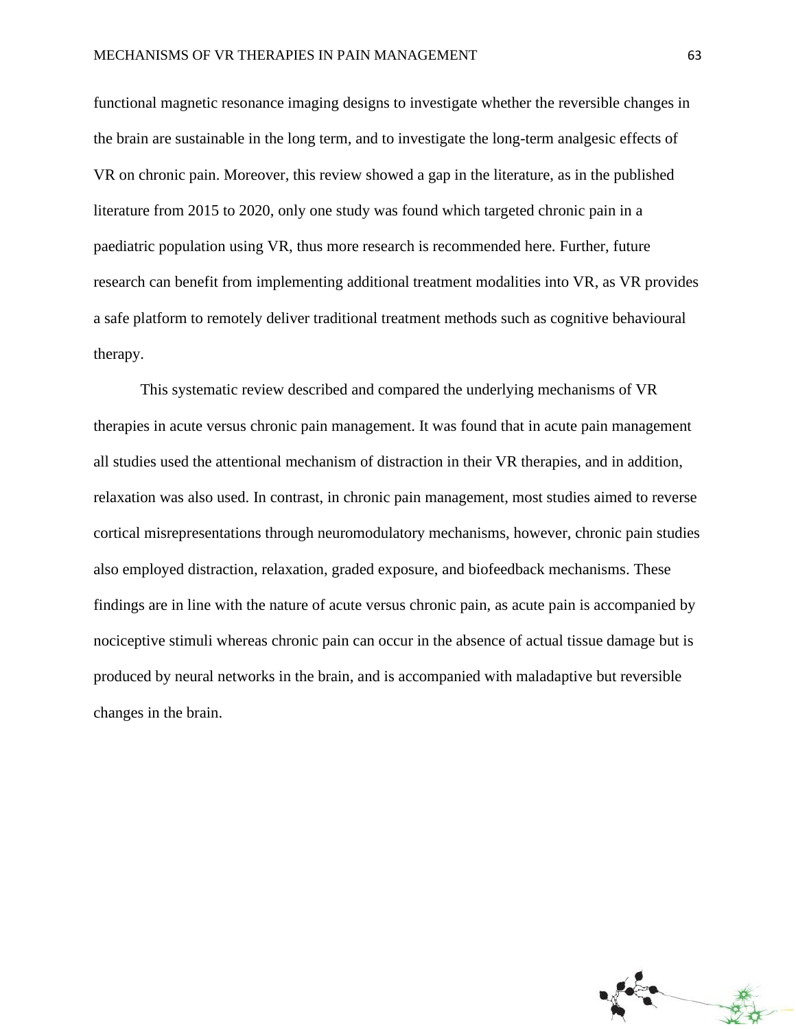functional magnetic resonance imaging designs to investigate whether the reversible changes in the brain are sustainable in the long term, and to investigate the long-term analgesic effects of VR on chronic pain. Moreover, this review showed a gap in the literature, as in the published literature from 2015 to 2020, only one study was found which targeted chronic pain in a paediatric population using VR, thus more research is recommended here. Further, future research can benefit from implementing additional treatment modalities into VR, as VR provides a safe platform to remotely deliver traditional treatment methods such as cognitive behavioural therapy.

This systematic review described and compared the underlying mechanisms of VR therapies in acute versus chronic pain management. It was found that in acute pain management all studies used the attentional mechanism of distraction in their VR therapies, and in addition, relaxation was also used. In contrast, in chronic pain management, most studies aimed to reverse cortical misrepresentations through neuromodulatory mechanisms, however, chronic pain studies also employed distraction, relaxation, graded exposure, and biofeedback mechanisms. These findings are in line with the nature of acute versus chronic pain, as acute pain is accompanied by nociceptive stimuli whereas chronic pain can occur in the absence of actual tissue damage but is produced by neural networks in the brain, and is accompanied with maladaptive but reversible changes in the brain.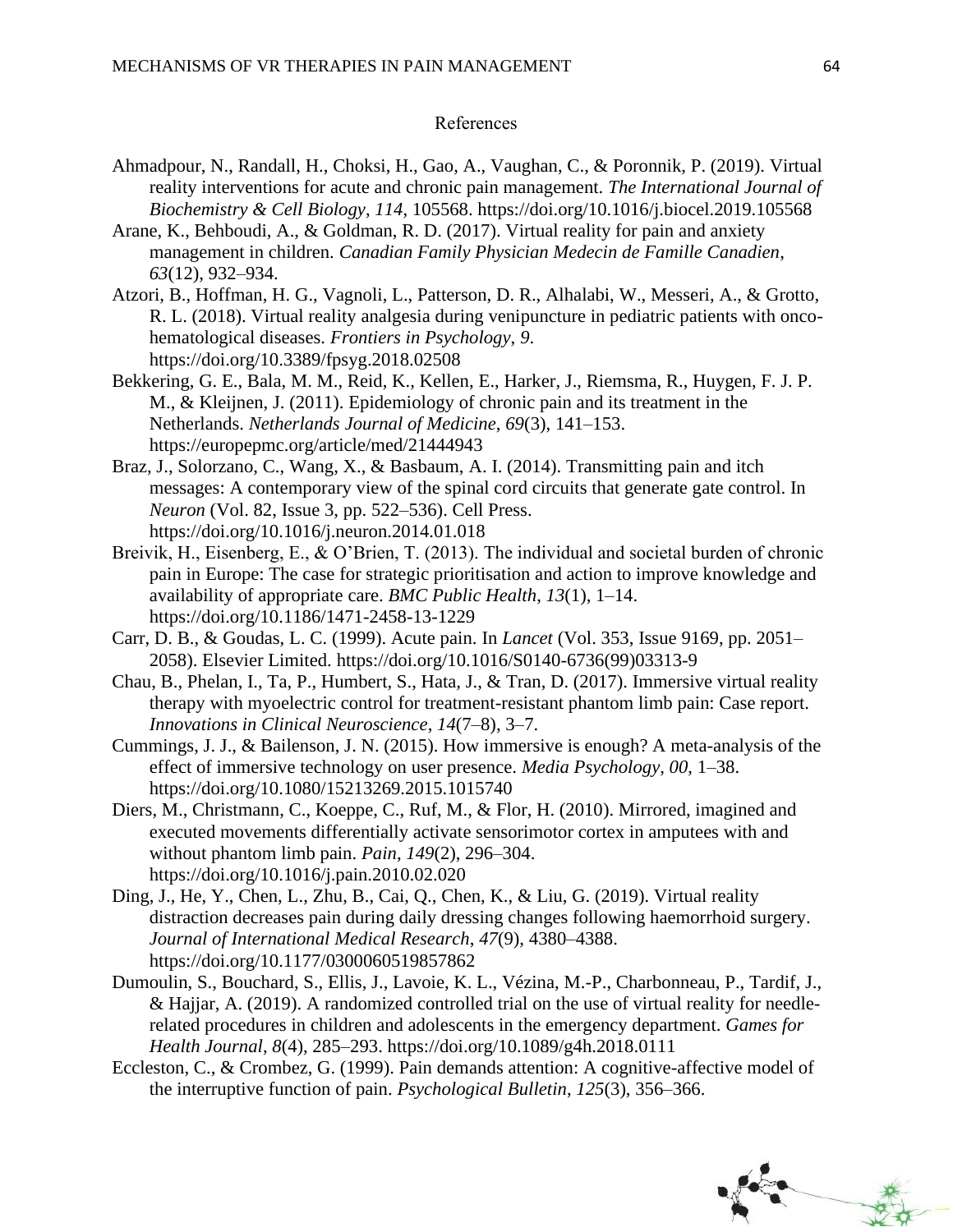# References

Ahmadpour, N., Randall, H., Choksi, H., Gao, A., Vaughan, C., & Poronnik, P. (2019). Virtual reality interventions for acute and chronic pain management. *The International Journal of Biochemistry & Cell Biology*, *114*, 105568. https://doi.org/10.1016/j.biocel.2019.105568

Arane, K., Behboudi, A., & Goldman, R. D. (2017). Virtual reality for pain and anxiety management in children. *Canadian Family Physician Medecin de Famille Canadien*, *63*(12), 932–934.

Atzori, B., Hoffman, H. G., Vagnoli, L., Patterson, D. R., Alhalabi, W., Messeri, A., & Grotto, R. L. (2018). Virtual reality analgesia during venipuncture in pediatric patients with onco-hematological diseases. *Frontiers in Psychology*, *9*. https://doi.org/10.3389/fpsyg.2018.02508

Bekkering, G. E., Bala, M. M., Reid, K., Kellen, E., Harker, J., Riemsma, R., Huygen, F. J. P. M., & Kleijnen, J. (2011). Epidemiology of chronic pain and its treatment in the Netherlands. *Netherlands Journal of Medicine*, *69*(3), 141–153. https://europepmc.org/article/med/21444943

Braz, J., Solorzano, C., Wang, X., & Basbaum, A. I. (2014). Transmitting pain and itch messages: A contemporary view of the spinal cord circuits that generate gate control. In *Neuron* (Vol. 82, Issue 3, pp. 522–536). Cell Press. https://doi.org/10.1016/j.neuron.2014.01.018

Breivik, H., Eisenberg, E., & O'Brien, T. (2013). The individual and societal burden of chronic pain in Europe: The case for strategic prioritisation and action to improve knowledge and availability of appropriate care. *BMC Public Health*, *13*(1), 1–14. https://doi.org/10.1186/1471-2458-13-1229

Carr, D. B., & Goudas, L. C. (1999). Acute pain. In *Lancet* (Vol. 353, Issue 9169, pp. 2051–2058). Elsevier Limited. https://doi.org/10.1016/S0140-6736(99)03313-9

Chau, B., Phelan, I., Ta, P., Humbert, S., Hata, J., & Tran, D. (2017). Immersive virtual reality therapy with myoelectric control for treatment-resistant phantom limb pain: Case report. *Innovations in Clinical Neuroscience*, *14*(7–8), 3–7.

Cummings, J. J., & Bailenson, J. N. (2015). How immersive is enough? A meta-analysis of the effect of immersive technology on user presence. *Media Psychology*, *00*, 1–38. https://doi.org/10.1080/15213269.2015.1015740

Diers, M., Christmann, C., Koeppe, C., Ruf, M., & Flor, H. (2010). Mirrored, imagined and executed movements differentially activate sensorimotor cortex in amputees with and without phantom limb pain. *Pain*, *149*(2), 296–304. https://doi.org/10.1016/j.pain.2010.02.020

Ding, J., He, Y., Chen, L., Zhu, B., Cai, Q., Chen, K., & Liu, G. (2019). Virtual reality distraction decreases pain during daily dressing changes following haemorrhoid surgery. *Journal of International Medical Research*, *47*(9), 4380–4388. https://doi.org/10.1177/0300060519857862

Dumoulin, S., Bouchard, S., Ellis, J., Lavoie, K. L., Vézina, M.-P., Charbonneau, P., Tardif, J., & Hajjar, A. (2019). A randomized controlled trial on the use of virtual reality for needle-related procedures in children and adolescents in the emergency department. *Games for Health Journal*, *8*(4), 285–293. https://doi.org/10.1089/g4h.2018.0111

Eccleston, C., & Crombez, G. (1999). Pain demands attention: A cognitive-affective model of the interruptive function of pain. *Psychological Bulletin*, *125*(3), 356–366.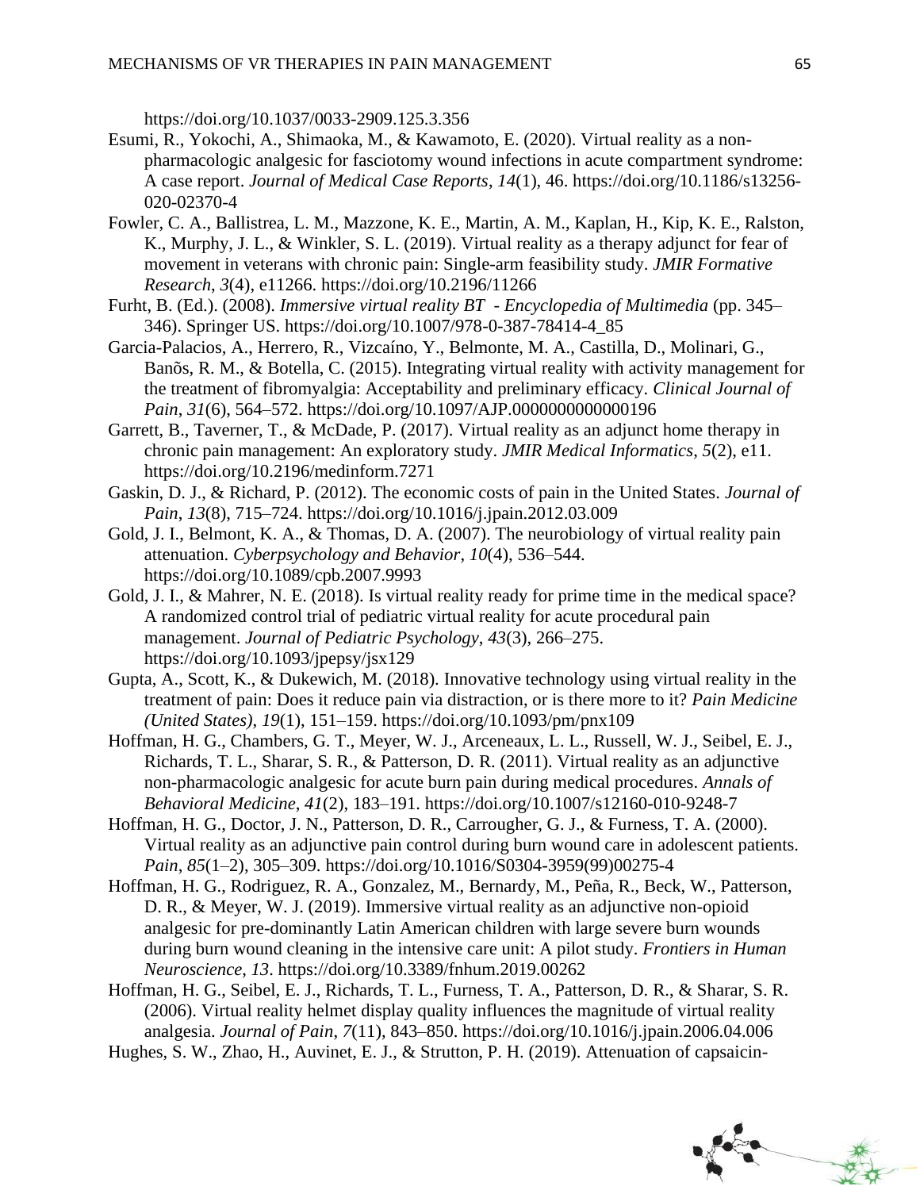https://doi.org/10.1037/0033-2909.125.3.356

Esumi, R., Yokochi, A., Shimaoka, M., & Kawamoto, E. (2020). Virtual reality as a non-pharmacologic analgesic for fasciotomy wound infections in acute compartment syndrome: A case report. *Journal of Medical Case Reports*, *14*(1), 46. https://doi.org/10.1186/s13256-020-02370-4

Fowler, C. A., Ballistrea, L. M., Mazzone, K. E., Martin, A. M., Kaplan, H., Kip, K. E., Ralston, K., Murphy, J. L., & Winkler, S. L. (2019). Virtual reality as a therapy adjunct for fear of movement in veterans with chronic pain: Single-arm feasibility study. *JMIR Formative Research*, *3*(4), e11266. https://doi.org/10.2196/11266

Furht, B. (Ed.). (2008). *Immersive virtual reality BT - Encyclopedia of Multimedia* (pp. 345–346). Springer US. https://doi.org/10.1007/978-0-387-78414-4_85

Garcia-Palacios, A., Herrero, R., Vizcaíno, Y., Belmonte, M. A., Castilla, D., Molinari, G., Banõs, R. M., & Botella, C. (2015). Integrating virtual reality with activity management for the treatment of fibromyalgia: Acceptability and preliminary efficacy. *Clinical Journal of Pain*, *31*(6), 564–572. https://doi.org/10.1097/AJP.0000000000000196

Garrett, B., Taverner, T., & McDade, P. (2017). Virtual reality as an adjunct home therapy in chronic pain management: An exploratory study. *JMIR Medical Informatics*, *5*(2), e11. https://doi.org/10.2196/medinform.7271

Gaskin, D. J., & Richard, P. (2012). The economic costs of pain in the United States. *Journal of Pain*, *13*(8), 715–724. https://doi.org/10.1016/j.jpain.2012.03.009

Gold, J. I., Belmont, K. A., & Thomas, D. A. (2007). The neurobiology of virtual reality pain attenuation. *Cyberpsychology and Behavior*, *10*(4), 536–544. https://doi.org/10.1089/cpb.2007.9993

Gold, J. I., & Mahrer, N. E. (2018). Is virtual reality ready for prime time in the medical space? A randomized control trial of pediatric virtual reality for acute procedural pain management. *Journal of Pediatric Psychology*, *43*(3), 266–275. https://doi.org/10.1093/jpepsy/jsx129

Gupta, A., Scott, K., & Dukewich, M. (2018). Innovative technology using virtual reality in the treatment of pain: Does it reduce pain via distraction, or is there more to it? *Pain Medicine (United States)*, *19*(1), 151–159. https://doi.org/10.1093/pm/pnx109

Hoffman, H. G., Chambers, G. T., Meyer, W. J., Arceneaux, L. L., Russell, W. J., Seibel, E. J., Richards, T. L., Sharar, S. R., & Patterson, D. R. (2011). Virtual reality as an adjunctive non-pharmacologic analgesic for acute burn pain during medical procedures. *Annals of Behavioral Medicine*, *41*(2), 183–191. https://doi.org/10.1007/s12160-010-9248-7

Hoffman, H. G., Doctor, J. N., Patterson, D. R., Carrougher, G. J., & Furness, T. A. (2000). Virtual reality as an adjunctive pain control during burn wound care in adolescent patients. *Pain*, *85*(1–2), 305–309. https://doi.org/10.1016/S0304-3959(99)00275-4

Hoffman, H. G., Rodriguez, R. A., Gonzalez, M., Bernardy, M., Peña, R., Beck, W., Patterson, D. R., & Meyer, W. J. (2019). Immersive virtual reality as an adjunctive non-opioid analgesic for pre-dominantly Latin American children with large severe burn wounds during burn wound cleaning in the intensive care unit: A pilot study. *Frontiers in Human Neuroscience*, *13*. https://doi.org/10.3389/fnhum.2019.00262

Hoffman, H. G., Seibel, E. J., Richards, T. L., Furness, T. A., Patterson, D. R., & Sharar, S. R. (2006). Virtual reality helmet display quality influences the magnitude of virtual reality analgesia. *Journal of Pain*, *7*(11), 843–850. https://doi.org/10.1016/j.jpain.2006.04.006

Hughes, S. W., Zhao, H., Auvinet, E. J., & Strutton, P. H. (2019). Attenuation of capsaicin-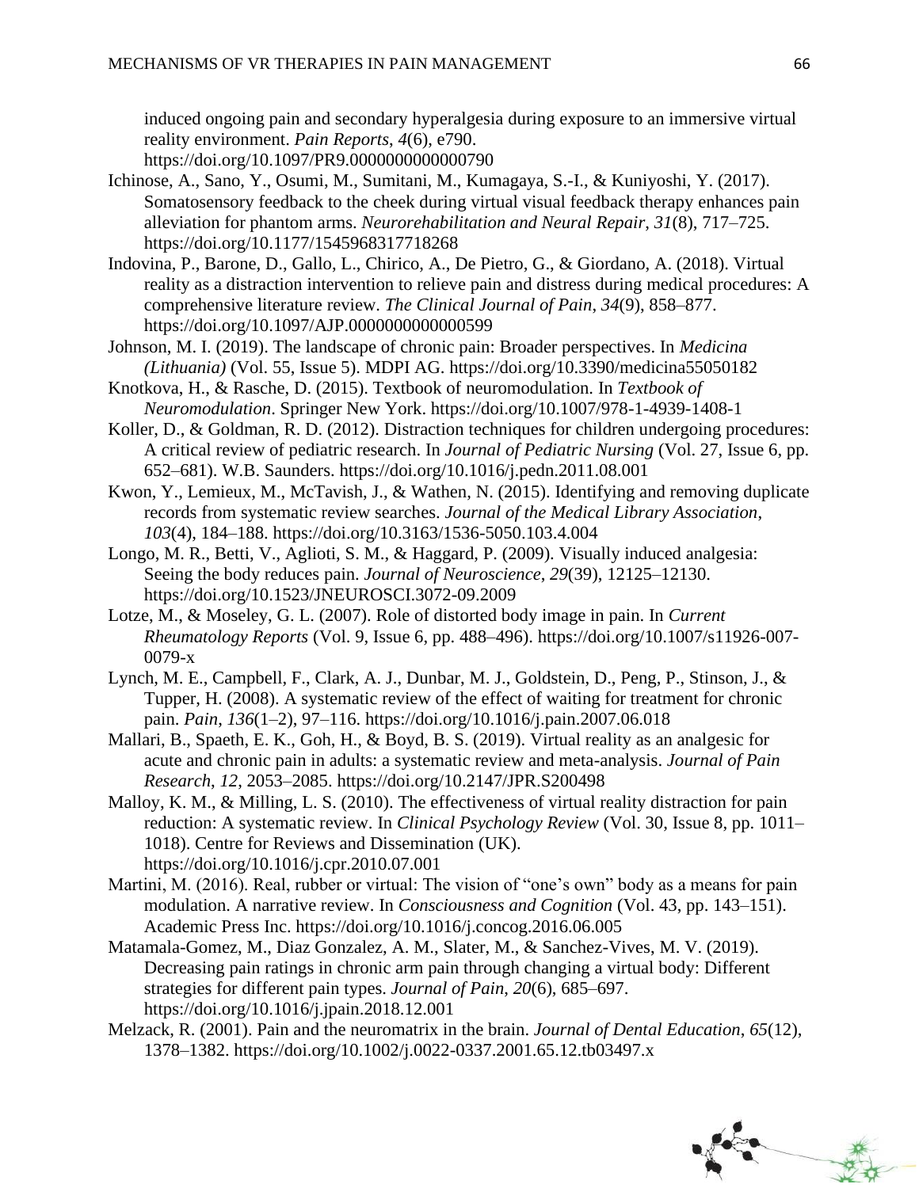induced ongoing pain and secondary hyperalgesia during exposure to an immersive virtual reality environment. *Pain Reports*, *4*(6), e790. https://doi.org/10.1097/PR9.0000000000000790

Ichinose, A., Sano, Y., Osumi, M., Sumitani, M., Kumagaya, S.-I., & Kuniyoshi, Y. (2017). Somatosensory feedback to the cheek during virtual visual feedback therapy enhances pain alleviation for phantom arms. *Neurorehabilitation and Neural Repair*, *31*(8), 717–725. https://doi.org/10.1177/1545968317718268

Indovina, P., Barone, D., Gallo, L., Chirico, A., De Pietro, G., & Giordano, A. (2018). Virtual reality as a distraction intervention to relieve pain and distress during medical procedures: A comprehensive literature review. *The Clinical Journal of Pain*, *34*(9), 858–877. https://doi.org/10.1097/AJP.0000000000000599

Johnson, M. I. (2019). The landscape of chronic pain: Broader perspectives. In *Medicina (Lithuania)* (Vol. 55, Issue 5). MDPI AG. https://doi.org/10.3390/medicina55050182

Knotkova, H., & Rasche, D. (2015). Textbook of neuromodulation. In *Textbook of Neuromodulation*. Springer New York. https://doi.org/10.1007/978-1-4939-1408-1

Koller, D., & Goldman, R. D. (2012). Distraction techniques for children undergoing procedures: A critical review of pediatric research. In *Journal of Pediatric Nursing* (Vol. 27, Issue 6, pp. 652–681). W.B. Saunders. https://doi.org/10.1016/j.pedn.2011.08.001

Kwon, Y., Lemieux, M., McTavish, J., & Wathen, N. (2015). Identifying and removing duplicate records from systematic review searches. *Journal of the Medical Library Association*, *103*(4), 184–188. https://doi.org/10.3163/1536-5050.103.4.004

Longo, M. R., Betti, V., Aglioti, S. M., & Haggard, P. (2009). Visually induced analgesia: Seeing the body reduces pain. *Journal of Neuroscience*, *29*(39), 12125–12130. https://doi.org/10.1523/JNEUROSCI.3072-09.2009

Lotze, M., & Moseley, G. L. (2007). Role of distorted body image in pain. In *Current Rheumatology Reports* (Vol. 9, Issue 6, pp. 488–496). https://doi.org/10.1007/s11926-007-0079-x

Lynch, M. E., Campbell, F., Clark, A. J., Dunbar, M. J., Goldstein, D., Peng, P., Stinson, J., & Tupper, H. (2008). A systematic review of the effect of waiting for treatment for chronic pain. *Pain*, *136*(1–2), 97–116. https://doi.org/10.1016/j.pain.2007.06.018

Mallari, B., Spaeth, E. K., Goh, H., & Boyd, B. S. (2019). Virtual reality as an analgesic for acute and chronic pain in adults: a systematic review and meta-analysis. *Journal of Pain Research*, *12*, 2053–2085. https://doi.org/10.2147/JPR.S200498

Malloy, K. M., & Milling, L. S. (2010). The effectiveness of virtual reality distraction for pain reduction: A systematic review. In *Clinical Psychology Review* (Vol. 30, Issue 8, pp. 1011–1018). Centre for Reviews and Dissemination (UK). https://doi.org/10.1016/j.cpr.2010.07.001

Martini, M. (2016). Real, rubber or virtual: The vision of "one's own" body as a means for pain modulation. A narrative review. In *Consciousness and Cognition* (Vol. 43, pp. 143–151). Academic Press Inc. https://doi.org/10.1016/j.concog.2016.06.005

Matamala-Gomez, M., Diaz Gonzalez, A. M., Slater, M., & Sanchez-Vives, M. V. (2019). Decreasing pain ratings in chronic arm pain through changing a virtual body: Different strategies for different pain types. *Journal of Pain*, *20*(6), 685–697. https://doi.org/10.1016/j.jpain.2018.12.001

Melzack, R. (2001). Pain and the neuromatrix in the brain. *Journal of Dental Education*, *65*(12), 1378–1382. https://doi.org/10.1002/j.0022-0337.2001.65.12.tb03497.x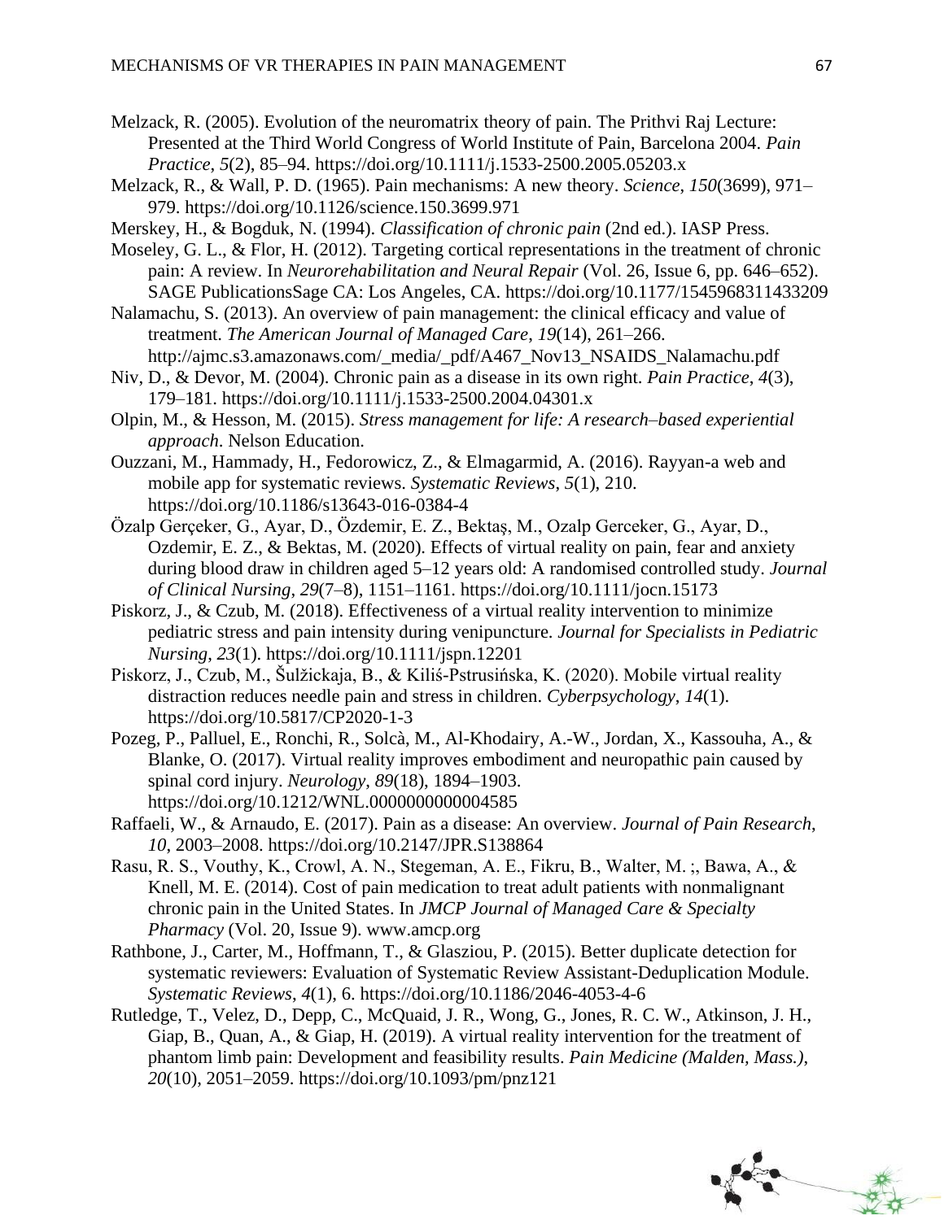Melzack, R. (2005). Evolution of the neuromatrix theory of pain. The Prithvi Raj Lecture: Presented at the Third World Congress of World Institute of Pain, Barcelona 2004. *Pain Practice*, *5*(2), 85–94. https://doi.org/10.1111/j.1533-2500.2005.05203.x

Melzack, R., & Wall, P. D. (1965). Pain mechanisms: A new theory. *Science*, *150*(3699), 971–979. https://doi.org/10.1126/science.150.3699.971

Merskey, H., & Bogduk, N. (1994). *Classification of chronic pain* (2nd ed.). IASP Press.

Moseley, G. L., & Flor, H. (2012). Targeting cortical representations in the treatment of chronic pain: A review. In *Neurorehabilitation and Neural Repair* (Vol. 26, Issue 6, pp. 646–652). SAGE PublicationsSage CA: Los Angeles, CA. https://doi.org/10.1177/1545968311433209

Nalamachu, S. (2013). An overview of pain management: the clinical efficacy and value of treatment. *The American Journal of Managed Care*, *19*(14), 261–266. http://ajmc.s3.amazonaws.com/_media/_pdf/A467_Nov13_NSAIDS_Nalamachu.pdf

Niv, D., & Devor, M. (2004). Chronic pain as a disease in its own right. *Pain Practice*, *4*(3), 179–181. https://doi.org/10.1111/j.1533-2500.2004.04301.x

Olpin, M., & Hesson, M. (2015). *Stress management for life: A research–based experiential approach*. Nelson Education.

Ouzzani, M., Hammady, H., Fedorowicz, Z., & Elmagarmid, A. (2016). Rayyan-a web and mobile app for systematic reviews. *Systematic Reviews*, *5*(1), 210. https://doi.org/10.1186/s13643-016-0384-4

Özalp Gerçeker, G., Ayar, D., Özdemir, E. Z., Bektaş, M., Ozalp Gerceker, G., Ayar, D., Ozdemir, E. Z., & Bektas, M. (2020). Effects of virtual reality on pain, fear and anxiety during blood draw in children aged 5–12 years old: A randomised controlled study. *Journal of Clinical Nursing*, *29*(7–8), 1151–1161. https://doi.org/10.1111/jocn.15173

Piskorz, J., & Czub, M. (2018). Effectiveness of a virtual reality intervention to minimize pediatric stress and pain intensity during venipuncture. *Journal for Specialists in Pediatric Nursing*, *23*(1). https://doi.org/10.1111/jspn.12201

Piskorz, J., Czub, M., Šulžickaja, B., & Kiliś-Pstrusińska, K. (2020). Mobile virtual reality distraction reduces needle pain and stress in children. *Cyberpsychology*, *14*(1). https://doi.org/10.5817/CP2020-1-3

Pozeg, P., Palluel, E., Ronchi, R., Solcà, M., Al-Khodairy, A.-W., Jordan, X., Kassouha, A., & Blanke, O. (2017). Virtual reality improves embodiment and neuropathic pain caused by spinal cord injury. *Neurology*, *89*(18), 1894–1903. https://doi.org/10.1212/WNL.0000000000004585

Raffaeli, W., & Arnaudo, E. (2017). Pain as a disease: An overview. *Journal of Pain Research*, *10*, 2003–2008. https://doi.org/10.2147/JPR.S138864

Rasu, R. S., Vouthy, K., Crowl, A. N., Stegeman, A. E., Fikru, B., Walter, M. ;, Bawa, A., & Knell, M. E. (2014). Cost of pain medication to treat adult patients with nonmalignant chronic pain in the United States. In *JMCP Journal of Managed Care & Specialty Pharmacy* (Vol. 20, Issue 9). www.amcp.org

Rathbone, J., Carter, M., Hoffmann, T., & Glasziou, P. (2015). Better duplicate detection for systematic reviewers: Evaluation of Systematic Review Assistant-Deduplication Module. *Systematic Reviews*, *4*(1), 6. https://doi.org/10.1186/2046-4053-4-6

Rutledge, T., Velez, D., Depp, C., McQuaid, J. R., Wong, G., Jones, R. C. W., Atkinson, J. H., Giap, B., Quan, A., & Giap, H. (2019). A virtual reality intervention for the treatment of phantom limb pain: Development and feasibility results. *Pain Medicine (Malden, Mass.)*, *20*(10), 2051–2059. https://doi.org/10.1093/pm/pnz121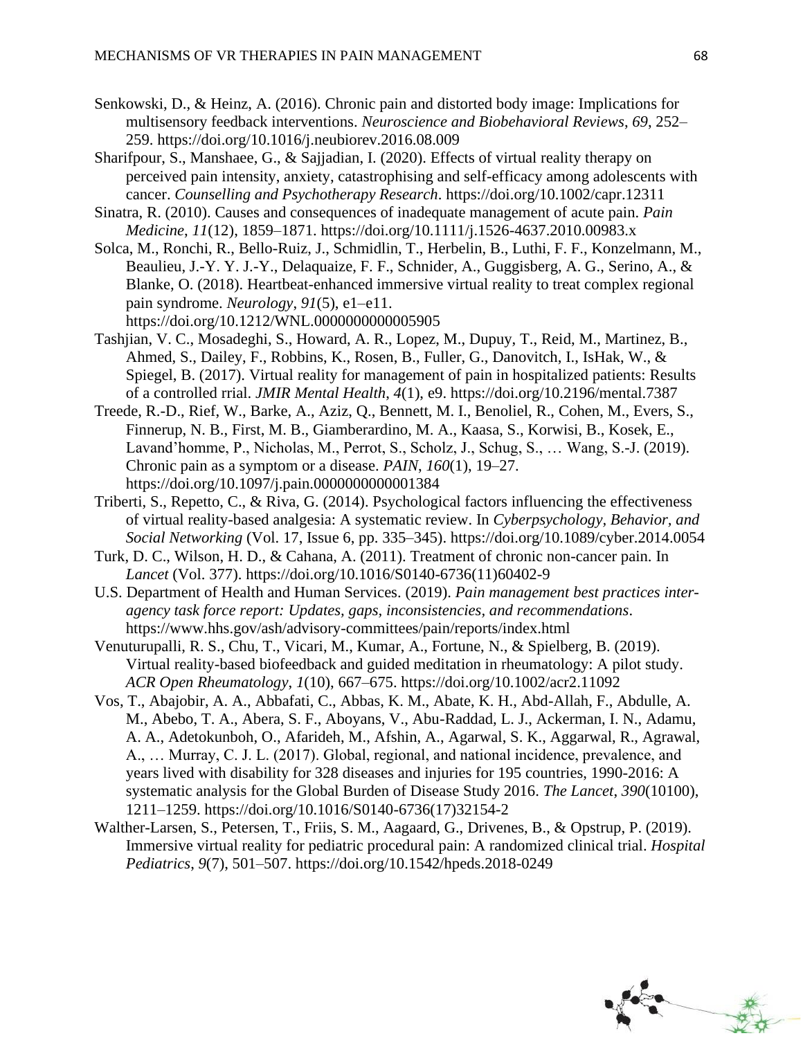Senkowski, D., & Heinz, A. (2016). Chronic pain and distorted body image: Implications for multisensory feedback interventions. *Neuroscience and Biobehavioral Reviews*, *69*, 252–259. https://doi.org/10.1016/j.neubiorev.2016.08.009

Sharifpour, S., Manshaee, G., & Sajjadian, I. (2020). Effects of virtual reality therapy on perceived pain intensity, anxiety, catastrophising and self-efficacy among adolescents with cancer. *Counselling and Psychotherapy Research*. https://doi.org/10.1002/capr.12311

Sinatra, R. (2010). Causes and consequences of inadequate management of acute pain. *Pain Medicine*, *11*(12), 1859–1871. https://doi.org/10.1111/j.1526-4637.2010.00983.x

Solca, M., Ronchi, R., Bello-Ruiz, J., Schmidlin, T., Herbelin, B., Luthi, F. F., Konzelmann, M., Beaulieu, J.-Y. Y. J.-Y., Delaquaize, F. F., Schnider, A., Guggisberg, A. G., Serino, A., & Blanke, O. (2018). Heartbeat-enhanced immersive virtual reality to treat complex regional pain syndrome. *Neurology*, *91*(5), e1–e11. https://doi.org/10.1212/WNL.0000000000005905

Tashjian, V. C., Mosadeghi, S., Howard, A. R., Lopez, M., Dupuy, T., Reid, M., Martinez, B., Ahmed, S., Dailey, F., Robbins, K., Rosen, B., Fuller, G., Danovitch, I., IsHak, W., & Spiegel, B. (2017). Virtual reality for management of pain in hospitalized patients: Results of a controlled rrial. *JMIR Mental Health*, *4*(1), e9. https://doi.org/10.2196/mental.7387

Treede, R.-D., Rief, W., Barke, A., Aziz, Q., Bennett, M. I., Benoliel, R., Cohen, M., Evers, S., Finnerup, N. B., First, M. B., Giamberardino, M. A., Kaasa, S., Korwisi, B., Kosek, E., Lavand'homme, P., Nicholas, M., Perrot, S., Scholz, J., Schug, S., … Wang, S.-J. (2019). Chronic pain as a symptom or a disease. *PAIN*, *160*(1), 19–27. https://doi.org/10.1097/j.pain.0000000000001384

Triberti, S., Repetto, C., & Riva, G. (2014). Psychological factors influencing the effectiveness of virtual reality-based analgesia: A systematic review. In *Cyberpsychology, Behavior, and Social Networking* (Vol. 17, Issue 6, pp. 335–345). https://doi.org/10.1089/cyber.2014.0054

Turk, D. C., Wilson, H. D., & Cahana, A. (2011). Treatment of chronic non-cancer pain. In *Lancet* (Vol. 377). https://doi.org/10.1016/S0140-6736(11)60402-9

U.S. Department of Health and Human Services. (2019). *Pain management best practices inter-agency task force report: Updates, gaps, inconsistencies, and recommendations*. https://www.hhs.gov/ash/advisory-committees/pain/reports/index.html

Venuturupalli, R. S., Chu, T., Vicari, M., Kumar, A., Fortune, N., & Spielberg, B. (2019). Virtual reality-based biofeedback and guided meditation in rheumatology: A pilot study. *ACR Open Rheumatology*, *1*(10), 667–675. https://doi.org/10.1002/acr2.11092

Vos, T., Abajobir, A. A., Abbafati, C., Abbas, K. M., Abate, K. H., Abd-Allah, F., Abdulle, A. M., Abebo, T. A., Abera, S. F., Aboyans, V., Abu-Raddad, L. J., Ackerman, I. N., Adamu, A. A., Adetokunboh, O., Afarideh, M., Afshin, A., Agarwal, S. K., Aggarwal, R., Agrawal, A., … Murray, C. J. L. (2017). Global, regional, and national incidence, prevalence, and years lived with disability for 328 diseases and injuries for 195 countries, 1990-2016: A systematic analysis for the Global Burden of Disease Study 2016. *The Lancet*, *390*(10100), 1211–1259. https://doi.org/10.1016/S0140-6736(17)32154-2

Walther-Larsen, S., Petersen, T., Friis, S. M., Aagaard, G., Drivenes, B., & Opstrup, P. (2019). Immersive virtual reality for pediatric procedural pain: A randomized clinical trial. *Hospital Pediatrics*, *9*(7), 501–507. https://doi.org/10.1542/hpeds.2018-0249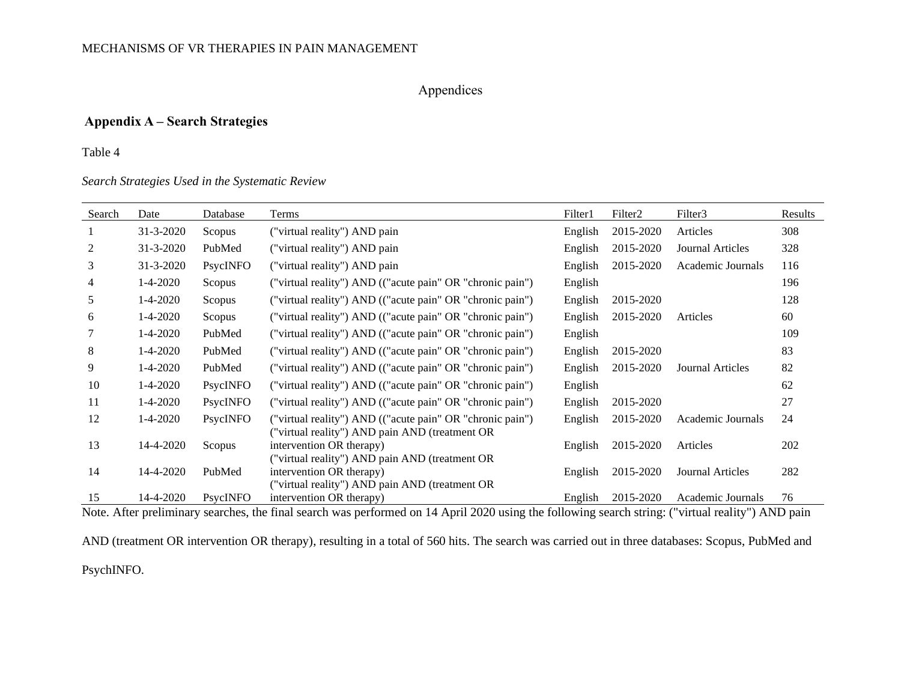# Appendices

## Appendix A – Search Strategies

Table 4

*Search Strategies Used in the Systematic Review*

| Search | Date | Database | Terms | Filter1 | Filter2 | Filter3 | Results |
|---|---|---|---|---|---|---|---|
| 1 | 31-3-2020 | Scopus | ("virtual reality") AND pain | English | 2015-2020 | Articles | 308 |
| 2 | 31-3-2020 | PubMed | ("virtual reality") AND pain | English | 2015-2020 | Journal Articles | 328 |
| 3 | 31-3-2020 | PsycINFO | ("virtual reality") AND pain | English | 2015-2020 | Academic Journals | 116 |
| 4 | 1-4-2020 | Scopus | ("virtual reality") AND (("acute pain" OR "chronic pain") | English | | | 196 |
| 5 | 1-4-2020 | Scopus | ("virtual reality") AND (("acute pain" OR "chronic pain") | English | 2015-2020 | | 128 |
| 6 | 1-4-2020 | Scopus | ("virtual reality") AND (("acute pain" OR "chronic pain") | English | 2015-2020 | Articles | 60 |
| 7 | 1-4-2020 | PubMed | ("virtual reality") AND (("acute pain" OR "chronic pain") | English | | | 109 |
| 8 | 1-4-2020 | PubMed | ("virtual reality") AND (("acute pain" OR "chronic pain") | English | 2015-2020 | | 83 |
| 9 | 1-4-2020 | PubMed | ("virtual reality") AND (("acute pain" OR "chronic pain") | English | 2015-2020 | Journal Articles | 82 |
| 10 | 1-4-2020 | PsycINFO | ("virtual reality") AND (("acute pain" OR "chronic pain") | English | | | 62 |
| 11 | 1-4-2020 | PsycINFO | ("virtual reality") AND (("acute pain" OR "chronic pain") | English | 2015-2020 | | 27 |
| 12 | 1-4-2020 | PsycINFO | ("virtual reality") AND (("acute pain" OR "chronic pain") | English | 2015-2020 | Academic Journals | 24 |
| 13 | 14-4-2020 | Scopus | ("virtual reality") AND pain AND (treatment OR intervention OR therapy) | English | 2015-2020 | Articles | 202 |
| 14 | 14-4-2020 | PubMed | ("virtual reality") AND pain AND (treatment OR intervention OR therapy) | English | 2015-2020 | Journal Articles | 282 |
| 15 | 14-4-2020 | PsycINFO | ("virtual reality") AND pain AND (treatment OR intervention OR therapy) | English | 2015-2020 | Academic Journals | 76 |

Note. After preliminary searches, the final search was performed on 14 April 2020 using the following search string: ("virtual reality") AND pain AND (treatment OR intervention OR therapy), resulting in a total of 560 hits. The search was carried out in three databases: Scopus, PubMed and PsychINFO.